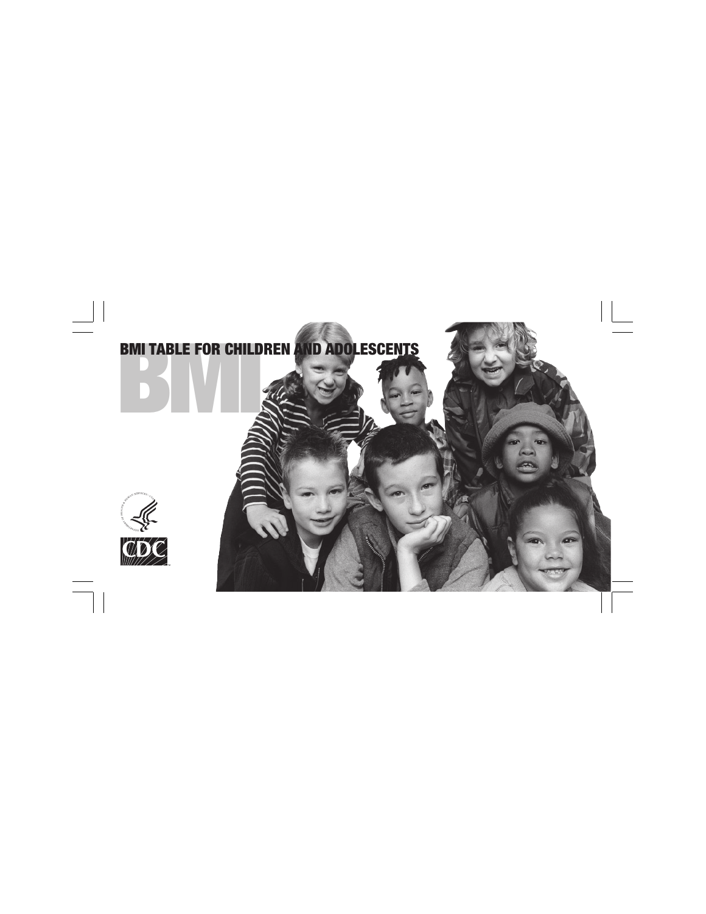# BMI TABLE FOR CHILDREN AND ADOLESCENTS

BMI

CDC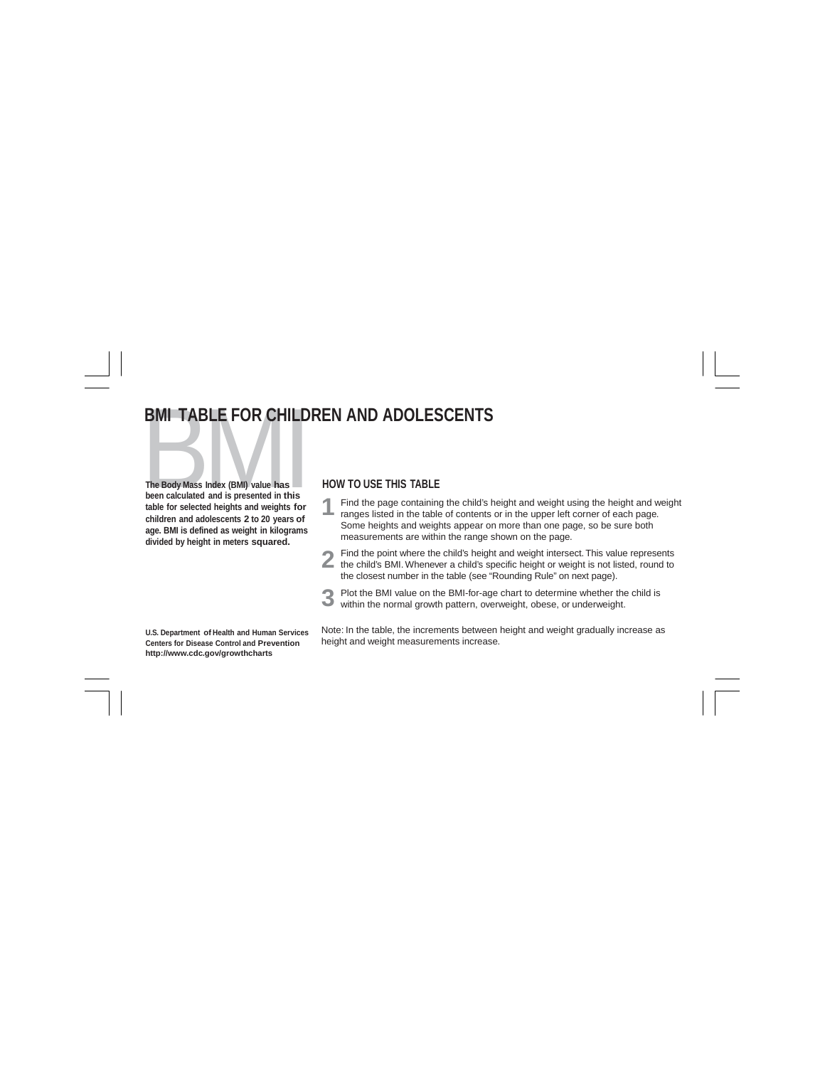# BMI TABLE FOR CHILDREN AND ADOLESCENTS

**The Body Mass Index (BMI) value has been calculated and is presented in this table for selected heights and weights for children and adolescents 2 to 20 years of age. BMI is defined as weight in kilograms divided by height in meters squared.**

**U.S. Department of Health and Human Services**
**Centers for Disease Control and Prevention**
**http://www.cdc.gov/growthcharts**

## HOW TO USE THIS TABLE

1. Find the page containing the child's height and weight using the height and weight ranges listed in the table of contents or in the upper left corner of each page. Some heights and weights appear on more than one page, so be sure both measurements are within the range shown on the page.
2. Find the point where the child's height and weight intersect. This value represents the child's BMI. Whenever a child's specific height or weight is not listed, round to the closest number in the table (see "Rounding Rule" on next page).
3. Plot the BMI value on the BMI-for-age chart to determine whether the child is within the normal growth pattern, overweight, obese, or underweight.

Note: In the table, the increments between height and weight gradually increase as height and weight measurements increase.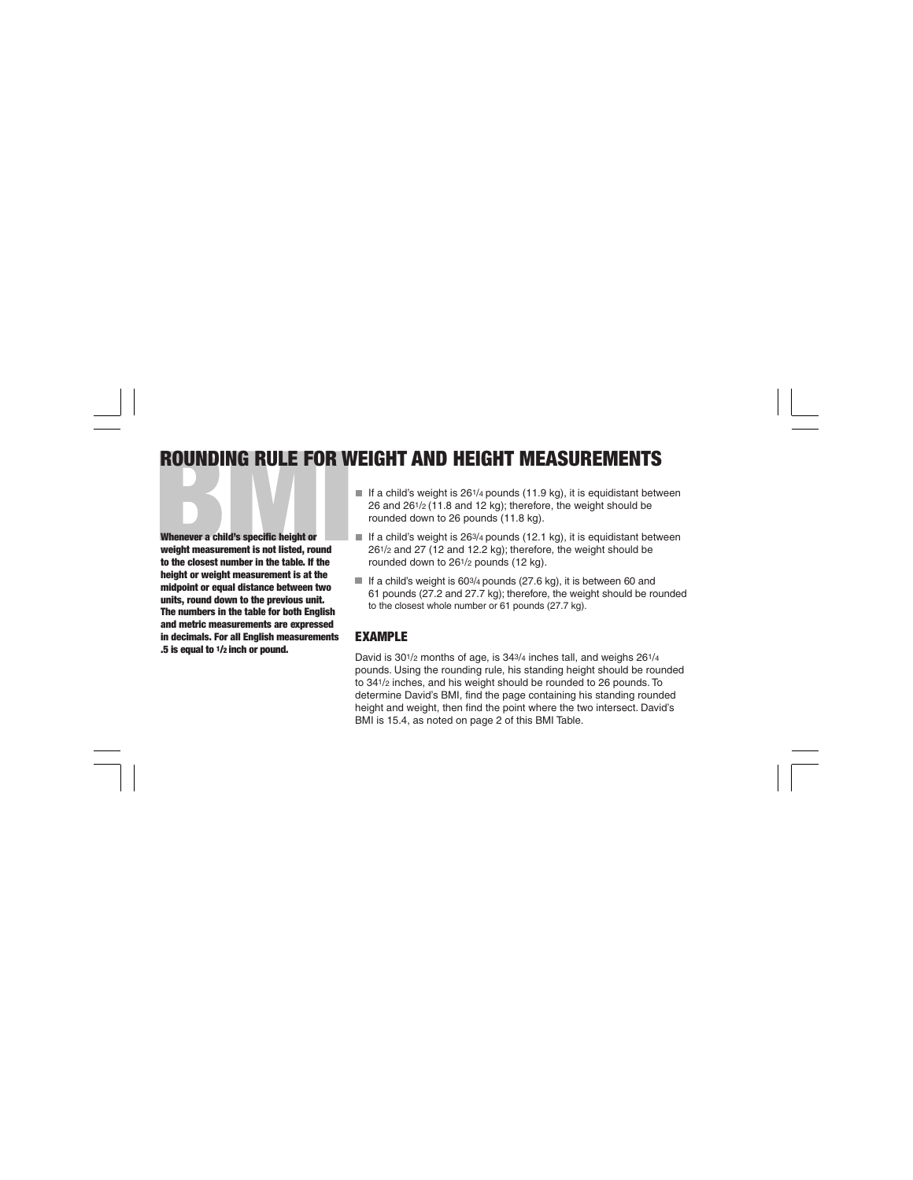# ROUNDING RULE FOR WEIGHT AND HEIGHT MEASUREMENTS

BMI

**Whenever a child's specific height or weight measurement is not listed, round to the closest number in the table. If the height or weight measurement is at the midpoint or equal distance between two units, round down to the previous unit. The numbers in the table for both English and metric measurements are expressed in decimals. For all English measurements .5 is equal to 1/2 inch or pound.**

- If a child's weight is 26 1/4 pounds (11.9 kg), it is equidistant between 26 and 26 1/2 (11.8 and 12 kg); therefore, the weight should be rounded down to 26 pounds (11.8 kg).
- If a child's weight is 26 3/4 pounds (12.1 kg), it is equidistant between 26 1/2 and 27 (12 and 12.2 kg); therefore, the weight should be rounded down to 26 1/2 pounds (12 kg).
- If a child's weight is 60 3/4 pounds (27.6 kg), it is between 60 and 61 pounds (27.2 and 27.7 kg); therefore, the weight should be rounded to the closest whole number or 61 pounds (27.7 kg).

## EXAMPLE

David is 30 1/2 months of age, is 34 3/4 inches tall, and weighs 26 1/4 pounds. Using the rounding rule, his standing height should be rounded to 34 1/2 inches, and his weight should be rounded to 26 pounds. To determine David's BMI, find the page containing his standing rounded height and weight, then find the point where the two intersect. David's BMI is 15.4, as noted on page 2 of this BMI Table.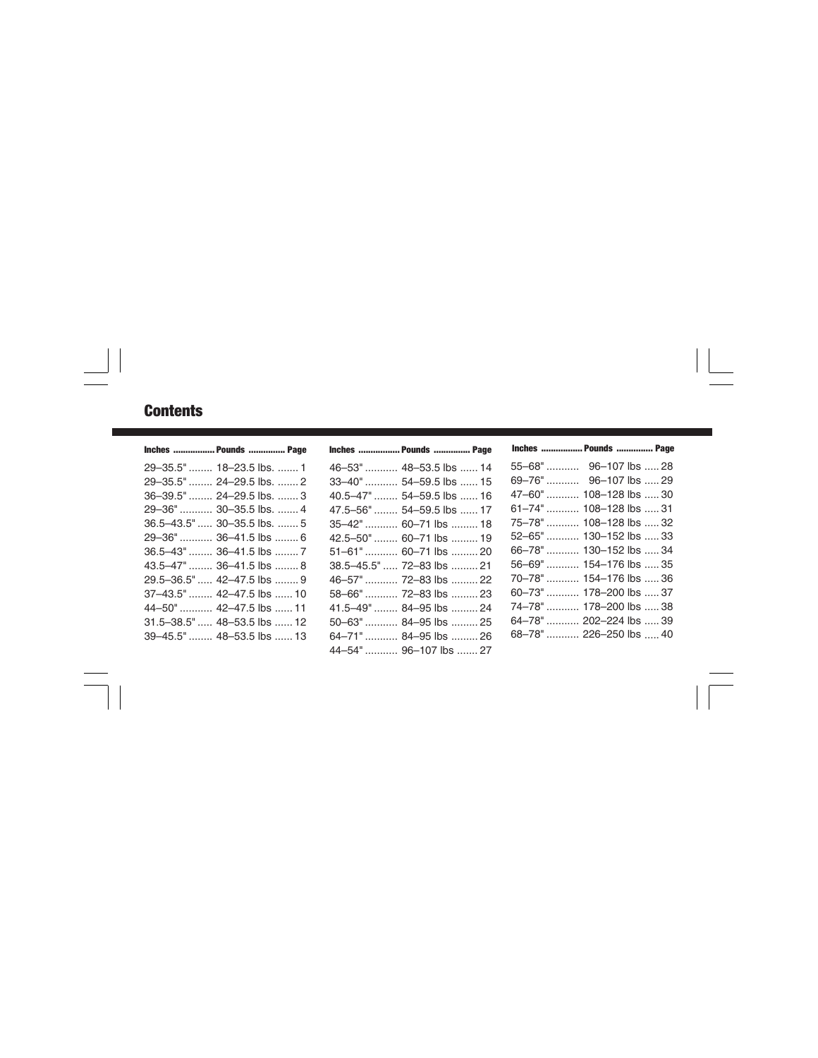## Contents

| Inches | Pounds | Page |
|---|---|---|
| 29–35.5" | 18–23.5 lbs. | 1 |
| 29–35.5" | 24–29.5 lbs. | 2 |
| 36–39.5" | 24–29.5 lbs. | 3 |
| 29–36" | 30–35.5 lbs. | 4 |
| 36.5–43.5" | 30–35.5 lbs. | 5 |
| 29–36" | 36–41.5 lbs | 6 |
| 36.5–43" | 36–41.5 lbs | 7 |
| 43.5–47" | 36–41.5 lbs | 8 |
| 29.5–36.5" | 42–47.5 lbs | 9 |
| 37–43.5" | 42–47.5 lbs | 10 |
| 44–50" | 42–47.5 lbs | 11 |
| 31.5–38.5" | 48–53.5 lbs | 12 |
| 39–45.5" | 48–53.5 lbs | 13 |
| 46–53" | 48–53.5 lbs | 14 |
| 33–40" | 54–59.5 lbs | 15 |
| 40.5–47" | 54–59.5 lbs | 16 |
| 47.5–56" | 54–59.5 lbs | 17 |
| 35–42" | 60–71 lbs | 18 |
| 42.5–50" | 60–71 lbs | 19 |
| 51–61" | 60–71 lbs | 20 |
| 38.5–45.5" | 72–83 lbs | 21 |
| 46–57" | 72–83 lbs | 22 |
| 58–66" | 72–83 lbs | 23 |
| 41.5–49" | 84–95 lbs | 24 |
| 50–63" | 84–95 lbs | 25 |
| 64–71" | 84–95 lbs | 26 |
| 44–54" | 96–107 lbs | 27 |
| 55–68" | 96–107 lbs | 28 |
| 69–76" | 96–107 lbs | 29 |
| 47–60" | 108–128 lbs | 30 |
| 61–74" | 108–128 lbs | 31 |
| 75–78" | 108–128 lbs | 32 |
| 52–65" | 130–152 lbs | 33 |
| 66–78" | 130–152 lbs | 34 |
| 56–69" | 154–176 lbs | 35 |
| 70–78" | 154–176 lbs | 36 |
| 60–73" | 178–200 lbs | 37 |
| 74–78" | 178–200 lbs | 38 |
| 64–78" | 202–224 lbs | 39 |
| 68–78" | 226–250 lbs | 40 |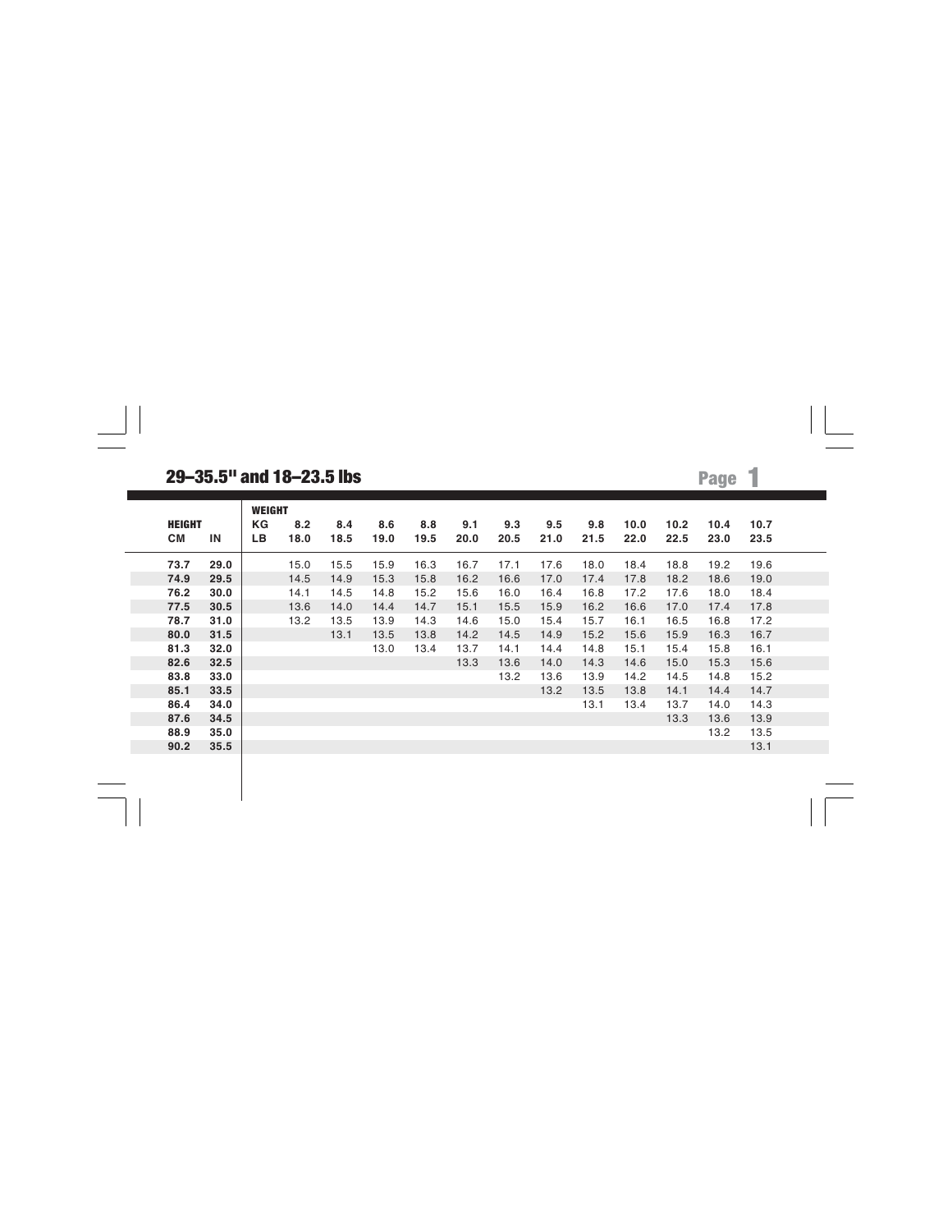## 29–35.5" and 18–23.5 lbs

| HEIGHT | | WEIGHT KG | 8.2 | 8.4 | 8.6 | 8.8 | 9.1 | 9.3 | 9.5 | 9.8 | 10.0 | 10.2 | 10.4 | 10.7 |
|---|---|---|---|---|---|---|---|---|---|---|---|---|---|---|
| **CM** | **IN** | **LB** | **18.0** | **18.5** | **19.0** | **19.5** | **20.0** | **20.5** | **21.0** | **21.5** | **22.0** | **22.5** | **23.0** | **23.5** |
| **73.7** | **29.0** | | 15.0 | 15.5 | 15.9 | 16.3 | 16.7 | 17.1 | 17.6 | 18.0 | 18.4 | 18.8 | 19.2 | 19.6 |
| **74.9** | **29.5** | | 14.5 | 14.9 | 15.3 | 15.8 | 16.2 | 16.6 | 17.0 | 17.4 | 17.8 | 18.2 | 18.6 | 19.0 |
| **76.2** | **30.0** | | 14.1 | 14.5 | 14.8 | 15.2 | 15.6 | 16.0 | 16.4 | 16.8 | 17.2 | 17.6 | 18.0 | 18.4 |
| **77.5** | **30.5** | | 13.6 | 14.0 | 14.4 | 14.7 | 15.1 | 15.5 | 15.9 | 16.2 | 16.6 | 17.0 | 17.4 | 17.8 |
| **78.7** | **31.0** | | 13.2 | 13.5 | 13.9 | 14.3 | 14.6 | 15.0 | 15.4 | 15.7 | 16.1 | 16.5 | 16.8 | 17.2 |
| **80.0** | **31.5** | | | 13.1 | 13.5 | 13.8 | 14.2 | 14.5 | 14.9 | 15.2 | 15.6 | 15.9 | 16.3 | 16.7 |
| **81.3** | **32.0** | | | | 13.0 | 13.4 | 13.7 | 14.1 | 14.4 | 14.8 | 15.1 | 15.4 | 15.8 | 16.1 |
| **82.6** | **32.5** | | | | | | 13.3 | 13.6 | 14.0 | 14.3 | 14.6 | 15.0 | 15.3 | 15.6 |
| **83.8** | **33.0** | | | | | | | 13.2 | 13.6 | 13.9 | 14.2 | 14.5 | 14.8 | 15.2 |
| **85.1** | **33.5** | | | | | | | | 13.2 | 13.5 | 13.8 | 14.1 | 14.4 | 14.7 |
| **86.4** | **34.0** | | | | | | | | | 13.1 | 13.4 | 13.7 | 14.0 | 14.3 |
| **87.6** | **34.5** | | | | | | | | | | | 13.3 | 13.6 | 13.9 |
| **88.9** | **35.0** | | | | | | | | | | | | 13.2 | 13.5 |
| **90.2** | **35.5** | | | | | | | | | | | | | 13.1 |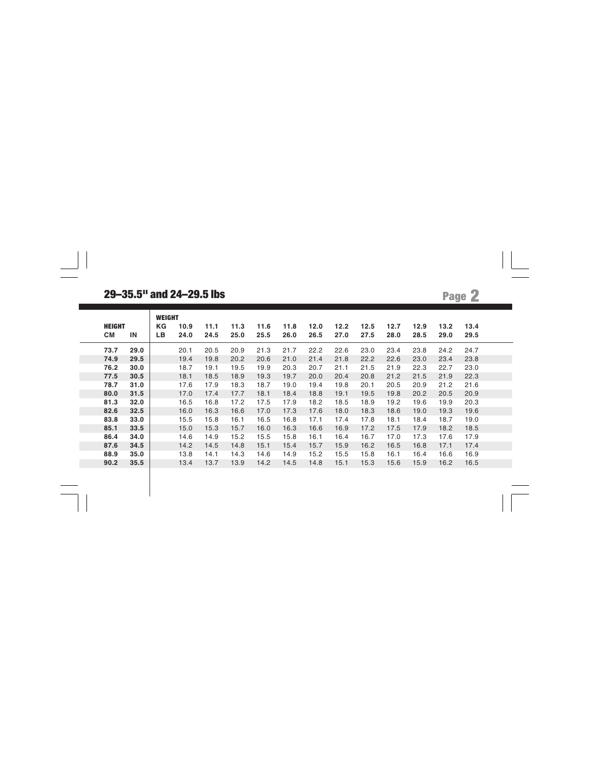## 29–35.5" and 24–29.5 lbs

| HEIGHT | | WEIGHT | | | | | | | | | | | | |
|---|---|---|---|---|---|---|---|---|---|---|---|---|---|---|
| | | KG | 10.9 | 11.1 | 11.3 | 11.6 | 11.8 | 12.0 | 12.2 | 12.5 | 12.7 | 12.9 | 13.2 | 13.4 |
| CM | IN | LB | 24.0 | 24.5 | 25.0 | 25.5 | 26.0 | 26.5 | 27.0 | 27.5 | 28.0 | 28.5 | 29.0 | 29.5 |
| 73.7 | 29.0 | | 20.1 | 20.5 | 20.9 | 21.3 | 21.7 | 22.2 | 22.6 | 23.0 | 23.4 | 23.8 | 24.2 | 24.7 |
| 74.9 | 29.5 | | 19.4 | 19.8 | 20.2 | 20.6 | 21.0 | 21.4 | 21.8 | 22.2 | 22.6 | 23.0 | 23.4 | 23.8 |
| 76.2 | 30.0 | | 18.7 | 19.1 | 19.5 | 19.9 | 20.3 | 20.7 | 21.1 | 21.5 | 21.9 | 22.3 | 22.7 | 23.0 |
| 77.5 | 30.5 | | 18.1 | 18.5 | 18.9 | 19.3 | 19.7 | 20.0 | 20.4 | 20.8 | 21.2 | 21.5 | 21.9 | 22.3 |
| 78.7 | 31.0 | | 17.6 | 17.9 | 18.3 | 18.7 | 19.0 | 19.4 | 19.8 | 20.1 | 20.5 | 20.9 | 21.2 | 21.6 |
| 80.0 | 31.5 | | 17.0 | 17.4 | 17.7 | 18.1 | 18.4 | 18.8 | 19.1 | 19.5 | 19.8 | 20.2 | 20.5 | 20.9 |
| 81.3 | 32.0 | | 16.5 | 16.8 | 17.2 | 17.5 | 17.9 | 18.2 | 18.5 | 18.9 | 19.2 | 19.6 | 19.9 | 20.3 |
| 82.6 | 32.5 | | 16.0 | 16.3 | 16.6 | 17.0 | 17.3 | 17.6 | 18.0 | 18.3 | 18.6 | 19.0 | 19.3 | 19.6 |
| 83.8 | 33.0 | | 15.5 | 15.8 | 16.1 | 16.5 | 16.8 | 17.1 | 17.4 | 17.8 | 18.1 | 18.4 | 18.7 | 19.0 |
| 85.1 | 33.5 | | 15.0 | 15.3 | 15.7 | 16.0 | 16.3 | 16.6 | 16.9 | 17.2 | 17.5 | 17.9 | 18.2 | 18.5 |
| 86.4 | 34.0 | | 14.6 | 14.9 | 15.2 | 15.5 | 15.8 | 16.1 | 16.4 | 16.7 | 17.0 | 17.3 | 17.6 | 17.9 |
| 87.6 | 34.5 | | 14.2 | 14.5 | 14.8 | 15.1 | 15.4 | 15.7 | 15.9 | 16.2 | 16.5 | 16.8 | 17.1 | 17.4 |
| 88.9 | 35.0 | | 13.8 | 14.1 | 14.3 | 14.6 | 14.9 | 15.2 | 15.5 | 15.8 | 16.1 | 16.4 | 16.6 | 16.9 |
| 90.2 | 35.5 | | 13.4 | 13.7 | 13.9 | 14.2 | 14.5 | 14.8 | 15.1 | 15.3 | 15.6 | 15.9 | 16.2 | 16.5 |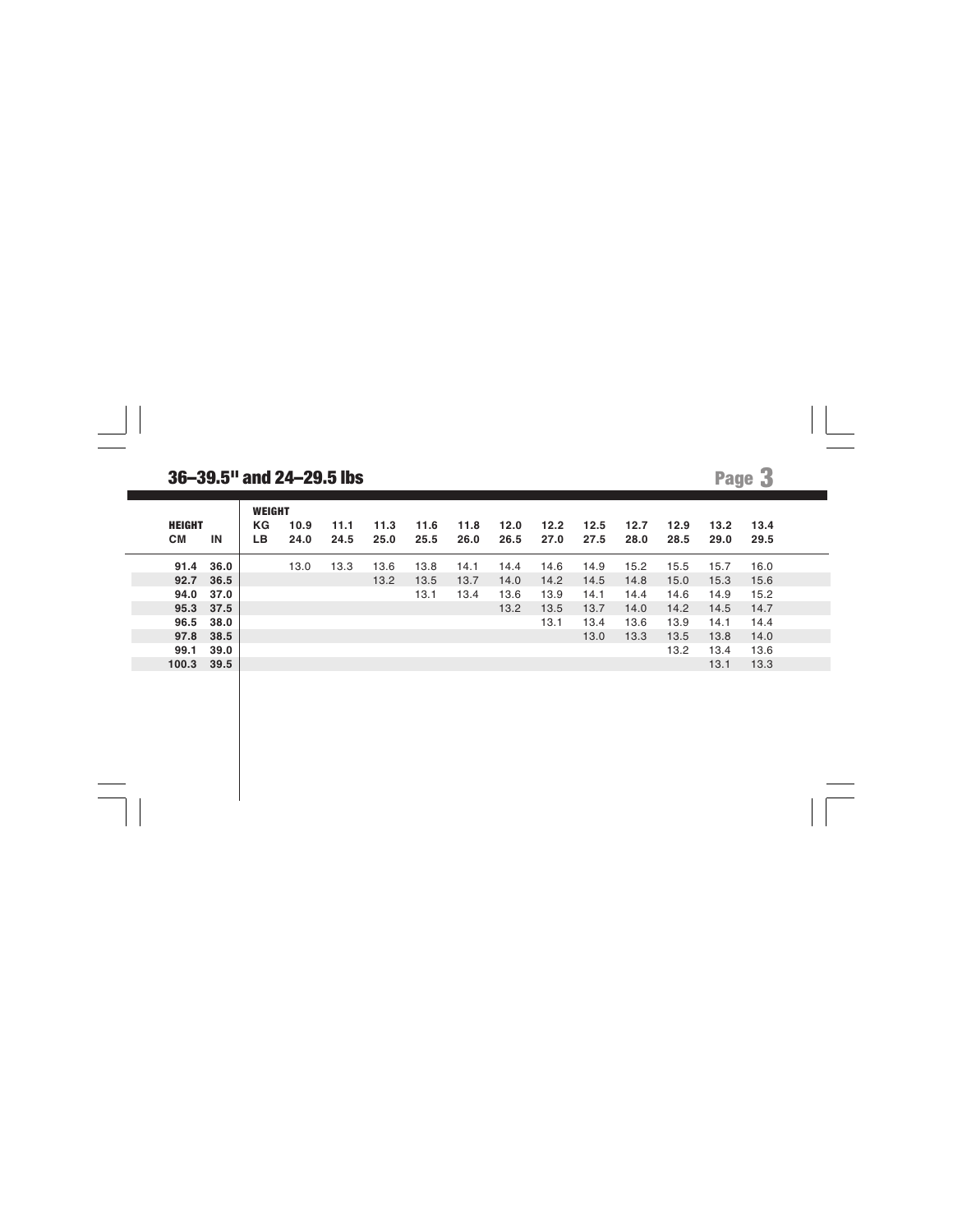## 36–39.5" and 24–29.5 lbs

| HEIGHT | | WEIGHT KG | 10.9 | 11.1 | 11.3 | 11.6 | 11.8 | 12.0 | 12.2 | 12.5 | 12.7 | 12.9 | 13.2 | 13.4 |
|---|---|---|---|---|---|---|---|---|---|---|---|---|---|---|
| **CM** | **IN** | **LB** | **24.0** | **24.5** | **25.0** | **25.5** | **26.0** | **26.5** | **27.0** | **27.5** | **28.0** | **28.5** | **29.0** | **29.5** |
| **91.4** | **36.0** | | 13.0 | 13.3 | 13.6 | 13.8 | 14.1 | 14.4 | 14.6 | 14.9 | 15.2 | 15.5 | 15.7 | 16.0 |
| **92.7** | **36.5** | | | | 13.2 | 13.5 | 13.7 | 14.0 | 14.2 | 14.5 | 14.8 | 15.0 | 15.3 | 15.6 |
| **94.0** | **37.0** | | | | | 13.1 | 13.4 | 13.6 | 13.9 | 14.1 | 14.4 | 14.6 | 14.9 | 15.2 |
| **95.3** | **37.5** | | | | | | | 13.2 | 13.5 | 13.7 | 14.0 | 14.2 | 14.5 | 14.7 |
| **96.5** | **38.0** | | | | | | | | 13.1 | 13.4 | 13.6 | 13.9 | 14.1 | 14.4 |
| **97.8** | **38.5** | | | | | | | | | 13.0 | 13.3 | 13.5 | 13.8 | 14.0 |
| **99.1** | **39.0** | | | | | | | | | | | 13.2 | 13.4 | 13.6 |
| **100.3** | **39.5** | | | | | | | | | | | | 13.1 | 13.3 |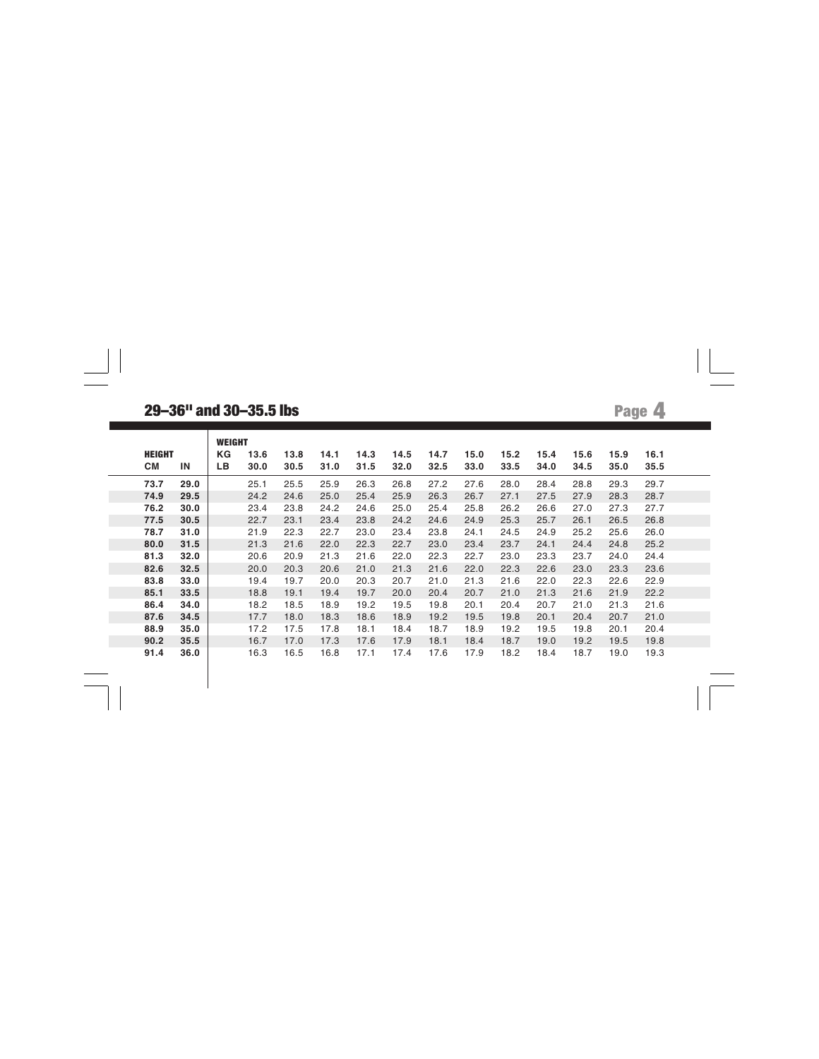## 29–36" and 30–35.5 lbs

| HEIGHT | | WEIGHT | | | | | | | | | | | | |
|---|---|---|---|---|---|---|---|---|---|---|---|---|---|---|
| | | KG | 13.6 | 13.8 | 14.1 | 14.3 | 14.5 | 14.7 | 15.0 | 15.2 | 15.4 | 15.6 | 15.9 | 16.1 |
| CM | IN | LB | 30.0 | 30.5 | 31.0 | 31.5 | 32.0 | 32.5 | 33.0 | 33.5 | 34.0 | 34.5 | 35.0 | 35.5 |
| **73.7** | **29.0** | | 25.1 | 25.5 | 25.9 | 26.3 | 26.8 | 27.2 | 27.6 | 28.0 | 28.4 | 28.8 | 29.3 | 29.7 |
| **74.9** | **29.5** | | 24.2 | 24.6 | 25.0 | 25.4 | 25.9 | 26.3 | 26.7 | 27.1 | 27.5 | 27.9 | 28.3 | 28.7 |
| **76.2** | **30.0** | | 23.4 | 23.8 | 24.2 | 24.6 | 25.0 | 25.4 | 25.8 | 26.2 | 26.6 | 27.0 | 27.3 | 27.7 |
| **77.5** | **30.5** | | 22.7 | 23.1 | 23.4 | 23.8 | 24.2 | 24.6 | 24.9 | 25.3 | 25.7 | 26.1 | 26.5 | 26.8 |
| **78.7** | **31.0** | | 21.9 | 22.3 | 22.7 | 23.0 | 23.4 | 23.8 | 24.1 | 24.5 | 24.9 | 25.2 | 25.6 | 26.0 |
| **80.0** | **31.5** | | 21.3 | 21.6 | 22.0 | 22.3 | 22.7 | 23.0 | 23.4 | 23.7 | 24.1 | 24.4 | 24.8 | 25.2 |
| **81.3** | **32.0** | | 20.6 | 20.9 | 21.3 | 21.6 | 22.0 | 22.3 | 22.7 | 23.0 | 23.3 | 23.7 | 24.0 | 24.4 |
| **82.6** | **32.5** | | 20.0 | 20.3 | 20.6 | 21.0 | 21.3 | 21.6 | 22.0 | 22.3 | 22.6 | 23.0 | 23.3 | 23.6 |
| **83.8** | **33.0** | | 19.4 | 19.7 | 20.0 | 20.3 | 20.7 | 21.0 | 21.3 | 21.6 | 22.0 | 22.3 | 22.6 | 22.9 |
| **85.1** | **33.5** | | 18.8 | 19.1 | 19.4 | 19.7 | 20.0 | 20.4 | 20.7 | 21.0 | 21.3 | 21.6 | 21.9 | 22.2 |
| **86.4** | **34.0** | | 18.2 | 18.5 | 18.9 | 19.2 | 19.5 | 19.8 | 20.1 | 20.4 | 20.7 | 21.0 | 21.3 | 21.6 |
| **87.6** | **34.5** | | 17.7 | 18.0 | 18.3 | 18.6 | 18.9 | 19.2 | 19.5 | 19.8 | 20.1 | 20.4 | 20.7 | 21.0 |
| **88.9** | **35.0** | | 17.2 | 17.5 | 17.8 | 18.1 | 18.4 | 18.7 | 18.9 | 19.2 | 19.5 | 19.8 | 20.1 | 20.4 |
| **90.2** | **35.5** | | 16.7 | 17.0 | 17.3 | 17.6 | 17.9 | 18.1 | 18.4 | 18.7 | 19.0 | 19.2 | 19.5 | 19.8 |
| **91.4** | **36.0** | | 16.3 | 16.5 | 16.8 | 17.1 | 17.4 | 17.6 | 17.9 | 18.2 | 18.4 | 18.7 | 19.0 | 19.3 |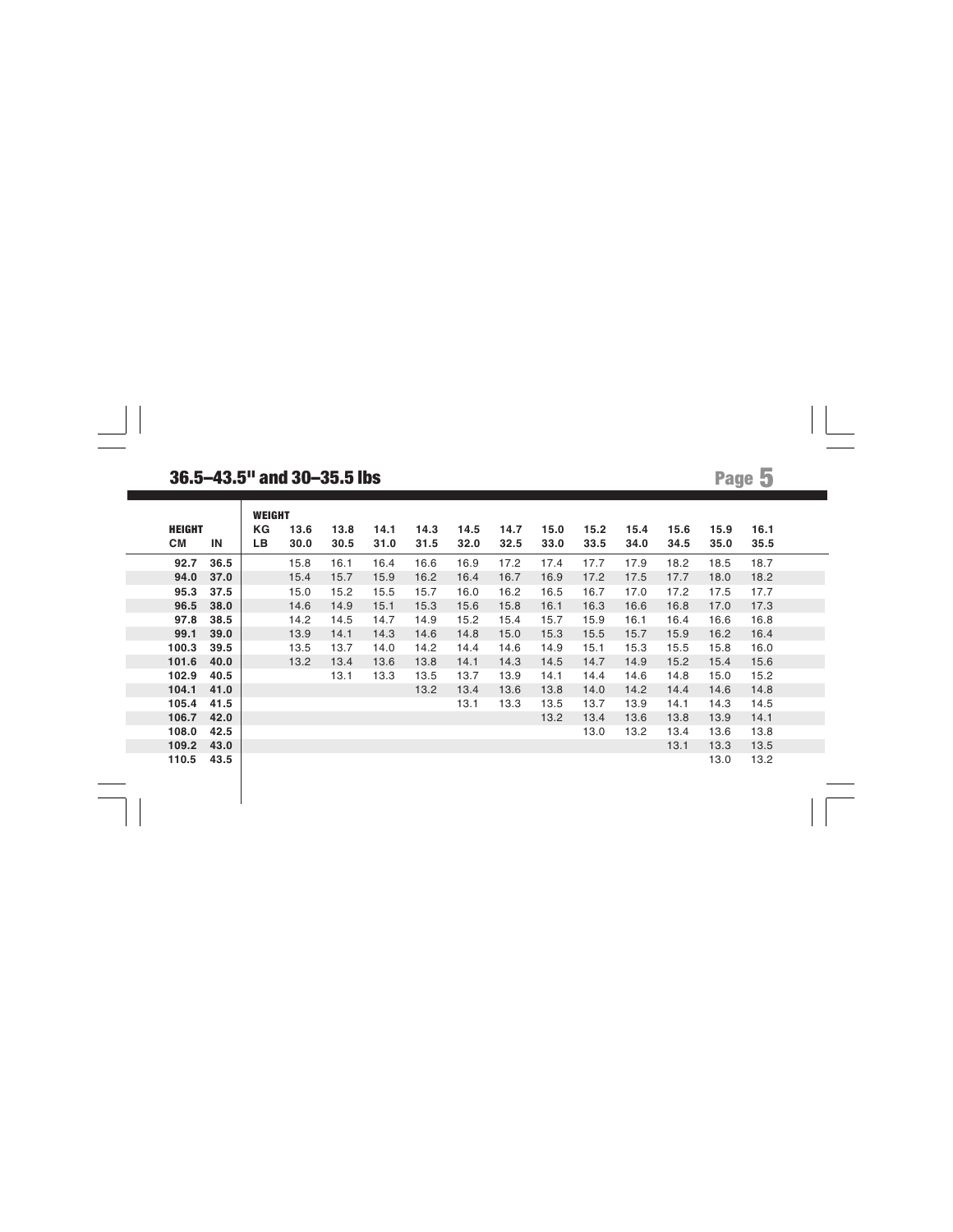## 36.5–43.5" and 30–35.5 lbs

| HEIGHT | | WEIGHT | | | | | | | | | | | | |
|---|---|---|---|---|---|---|---|---|---|---|---|---|---|---|
| | | KG | 13.6 | 13.8 | 14.1 | 14.3 | 14.5 | 14.7 | 15.0 | 15.2 | 15.4 | 15.6 | 15.9 | 16.1 |
| CM | IN | LB | 30.0 | 30.5 | 31.0 | 31.5 | 32.0 | 32.5 | 33.0 | 33.5 | 34.0 | 34.5 | 35.0 | 35.5 |
| 92.7 | 36.5 | | 15.8 | 16.1 | 16.4 | 16.6 | 16.9 | 17.2 | 17.4 | 17.7 | 17.9 | 18.2 | 18.5 | 18.7 |
| 94.0 | 37.0 | | 15.4 | 15.7 | 15.9 | 16.2 | 16.4 | 16.7 | 16.9 | 17.2 | 17.5 | 17.7 | 18.0 | 18.2 |
| 95.3 | 37.5 | | 15.0 | 15.2 | 15.5 | 15.7 | 16.0 | 16.2 | 16.5 | 16.7 | 17.0 | 17.2 | 17.5 | 17.7 |
| 96.5 | 38.0 | | 14.6 | 14.9 | 15.1 | 15.3 | 15.6 | 15.8 | 16.1 | 16.3 | 16.6 | 16.8 | 17.0 | 17.3 |
| 97.8 | 38.5 | | 14.2 | 14.5 | 14.7 | 14.9 | 15.2 | 15.4 | 15.7 | 15.9 | 16.1 | 16.4 | 16.6 | 16.8 |
| 99.1 | 39.0 | | 13.9 | 14.1 | 14.3 | 14.6 | 14.8 | 15.0 | 15.3 | 15.5 | 15.7 | 15.9 | 16.2 | 16.4 |
| 100.3 | 39.5 | | 13.5 | 13.7 | 14.0 | 14.2 | 14.4 | 14.6 | 14.9 | 15.1 | 15.3 | 15.5 | 15.8 | 16.0 |
| 101.6 | 40.0 | | 13.2 | 13.4 | 13.6 | 13.8 | 14.1 | 14.3 | 14.5 | 14.7 | 14.9 | 15.2 | 15.4 | 15.6 |
| 102.9 | 40.5 | | | 13.1 | 13.3 | 13.5 | 13.7 | 13.9 | 14.1 | 14.4 | 14.6 | 14.8 | 15.0 | 15.2 |
| 104.1 | 41.0 | | | | | 13.2 | 13.4 | 13.6 | 13.8 | 14.0 | 14.2 | 14.4 | 14.6 | 14.8 |
| 105.4 | 41.5 | | | | | | 13.1 | 13.3 | 13.5 | 13.7 | 13.9 | 14.1 | 14.3 | 14.5 |
| 106.7 | 42.0 | | | | | | | | 13.2 | 13.4 | 13.6 | 13.8 | 13.9 | 14.1 |
| 108.0 | 42.5 | | | | | | | | | 13.0 | 13.2 | 13.4 | 13.6 | 13.8 |
| 109.2 | 43.0 | | | | | | | | | | | 13.1 | 13.3 | 13.5 |
| 110.5 | 43.5 | | | | | | | | | | | | 13.0 | 13.2 |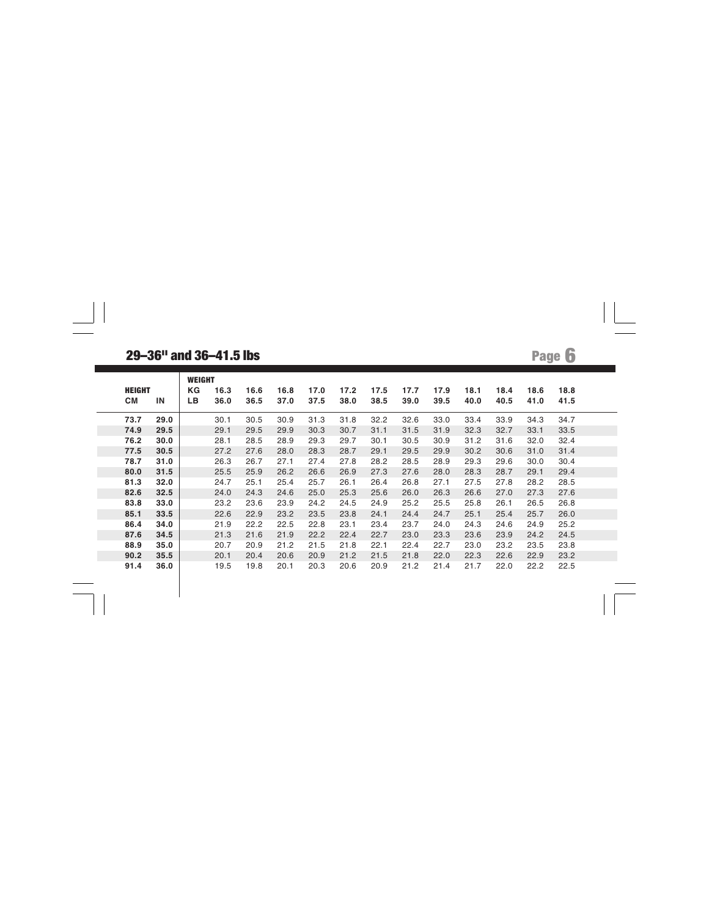## 29–36" and 36–41.5 lbs

| HEIGHT | | WEIGHT | | | | | | | | | | | | |
|---|---|---|---|---|---|---|---|---|---|---|---|---|---|---|
| | | KG | 16.3 | 16.6 | 16.8 | 17.0 | 17.2 | 17.5 | 17.7 | 17.9 | 18.1 | 18.4 | 18.6 | 18.8 |
| CM | IN | LB | 36.0 | 36.5 | 37.0 | 37.5 | 38.0 | 38.5 | 39.0 | 39.5 | 40.0 | 40.5 | 41.0 | 41.5 |
| **73.7** | **29.0** | | 30.1 | 30.5 | 30.9 | 31.3 | 31.8 | 32.2 | 32.6 | 33.0 | 33.4 | 33.9 | 34.3 | 34.7 |
| **74.9** | **29.5** | | 29.1 | 29.5 | 29.9 | 30.3 | 30.7 | 31.1 | 31.5 | 31.9 | 32.3 | 32.7 | 33.1 | 33.5 |
| **76.2** | **30.0** | | 28.1 | 28.5 | 28.9 | 29.3 | 29.7 | 30.1 | 30.5 | 30.9 | 31.2 | 31.6 | 32.0 | 32.4 |
| **77.5** | **30.5** | | 27.2 | 27.6 | 28.0 | 28.3 | 28.7 | 29.1 | 29.5 | 29.9 | 30.2 | 30.6 | 31.0 | 31.4 |
| **78.7** | **31.0** | | 26.3 | 26.7 | 27.1 | 27.4 | 27.8 | 28.2 | 28.5 | 28.9 | 29.3 | 29.6 | 30.0 | 30.4 |
| **80.0** | **31.5** | | 25.5 | 25.9 | 26.2 | 26.6 | 26.9 | 27.3 | 27.6 | 28.0 | 28.3 | 28.7 | 29.1 | 29.4 |
| **81.3** | **32.0** | | 24.7 | 25.1 | 25.4 | 25.7 | 26.1 | 26.4 | 26.8 | 27.1 | 27.5 | 27.8 | 28.2 | 28.5 |
| **82.6** | **32.5** | | 24.0 | 24.3 | 24.6 | 25.0 | 25.3 | 25.6 | 26.0 | 26.3 | 26.6 | 27.0 | 27.3 | 27.6 |
| **83.8** | **33.0** | | 23.2 | 23.6 | 23.9 | 24.2 | 24.5 | 24.9 | 25.2 | 25.5 | 25.8 | 26.1 | 26.5 | 26.8 |
| **85.1** | **33.5** | | 22.6 | 22.9 | 23.2 | 23.5 | 23.8 | 24.1 | 24.4 | 24.7 | 25.1 | 25.4 | 25.7 | 26.0 |
| **86.4** | **34.0** | | 21.9 | 22.2 | 22.5 | 22.8 | 23.1 | 23.4 | 23.7 | 24.0 | 24.3 | 24.6 | 24.9 | 25.2 |
| **87.6** | **34.5** | | 21.3 | 21.6 | 21.9 | 22.2 | 22.4 | 22.7 | 23.0 | 23.3 | 23.6 | 23.9 | 24.2 | 24.5 |
| **88.9** | **35.0** | | 20.7 | 20.9 | 21.2 | 21.5 | 21.8 | 22.1 | 22.4 | 22.7 | 23.0 | 23.2 | 23.5 | 23.8 |
| **90.2** | **35.5** | | 20.1 | 20.4 | 20.6 | 20.9 | 21.2 | 21.5 | 21.8 | 22.0 | 22.3 | 22.6 | 22.9 | 23.2 |
| **91.4** | **36.0** | | 19.5 | 19.8 | 20.1 | 20.3 | 20.6 | 20.9 | 21.2 | 21.4 | 21.7 | 22.0 | 22.2 | 22.5 |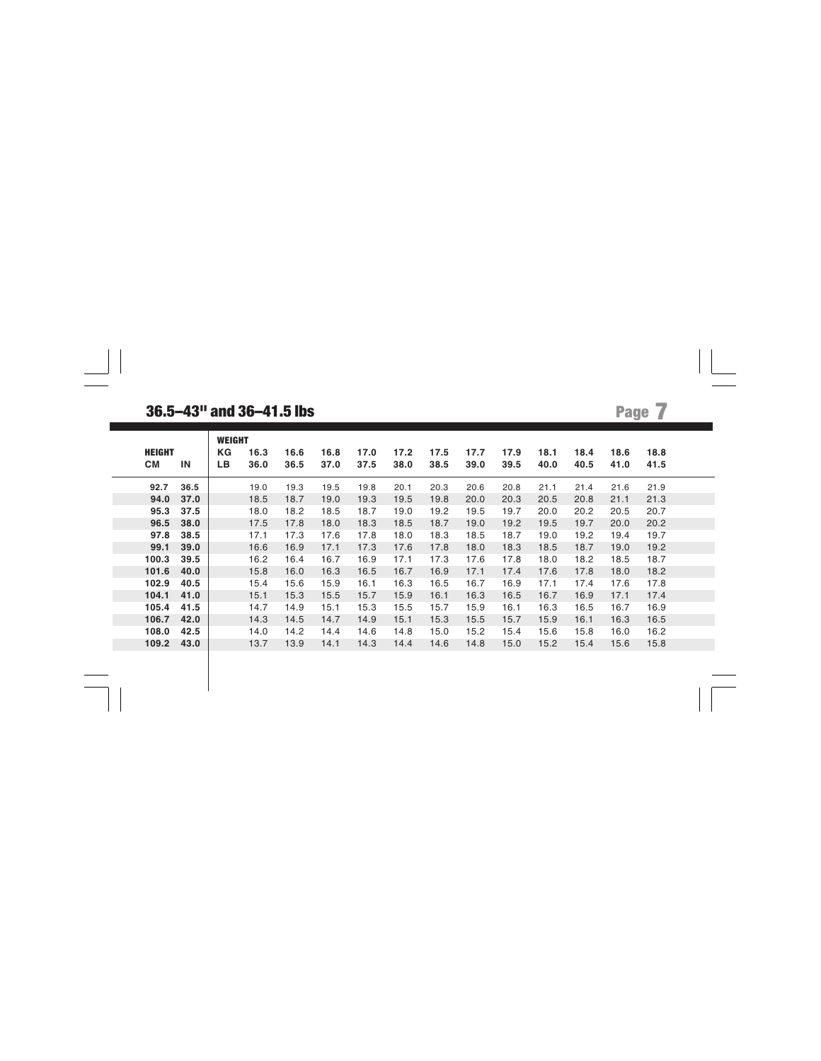## 36.5–43" and 36–41.5 lbs

| HEIGHT | | WEIGHT | | | | | | | | | | | |
|---|---|---|---|---|---|---|---|---|---|---|---|---|---|
| | | KG | 16.3 | 16.6 | 16.8 | 17.0 | 17.2 | 17.5 | 17.7 | 17.9 | 18.1 | 18.4 | 18.6 | 18.8 |
| **CM** | **IN** | LB | 36.0 | 36.5 | 37.0 | 37.5 | 38.0 | 38.5 | 39.0 | 39.5 | 40.0 | 40.5 | 41.0 | 41.5 |
| **92.7** | **36.5** | | 19.0 | 19.3 | 19.5 | 19.8 | 20.1 | 20.3 | 20.6 | 20.8 | 21.1 | 21.4 | 21.6 | 21.9 |
| **94.0** | **37.0** | | 18.5 | 18.7 | 19.0 | 19.3 | 19.5 | 19.8 | 20.0 | 20.3 | 20.5 | 20.8 | 21.1 | 21.3 |
| **95.3** | **37.5** | | 18.0 | 18.2 | 18.5 | 18.7 | 19.0 | 19.2 | 19.5 | 19.7 | 20.0 | 20.2 | 20.5 | 20.7 |
| **96.5** | **38.0** | | 17.5 | 17.8 | 18.0 | 18.3 | 18.5 | 18.7 | 19.0 | 19.2 | 19.5 | 19.7 | 20.0 | 20.2 |
| **97.8** | **38.5** | | 17.1 | 17.3 | 17.6 | 17.8 | 18.0 | 18.3 | 18.5 | 18.7 | 19.0 | 19.2 | 19.4 | 19.7 |
| **99.1** | **39.0** | | 16.6 | 16.9 | 17.1 | 17.3 | 17.6 | 17.8 | 18.0 | 18.3 | 18.5 | 18.7 | 19.0 | 19.2 |
| **100.3** | **39.5** | | 16.2 | 16.4 | 16.7 | 16.9 | 17.1 | 17.3 | 17.6 | 17.8 | 18.0 | 18.2 | 18.5 | 18.7 |
| **101.6** | **40.0** | | 15.8 | 16.0 | 16.3 | 16.5 | 16.7 | 16.9 | 17.1 | 17.4 | 17.6 | 17.8 | 18.0 | 18.2 |
| **102.9** | **40.5** | | 15.4 | 15.6 | 15.9 | 16.1 | 16.3 | 16.5 | 16.7 | 16.9 | 17.1 | 17.4 | 17.6 | 17.8 |
| **104.1** | **41.0** | | 15.1 | 15.3 | 15.5 | 15.7 | 15.9 | 16.1 | 16.3 | 16.5 | 16.7 | 16.9 | 17.1 | 17.4 |
| **105.4** | **41.5** | | 14.7 | 14.9 | 15.1 | 15.3 | 15.5 | 15.7 | 15.9 | 16.1 | 16.3 | 16.5 | 16.7 | 16.9 |
| **106.7** | **42.0** | | 14.3 | 14.5 | 14.7 | 14.9 | 15.1 | 15.3 | 15.5 | 15.7 | 15.9 | 16.1 | 16.3 | 16.5 |
| **108.0** | **42.5** | | 14.0 | 14.2 | 14.4 | 14.6 | 14.8 | 15.0 | 15.2 | 15.4 | 15.6 | 15.8 | 16.0 | 16.2 |
| **109.2** | **43.0** | | 13.7 | 13.9 | 14.1 | 14.3 | 14.4 | 14.6 | 14.8 | 15.0 | 15.2 | 15.4 | 15.6 | 15.8 |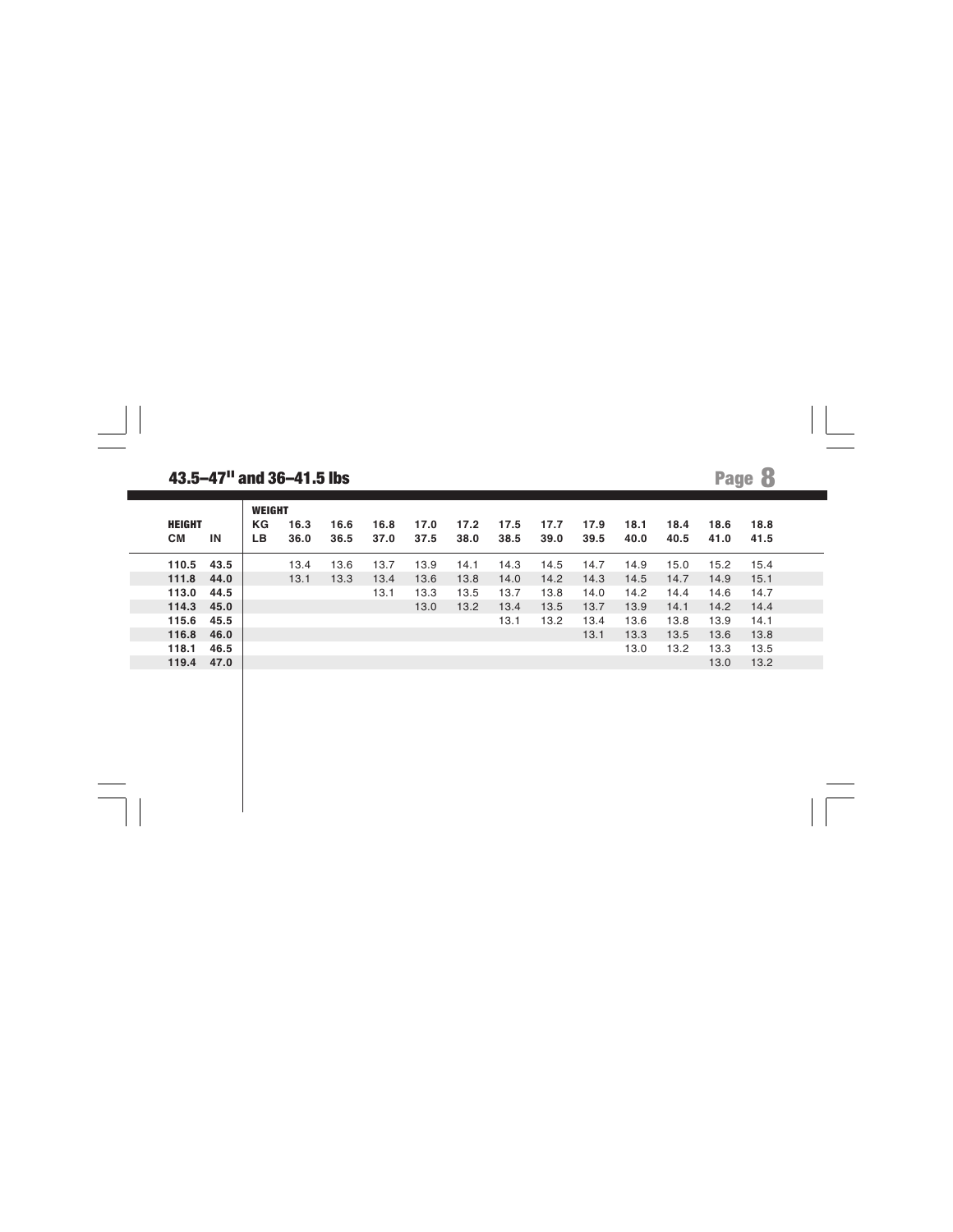## 43.5–47" and 36–41.5 lbs

| HEIGHT | | WEIGHT | | | | | | | | | | | | |
|---|---|---|---|---|---|---|---|---|---|---|---|---|---|---|
| | | KG | 16.3 | 16.6 | 16.8 | 17.0 | 17.2 | 17.5 | 17.7 | 17.9 | 18.1 | 18.4 | 18.6 | 18.8 |
| CM | IN | LB | 36.0 | 36.5 | 37.0 | 37.5 | 38.0 | 38.5 | 39.0 | 39.5 | 40.0 | 40.5 | 41.0 | 41.5 |
| 110.5 | 43.5 | | 13.4 | 13.6 | 13.7 | 13.9 | 14.1 | 14.3 | 14.5 | 14.7 | 14.9 | 15.0 | 15.2 | 15.4 |
| 111.8 | 44.0 | | 13.1 | 13.3 | 13.4 | 13.6 | 13.8 | 14.0 | 14.2 | 14.3 | 14.5 | 14.7 | 14.9 | 15.1 |
| 113.0 | 44.5 | | | | 13.1 | 13.3 | 13.5 | 13.7 | 13.8 | 14.0 | 14.2 | 14.4 | 14.6 | 14.7 |
| 114.3 | 45.0 | | | | | 13.0 | 13.2 | 13.4 | 13.5 | 13.7 | 13.9 | 14.1 | 14.2 | 14.4 |
| 115.6 | 45.5 | | | | | | | 13.1 | 13.2 | 13.4 | 13.6 | 13.8 | 13.9 | 14.1 |
| 116.8 | 46.0 | | | | | | | | | 13.1 | 13.3 | 13.5 | 13.6 | 13.8 |
| 118.1 | 46.5 | | | | | | | | | | 13.0 | 13.2 | 13.3 | 13.5 |
| 119.4 | 47.0 | | | | | | | | | | | | 13.0 | 13.2 |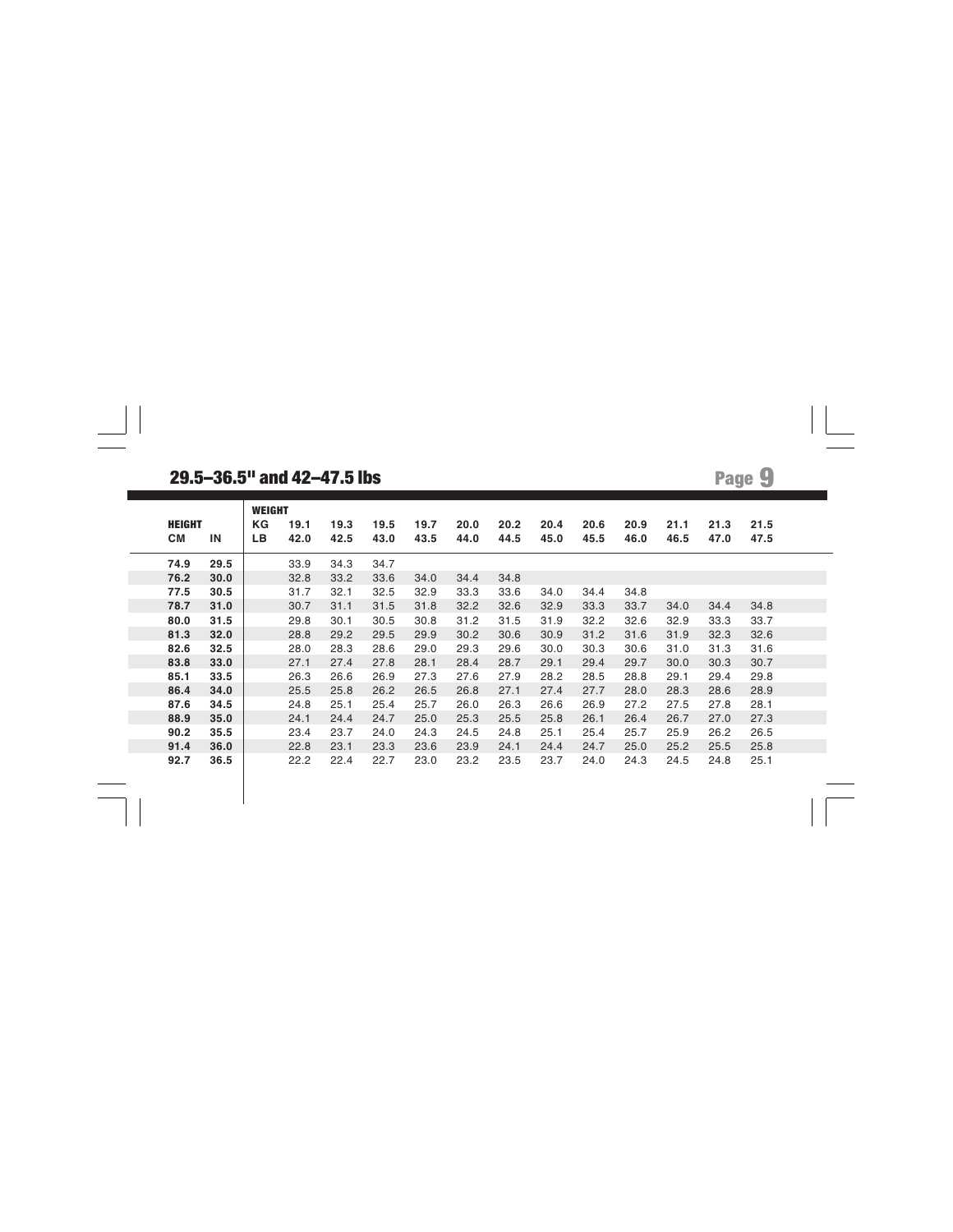## 29.5–36.5" and 42–47.5 lbs

| HEIGHT | | WEIGHT | | | | | | | | | | | | |
|---|---|---|---|---|---|---|---|---|---|---|---|---|---|---|
| | | KG | 19.1 | 19.3 | 19.5 | 19.7 | 20.0 | 20.2 | 20.4 | 20.6 | 20.9 | 21.1 | 21.3 | 21.5 |
| **CM** | **IN** | LB | 42.0 | 42.5 | 43.0 | 43.5 | 44.0 | 44.5 | 45.0 | 45.5 | 46.0 | 46.5 | 47.0 | 47.5 |
| **74.9** | **29.5** | | 33.9 | 34.3 | 34.7 | | | | | | | | | |
| **76.2** | **30.0** | | 32.8 | 33.2 | 33.6 | 34.0 | 34.4 | 34.8 | | | | | | |
| **77.5** | **30.5** | | 31.7 | 32.1 | 32.5 | 32.9 | 33.3 | 33.6 | 34.0 | 34.4 | 34.8 | | | |
| **78.7** | **31.0** | | 30.7 | 31.1 | 31.5 | 31.8 | 32.2 | 32.6 | 32.9 | 33.3 | 33.7 | 34.0 | 34.4 | 34.8 |
| **80.0** | **31.5** | | 29.8 | 30.1 | 30.5 | 30.8 | 31.2 | 31.5 | 31.9 | 32.2 | 32.6 | 32.9 | 33.3 | 33.7 |
| **81.3** | **32.0** | | 28.8 | 29.2 | 29.5 | 29.9 | 30.2 | 30.6 | 30.9 | 31.2 | 31.6 | 31.9 | 32.3 | 32.6 |
| **82.6** | **32.5** | | 28.0 | 28.3 | 28.6 | 29.0 | 29.3 | 29.6 | 30.0 | 30.3 | 30.6 | 31.0 | 31.3 | 31.6 |
| **83.8** | **33.0** | | 27.1 | 27.4 | 27.8 | 28.1 | 28.4 | 28.7 | 29.1 | 29.4 | 29.7 | 30.0 | 30.3 | 30.7 |
| **85.1** | **33.5** | | 26.3 | 26.6 | 26.9 | 27.3 | 27.6 | 27.9 | 28.2 | 28.5 | 28.8 | 29.1 | 29.4 | 29.8 |
| **86.4** | **34.0** | | 25.5 | 25.8 | 26.2 | 26.5 | 26.8 | 27.1 | 27.4 | 27.7 | 28.0 | 28.3 | 28.6 | 28.9 |
| **87.6** | **34.5** | | 24.8 | 25.1 | 25.4 | 25.7 | 26.0 | 26.3 | 26.6 | 26.9 | 27.2 | 27.5 | 27.8 | 28.1 |
| **88.9** | **35.0** | | 24.1 | 24.4 | 24.7 | 25.0 | 25.3 | 25.5 | 25.8 | 26.1 | 26.4 | 26.7 | 27.0 | 27.3 |
| **90.2** | **35.5** | | 23.4 | 23.7 | 24.0 | 24.3 | 24.5 | 24.8 | 25.1 | 25.4 | 25.7 | 25.9 | 26.2 | 26.5 |
| **91.4** | **36.0** | | 22.8 | 23.1 | 23.3 | 23.6 | 23.9 | 24.1 | 24.4 | 24.7 | 25.0 | 25.2 | 25.5 | 25.8 |
| **92.7** | **36.5** | | 22.2 | 22.4 | 22.7 | 23.0 | 23.2 | 23.5 | 23.7 | 24.0 | 24.3 | 24.5 | 24.8 | 25.1 |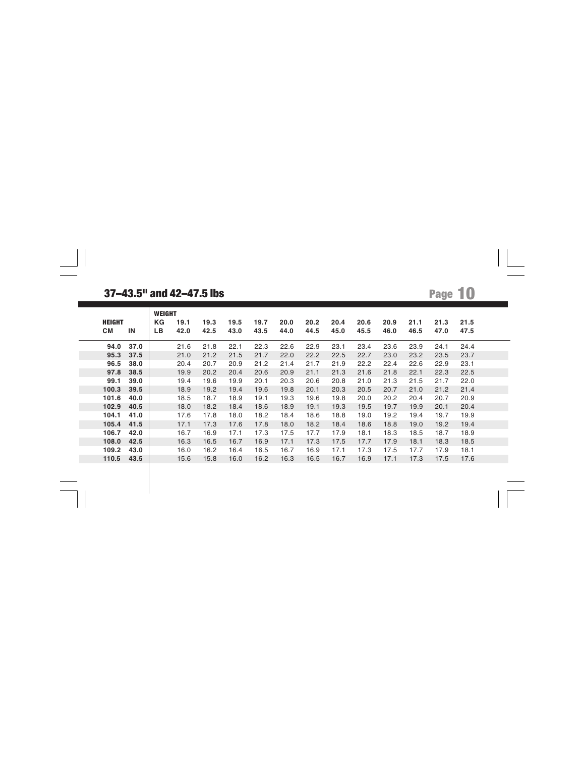## 37–43.5" and 42–47.5 lbs

| HEIGHT | | WEIGHT | | | | | | | | | | | |
|---|---|---|---|---|---|---|---|---|---|---|---|---|---|
| | | KG | 19.1 | 19.3 | 19.5 | 19.7 | 20.0 | 20.2 | 20.4 | 20.6 | 20.9 | 21.1 | 21.3 | 21.5 |
| CM | IN | LB | 42.0 | 42.5 | 43.0 | 43.5 | 44.0 | 44.5 | 45.0 | 45.5 | 46.0 | 46.5 | 47.0 | 47.5 |
| 94.0 | 37.0 | | 21.6 | 21.8 | 22.1 | 22.3 | 22.6 | 22.9 | 23.1 | 23.4 | 23.6 | 23.9 | 24.1 | 24.4 |
| 95.3 | 37.5 | | 21.0 | 21.2 | 21.5 | 21.7 | 22.0 | 22.2 | 22.5 | 22.7 | 23.0 | 23.2 | 23.5 | 23.7 |
| 96.5 | 38.0 | | 20.4 | 20.7 | 20.9 | 21.2 | 21.4 | 21.7 | 21.9 | 22.2 | 22.4 | 22.6 | 22.9 | 23.1 |
| 97.8 | 38.5 | | 19.9 | 20.2 | 20.4 | 20.6 | 20.9 | 21.1 | 21.3 | 21.6 | 21.8 | 22.1 | 22.3 | 22.5 |
| 99.1 | 39.0 | | 19.4 | 19.6 | 19.9 | 20.1 | 20.3 | 20.6 | 20.8 | 21.0 | 21.3 | 21.5 | 21.7 | 22.0 |
| 100.3 | 39.5 | | 18.9 | 19.2 | 19.4 | 19.6 | 19.8 | 20.1 | 20.3 | 20.5 | 20.7 | 21.0 | 21.2 | 21.4 |
| 101.6 | 40.0 | | 18.5 | 18.7 | 18.9 | 19.1 | 19.3 | 19.6 | 19.8 | 20.0 | 20.2 | 20.4 | 20.7 | 20.9 |
| 102.9 | 40.5 | | 18.0 | 18.2 | 18.4 | 18.6 | 18.9 | 19.1 | 19.3 | 19.5 | 19.7 | 19.9 | 20.1 | 20.4 |
| 104.1 | 41.0 | | 17.6 | 17.8 | 18.0 | 18.2 | 18.4 | 18.6 | 18.8 | 19.0 | 19.2 | 19.4 | 19.7 | 19.9 |
| 105.4 | 41.5 | | 17.1 | 17.3 | 17.6 | 17.8 | 18.0 | 18.2 | 18.4 | 18.6 | 18.8 | 19.0 | 19.2 | 19.4 |
| 106.7 | 42.0 | | 16.7 | 16.9 | 17.1 | 17.3 | 17.5 | 17.7 | 17.9 | 18.1 | 18.3 | 18.5 | 18.7 | 18.9 |
| 108.0 | 42.5 | | 16.3 | 16.5 | 16.7 | 16.9 | 17.1 | 17.3 | 17.5 | 17.7 | 17.9 | 18.1 | 18.3 | 18.5 |
| 109.2 | 43.0 | | 16.0 | 16.2 | 16.4 | 16.5 | 16.7 | 16.9 | 17.1 | 17.3 | 17.5 | 17.7 | 17.9 | 18.1 |
| 110.5 | 43.5 | | 15.6 | 15.8 | 16.0 | 16.2 | 16.3 | 16.5 | 16.7 | 16.9 | 17.1 | 17.3 | 17.5 | 17.6 |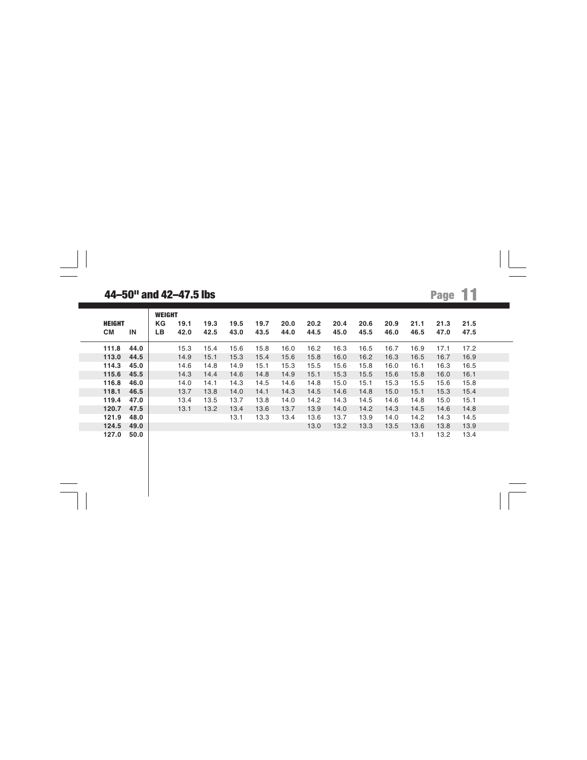## 44–50" and 42–47.5 lbs

| HEIGHT | | WEIGHT | | | | | | | | | | | | |
|---|---|---|---|---|---|---|---|---|---|---|---|---|---|---|
| | | KG | 19.1 | 19.3 | 19.5 | 19.7 | 20.0 | 20.2 | 20.4 | 20.6 | 20.9 | 21.1 | 21.3 | 21.5 |
| CM | IN | LB | 42.0 | 42.5 | 43.0 | 43.5 | 44.0 | 44.5 | 45.0 | 45.5 | 46.0 | 46.5 | 47.0 | 47.5 |
| 111.8 | 44.0 | | 15.3 | 15.4 | 15.6 | 15.8 | 16.0 | 16.2 | 16.3 | 16.5 | 16.7 | 16.9 | 17.1 | 17.2 |
| 113.0 | 44.5 | | 14.9 | 15.1 | 15.3 | 15.4 | 15.6 | 15.8 | 16.0 | 16.2 | 16.3 | 16.5 | 16.7 | 16.9 |
| 114.3 | 45.0 | | 14.6 | 14.8 | 14.9 | 15.1 | 15.3 | 15.5 | 15.6 | 15.8 | 16.0 | 16.1 | 16.3 | 16.5 |
| 115.6 | 45.5 | | 14.3 | 14.4 | 14.6 | 14.8 | 14.9 | 15.1 | 15.3 | 15.5 | 15.6 | 15.8 | 16.0 | 16.1 |
| 116.8 | 46.0 | | 14.0 | 14.1 | 14.3 | 14.5 | 14.6 | 14.8 | 15.0 | 15.1 | 15.3 | 15.5 | 15.6 | 15.8 |
| 118.1 | 46.5 | | 13.7 | 13.8 | 14.0 | 14.1 | 14.3 | 14.5 | 14.6 | 14.8 | 15.0 | 15.1 | 15.3 | 15.4 |
| 119.4 | 47.0 | | 13.4 | 13.5 | 13.7 | 13.8 | 14.0 | 14.2 | 14.3 | 14.5 | 14.6 | 14.8 | 15.0 | 15.1 |
| 120.7 | 47.5 | | 13.1 | 13.2 | 13.4 | 13.6 | 13.7 | 13.9 | 14.0 | 14.2 | 14.3 | 14.5 | 14.6 | 14.8 |
| 121.9 | 48.0 | | | | 13.1 | 13.3 | 13.4 | 13.6 | 13.7 | 13.9 | 14.0 | 14.2 | 14.3 | 14.5 |
| 124.5 | 49.0 | | | | | | | 13.0 | 13.2 | 13.3 | 13.5 | 13.6 | 13.8 | 13.9 |
| 127.0 | 50.0 | | | | | | | | | | | 13.1 | 13.2 | 13.4 |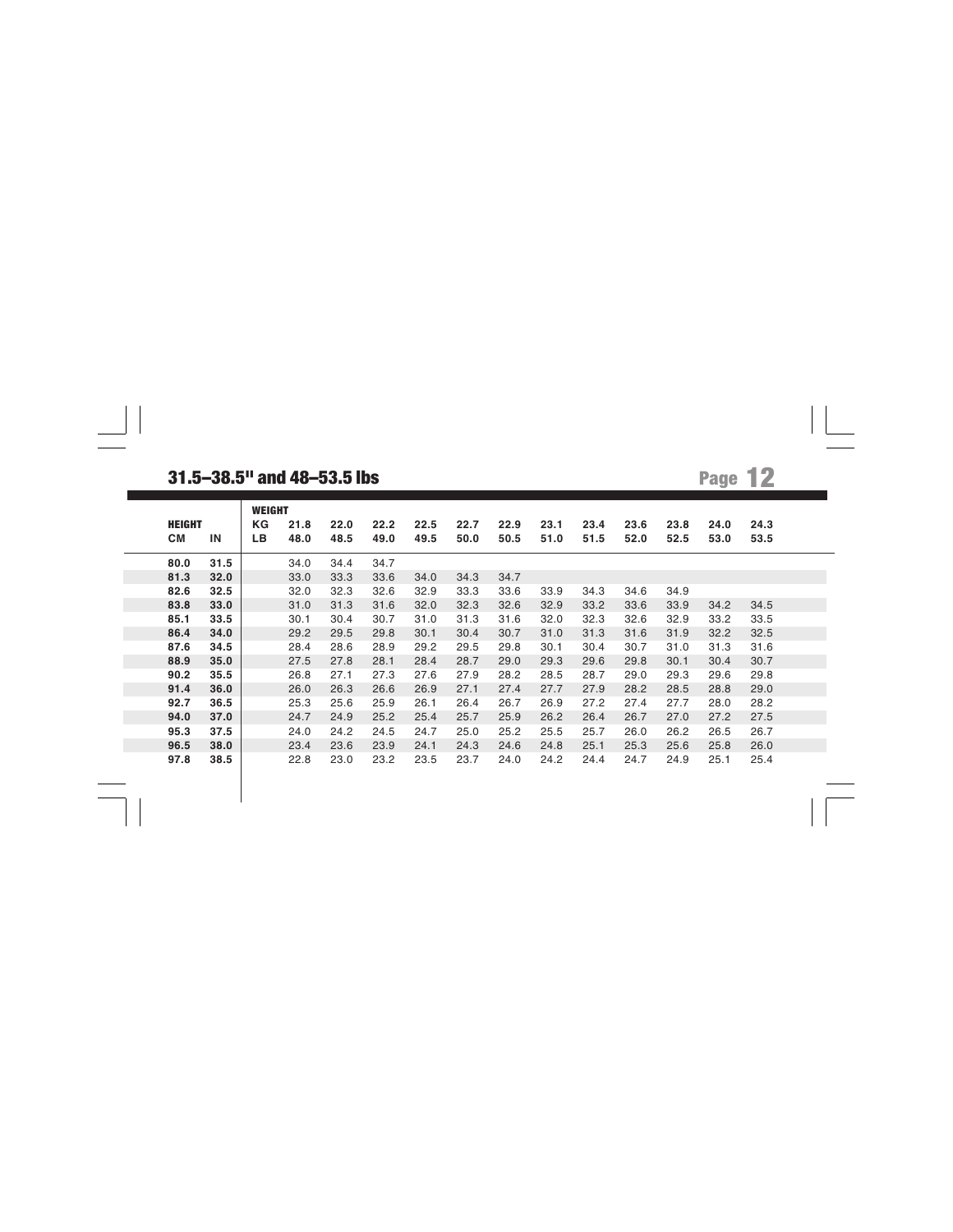## 31.5–38.5" and 48–53.5 lbs

| HEIGHT | | WEIGHT | | | | | | | | | | | | |
|---|---|---|---|---|---|---|---|---|---|---|---|---|---|---|
| | | KG | 21.8 | 22.0 | 22.2 | 22.5 | 22.7 | 22.9 | 23.1 | 23.4 | 23.6 | 23.8 | 24.0 | 24.3 |
| CM | IN | LB | 48.0 | 48.5 | 49.0 | 49.5 | 50.0 | 50.5 | 51.0 | 51.5 | 52.0 | 52.5 | 53.0 | 53.5 |
| **80.0** | **31.5** | | 34.0 | 34.4 | 34.7 | | | | | | | | | |
| **81.3** | **32.0** | | 33.0 | 33.3 | 33.6 | 34.0 | 34.3 | 34.7 | | | | | | |
| **82.6** | **32.5** | | 32.0 | 32.3 | 32.6 | 32.9 | 33.3 | 33.6 | 33.9 | 34.3 | 34.6 | 34.9 | | |
| **83.8** | **33.0** | | 31.0 | 31.3 | 31.6 | 32.0 | 32.3 | 32.6 | 32.9 | 33.2 | 33.6 | 33.9 | 34.2 | 34.5 |
| **85.1** | **33.5** | | 30.1 | 30.4 | 30.7 | 31.0 | 31.3 | 31.6 | 32.0 | 32.3 | 32.6 | 32.9 | 33.2 | 33.5 |
| **86.4** | **34.0** | | 29.2 | 29.5 | 29.8 | 30.1 | 30.4 | 30.7 | 31.0 | 31.3 | 31.6 | 31.9 | 32.2 | 32.5 |
| **87.6** | **34.5** | | 28.4 | 28.6 | 28.9 | 29.2 | 29.5 | 29.8 | 30.1 | 30.4 | 30.7 | 31.0 | 31.3 | 31.6 |
| **88.9** | **35.0** | | 27.5 | 27.8 | 28.1 | 28.4 | 28.7 | 29.0 | 29.3 | 29.6 | 29.8 | 30.1 | 30.4 | 30.7 |
| **90.2** | **35.5** | | 26.8 | 27.1 | 27.3 | 27.6 | 27.9 | 28.2 | 28.5 | 28.7 | 29.0 | 29.3 | 29.6 | 29.8 |
| **91.4** | **36.0** | | 26.0 | 26.3 | 26.6 | 26.9 | 27.1 | 27.4 | 27.7 | 27.9 | 28.2 | 28.5 | 28.8 | 29.0 |
| **92.7** | **36.5** | | 25.3 | 25.6 | 25.9 | 26.1 | 26.4 | 26.7 | 26.9 | 27.2 | 27.4 | 27.7 | 28.0 | 28.2 |
| **94.0** | **37.0** | | 24.7 | 24.9 | 25.2 | 25.4 | 25.7 | 25.9 | 26.2 | 26.4 | 26.7 | 27.0 | 27.2 | 27.5 |
| **95.3** | **37.5** | | 24.0 | 24.2 | 24.5 | 24.7 | 25.0 | 25.2 | 25.5 | 25.7 | 26.0 | 26.2 | 26.5 | 26.7 |
| **96.5** | **38.0** | | 23.4 | 23.6 | 23.9 | 24.1 | 24.3 | 24.6 | 24.8 | 25.1 | 25.3 | 25.6 | 25.8 | 26.0 |
| **97.8** | **38.5** | | 22.8 | 23.0 | 23.2 | 23.5 | 23.7 | 24.0 | 24.2 | 24.4 | 24.7 | 24.9 | 25.1 | 25.4 |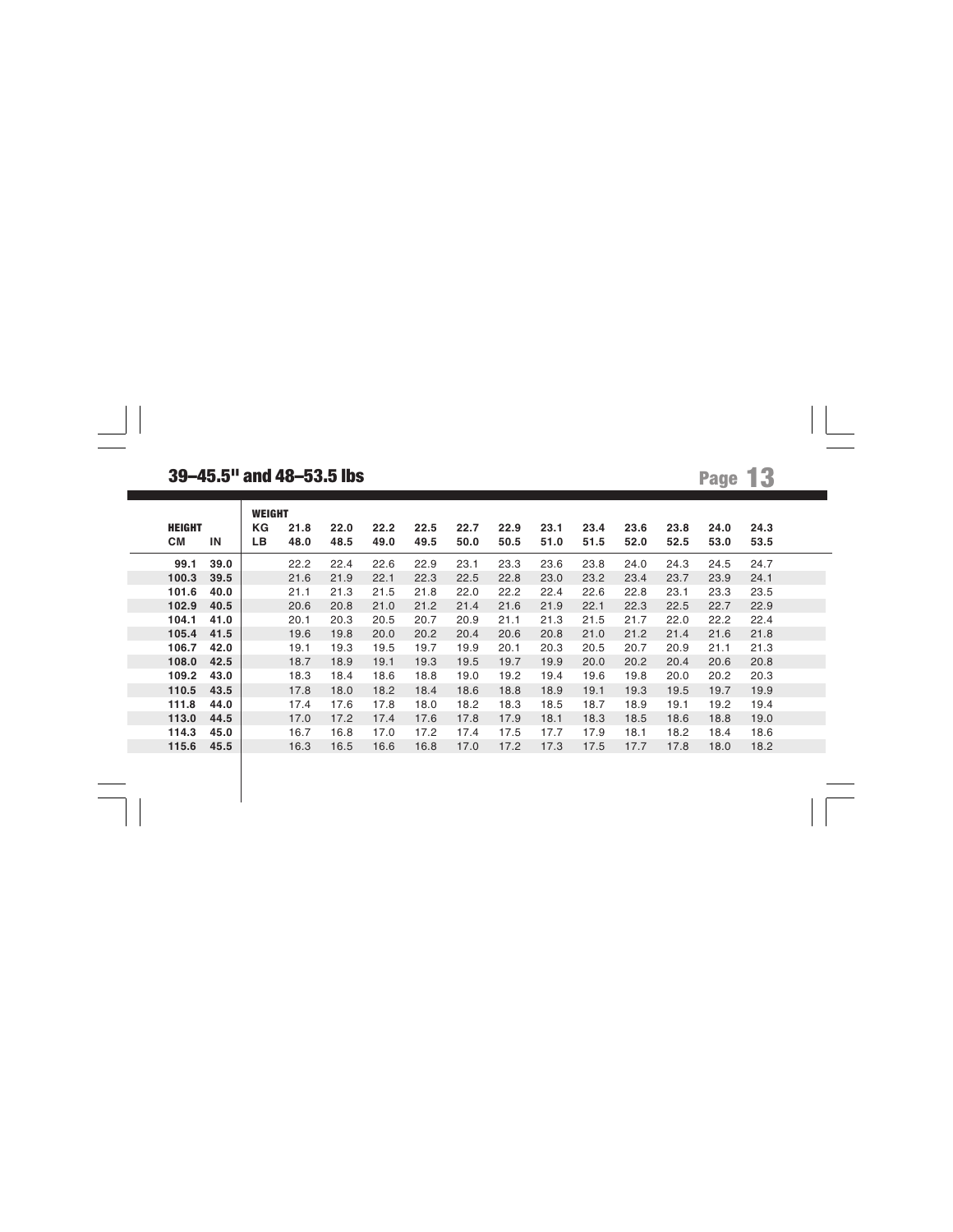## 39–45.5" and 48–53.5 lbs

| HEIGHT | | WEIGHT | | | | | | | | | | | |
|---|---|---|---|---|---|---|---|---|---|---|---|---|---|
| | | KG | 21.8 | 22.0 | 22.2 | 22.5 | 22.7 | 22.9 | 23.1 | 23.4 | 23.6 | 23.8 | 24.0 | 24.3 |
| CM | IN | LB | 48.0 | 48.5 | 49.0 | 49.5 | 50.0 | 50.5 | 51.0 | 51.5 | 52.0 | 52.5 | 53.0 | 53.5 |
| **99.1** | **39.0** | | 22.2 | 22.4 | 22.6 | 22.9 | 23.1 | 23.3 | 23.6 | 23.8 | 24.0 | 24.3 | 24.5 | 24.7 |
| **100.3** | **39.5** | | 21.6 | 21.9 | 22.1 | 22.3 | 22.5 | 22.8 | 23.0 | 23.2 | 23.4 | 23.7 | 23.9 | 24.1 |
| **101.6** | **40.0** | | 21.1 | 21.3 | 21.5 | 21.8 | 22.0 | 22.2 | 22.4 | 22.6 | 22.8 | 23.1 | 23.3 | 23.5 |
| **102.9** | **40.5** | | 20.6 | 20.8 | 21.0 | 21.2 | 21.4 | 21.6 | 21.9 | 22.1 | 22.3 | 22.5 | 22.7 | 22.9 |
| **104.1** | **41.0** | | 20.1 | 20.3 | 20.5 | 20.7 | 20.9 | 21.1 | 21.3 | 21.5 | 21.7 | 22.0 | 22.2 | 22.4 |
| **105.4** | **41.5** | | 19.6 | 19.8 | 20.0 | 20.2 | 20.4 | 20.6 | 20.8 | 21.0 | 21.2 | 21.4 | 21.6 | 21.8 |
| **106.7** | **42.0** | | 19.1 | 19.3 | 19.5 | 19.7 | 19.9 | 20.1 | 20.3 | 20.5 | 20.7 | 20.9 | 21.1 | 21.3 |
| **108.0** | **42.5** | | 18.7 | 18.9 | 19.1 | 19.3 | 19.5 | 19.7 | 19.9 | 20.0 | 20.2 | 20.4 | 20.6 | 20.8 |
| **109.2** | **43.0** | | 18.3 | 18.4 | 18.6 | 18.8 | 19.0 | 19.2 | 19.4 | 19.6 | 19.8 | 20.0 | 20.2 | 20.3 |
| **110.5** | **43.5** | | 17.8 | 18.0 | 18.2 | 18.4 | 18.6 | 18.8 | 18.9 | 19.1 | 19.3 | 19.5 | 19.7 | 19.9 |
| **111.8** | **44.0** | | 17.4 | 17.6 | 17.8 | 18.0 | 18.2 | 18.3 | 18.5 | 18.7 | 18.9 | 19.1 | 19.2 | 19.4 |
| **113.0** | **44.5** | | 17.0 | 17.2 | 17.4 | 17.6 | 17.8 | 17.9 | 18.1 | 18.3 | 18.5 | 18.6 | 18.8 | 19.0 |
| **114.3** | **45.0** | | 16.7 | 16.8 | 17.0 | 17.2 | 17.4 | 17.5 | 17.7 | 17.9 | 18.1 | 18.2 | 18.4 | 18.6 |
| **115.6** | **45.5** | | 16.3 | 16.5 | 16.6 | 16.8 | 17.0 | 17.2 | 17.3 | 17.5 | 17.7 | 17.8 | 18.0 | 18.2 |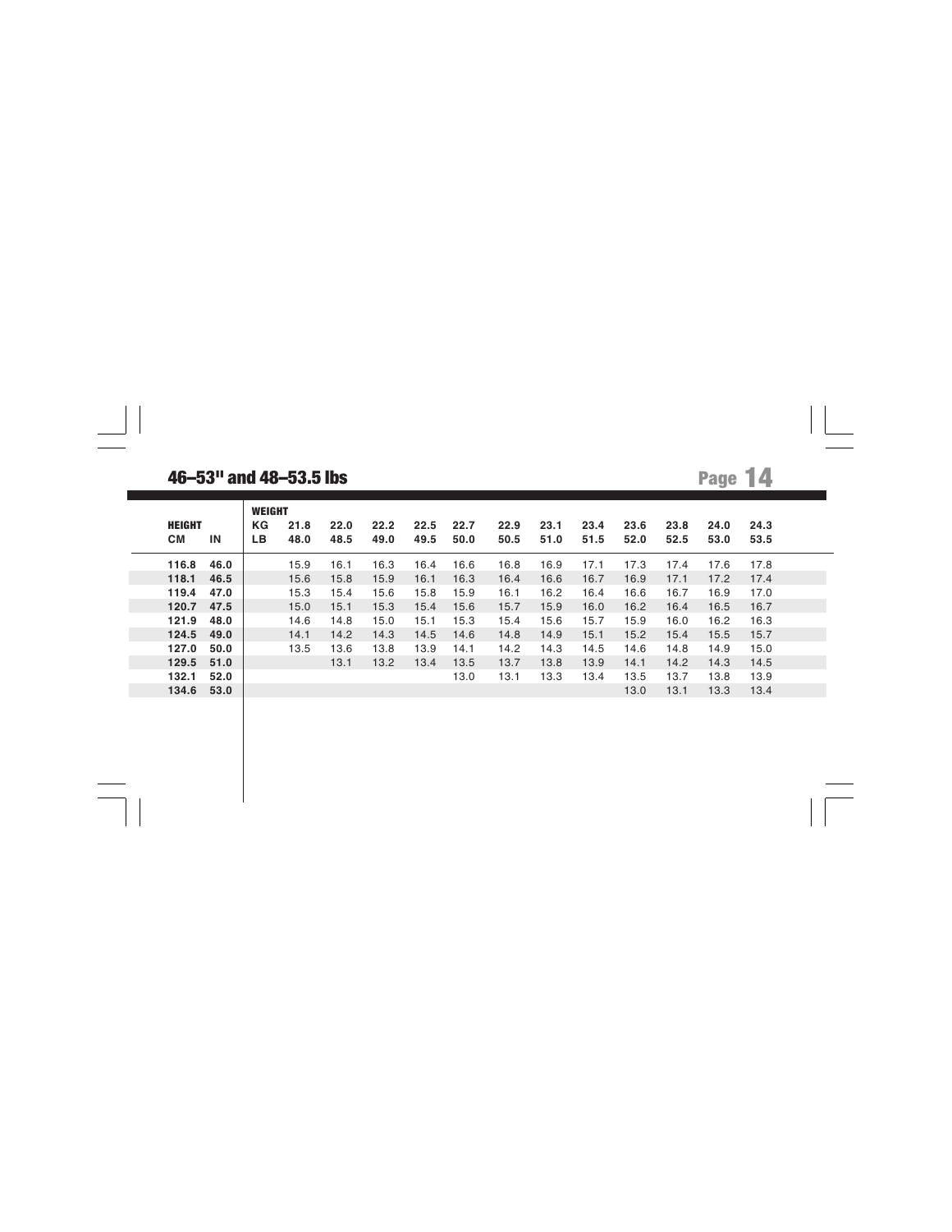## 46–53" and 48–53.5 lbs

| HEIGHT | | WEIGHT | | | | | | | | | | | |
|---|---|---|---|---|---|---|---|---|---|---|---|---|---|
| | | KG | 21.8 | 22.0 | 22.2 | 22.5 | 22.7 | 22.9 | 23.1 | 23.4 | 23.6 | 23.8 | 24.0 | 24.3 |
| CM | IN | LB | 48.0 | 48.5 | 49.0 | 49.5 | 50.0 | 50.5 | 51.0 | 51.5 | 52.0 | 52.5 | 53.0 | 53.5 |
| **116.8** | **46.0** | | 15.9 | 16.1 | 16.3 | 16.4 | 16.6 | 16.8 | 16.9 | 17.1 | 17.3 | 17.4 | 17.6 | 17.8 |
| **118.1** | **46.5** | | 15.6 | 15.8 | 15.9 | 16.1 | 16.3 | 16.4 | 16.6 | 16.7 | 16.9 | 17.1 | 17.2 | 17.4 |
| **119.4** | **47.0** | | 15.3 | 15.4 | 15.6 | 15.8 | 15.9 | 16.1 | 16.2 | 16.4 | 16.6 | 16.7 | 16.9 | 17.0 |
| **120.7** | **47.5** | | 15.0 | 15.1 | 15.3 | 15.4 | 15.6 | 15.7 | 15.9 | 16.0 | 16.2 | 16.4 | 16.5 | 16.7 |
| **121.9** | **48.0** | | 14.6 | 14.8 | 15.0 | 15.1 | 15.3 | 15.4 | 15.6 | 15.7 | 15.9 | 16.0 | 16.2 | 16.3 |
| **124.5** | **49.0** | | 14.1 | 14.2 | 14.3 | 14.5 | 14.6 | 14.8 | 14.9 | 15.1 | 15.2 | 15.4 | 15.5 | 15.7 |
| **127.0** | **50.0** | | 13.5 | 13.6 | 13.8 | 13.9 | 14.1 | 14.2 | 14.3 | 14.5 | 14.6 | 14.8 | 14.9 | 15.0 |
| **129.5** | **51.0** | | | 13.1 | 13.2 | 13.4 | 13.5 | 13.7 | 13.8 | 13.9 | 14.1 | 14.2 | 14.3 | 14.5 |
| **132.1** | **52.0** | | | | | | 13.0 | 13.1 | 13.3 | 13.4 | 13.5 | 13.7 | 13.8 | 13.9 |
| **134.6** | **53.0** | | | | | | | | | | 13.0 | 13.1 | 13.3 | 13.4 |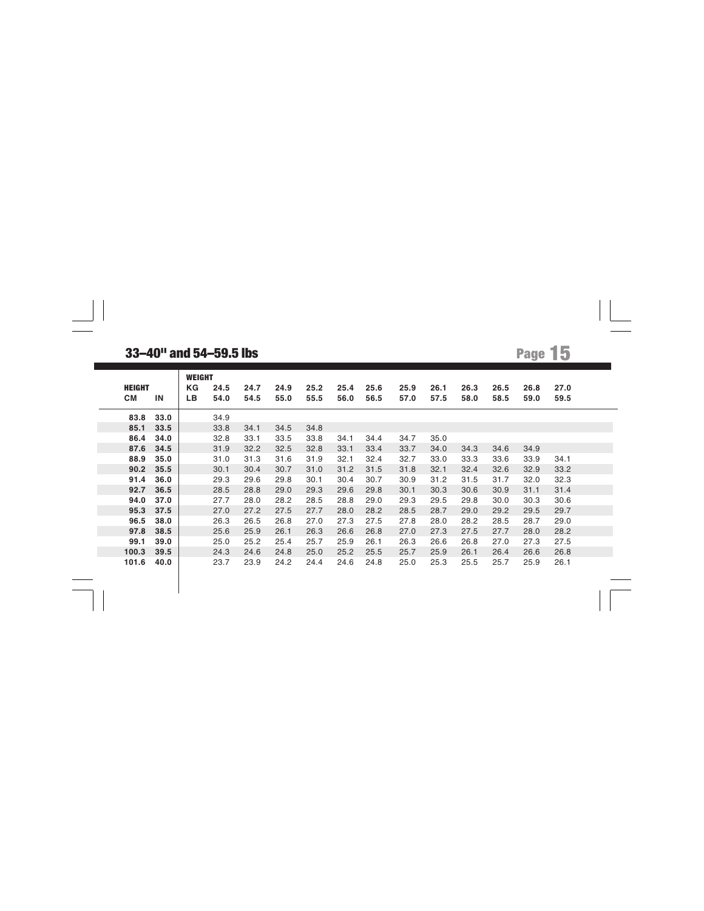## 33–40" and 54–59.5 lbs

| HEIGHT | | WEIGHT | | | | | | | | | | | | |
|---|---|---|---|---|---|---|---|---|---|---|---|---|---|---|
| | | KG | 24.5 | 24.7 | 24.9 | 25.2 | 25.4 | 25.6 | 25.9 | 26.1 | 26.3 | 26.5 | 26.8 | 27.0 |
| CM | IN | LB | 54.0 | 54.5 | 55.0 | 55.5 | 56.0 | 56.5 | 57.0 | 57.5 | 58.0 | 58.5 | 59.0 | 59.5 |
| 83.8 | 33.0 | | 34.9 | | | | | | | | | | | |
| 85.1 | 33.5 | | 33.8 | 34.1 | 34.5 | 34.8 | | | | | | | | |
| 86.4 | 34.0 | | 32.8 | 33.1 | 33.5 | 33.8 | 34.1 | 34.4 | 34.7 | 35.0 | | | | |
| 87.6 | 34.5 | | 31.9 | 32.2 | 32.5 | 32.8 | 33.1 | 33.4 | 33.7 | 34.0 | 34.3 | 34.6 | 34.9 | |
| 88.9 | 35.0 | | 31.0 | 31.3 | 31.6 | 31.9 | 32.1 | 32.4 | 32.7 | 33.0 | 33.3 | 33.6 | 33.9 | 34.1 |
| 90.2 | 35.5 | | 30.1 | 30.4 | 30.7 | 31.0 | 31.2 | 31.5 | 31.8 | 32.1 | 32.4 | 32.6 | 32.9 | 33.2 |
| 91.4 | 36.0 | | 29.3 | 29.6 | 29.8 | 30.1 | 30.4 | 30.7 | 30.9 | 31.2 | 31.5 | 31.7 | 32.0 | 32.3 |
| 92.7 | 36.5 | | 28.5 | 28.8 | 29.0 | 29.3 | 29.6 | 29.8 | 30.1 | 30.3 | 30.6 | 30.9 | 31.1 | 31.4 |
| 94.0 | 37.0 | | 27.7 | 28.0 | 28.2 | 28.5 | 28.8 | 29.0 | 29.3 | 29.5 | 29.8 | 30.0 | 30.3 | 30.6 |
| 95.3 | 37.5 | | 27.0 | 27.2 | 27.5 | 27.7 | 28.0 | 28.2 | 28.5 | 28.7 | 29.0 | 29.2 | 29.5 | 29.7 |
| 96.5 | 38.0 | | 26.3 | 26.5 | 26.8 | 27.0 | 27.3 | 27.5 | 27.8 | 28.0 | 28.2 | 28.5 | 28.7 | 29.0 |
| 97.8 | 38.5 | | 25.6 | 25.9 | 26.1 | 26.3 | 26.6 | 26.8 | 27.0 | 27.3 | 27.5 | 27.7 | 28.0 | 28.2 |
| 99.1 | 39.0 | | 25.0 | 25.2 | 25.4 | 25.7 | 25.9 | 26.1 | 26.3 | 26.6 | 26.8 | 27.0 | 27.3 | 27.5 |
| 100.3 | 39.5 | | 24.3 | 24.6 | 24.8 | 25.0 | 25.2 | 25.5 | 25.7 | 25.9 | 26.1 | 26.4 | 26.6 | 26.8 |
| 101.6 | 40.0 | | 23.7 | 23.9 | 24.2 | 24.4 | 24.6 | 24.8 | 25.0 | 25.3 | 25.5 | 25.7 | 25.9 | 26.1 |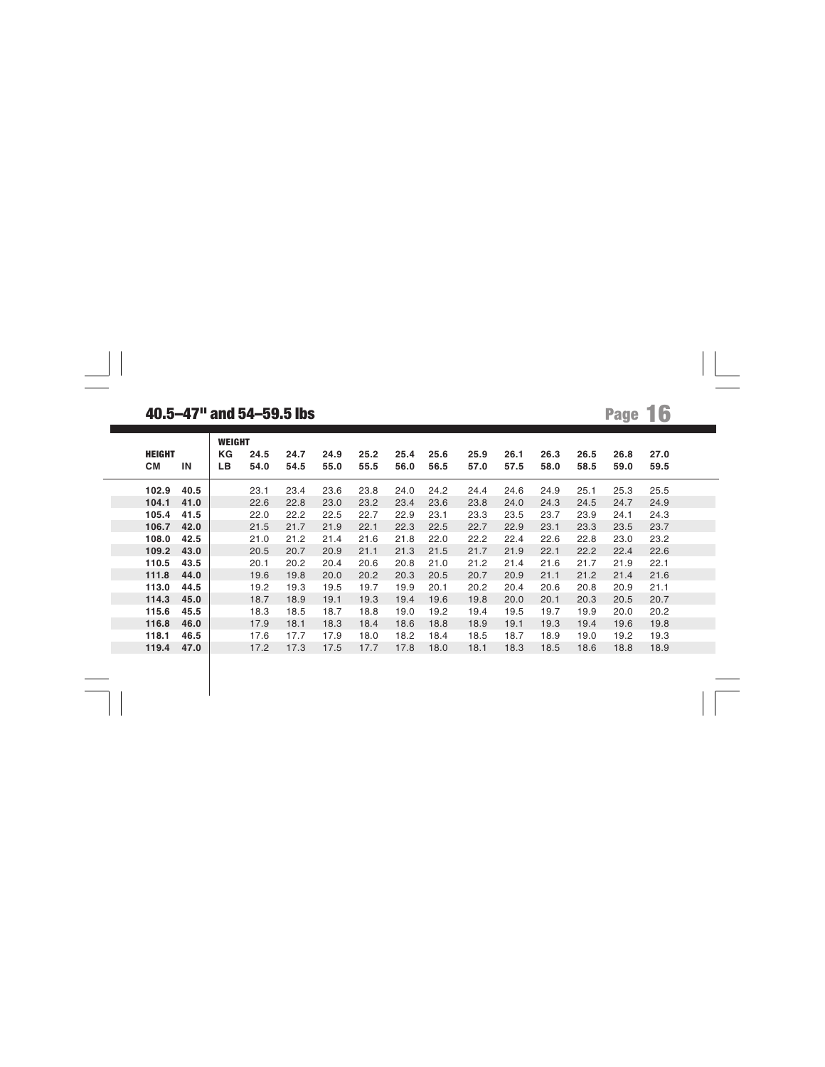## 40.5–47" and 54–59.5 lbs

| HEIGHT | | WEIGHT | | | | | | | | | | | | |
|---|---|---|---|---|---|---|---|---|---|---|---|---|---|---|
| | | KG | 24.5 | 24.7 | 24.9 | 25.2 | 25.4 | 25.6 | 25.9 | 26.1 | 26.3 | 26.5 | 26.8 | 27.0 |
| CM | IN | LB | 54.0 | 54.5 | 55.0 | 55.5 | 56.0 | 56.5 | 57.0 | 57.5 | 58.0 | 58.5 | 59.0 | 59.5 |
| 102.9 | 40.5 | | 23.1 | 23.4 | 23.6 | 23.8 | 24.0 | 24.2 | 24.4 | 24.6 | 24.9 | 25.1 | 25.3 | 25.5 |
| 104.1 | 41.0 | | 22.6 | 22.8 | 23.0 | 23.2 | 23.4 | 23.6 | 23.8 | 24.0 | 24.3 | 24.5 | 24.7 | 24.9 |
| 105.4 | 41.5 | | 22.0 | 22.2 | 22.5 | 22.7 | 22.9 | 23.1 | 23.3 | 23.5 | 23.7 | 23.9 | 24.1 | 24.3 |
| 106.7 | 42.0 | | 21.5 | 21.7 | 21.9 | 22.1 | 22.3 | 22.5 | 22.7 | 22.9 | 23.1 | 23.3 | 23.5 | 23.7 |
| 108.0 | 42.5 | | 21.0 | 21.2 | 21.4 | 21.6 | 21.8 | 22.0 | 22.2 | 22.4 | 22.6 | 22.8 | 23.0 | 23.2 |
| 109.2 | 43.0 | | 20.5 | 20.7 | 20.9 | 21.1 | 21.3 | 21.5 | 21.7 | 21.9 | 22.1 | 22.2 | 22.4 | 22.6 |
| 110.5 | 43.5 | | 20.1 | 20.2 | 20.4 | 20.6 | 20.8 | 21.0 | 21.2 | 21.4 | 21.6 | 21.7 | 21.9 | 22.1 |
| 111.8 | 44.0 | | 19.6 | 19.8 | 20.0 | 20.2 | 20.3 | 20.5 | 20.7 | 20.9 | 21.1 | 21.2 | 21.4 | 21.6 |
| 113.0 | 44.5 | | 19.2 | 19.3 | 19.5 | 19.7 | 19.9 | 20.1 | 20.2 | 20.4 | 20.6 | 20.8 | 20.9 | 21.1 |
| 114.3 | 45.0 | | 18.7 | 18.9 | 19.1 | 19.3 | 19.4 | 19.6 | 19.8 | 20.0 | 20.1 | 20.3 | 20.5 | 20.7 |
| 115.6 | 45.5 | | 18.3 | 18.5 | 18.7 | 18.8 | 19.0 | 19.2 | 19.4 | 19.5 | 19.7 | 19.9 | 20.0 | 20.2 |
| 116.8 | 46.0 | | 17.9 | 18.1 | 18.3 | 18.4 | 18.6 | 18.8 | 18.9 | 19.1 | 19.3 | 19.4 | 19.6 | 19.8 |
| 118.1 | 46.5 | | 17.6 | 17.7 | 17.9 | 18.0 | 18.2 | 18.4 | 18.5 | 18.7 | 18.9 | 19.0 | 19.2 | 19.3 |
| 119.4 | 47.0 | | 17.2 | 17.3 | 17.5 | 17.7 | 17.8 | 18.0 | 18.1 | 18.3 | 18.5 | 18.6 | 18.8 | 18.9 |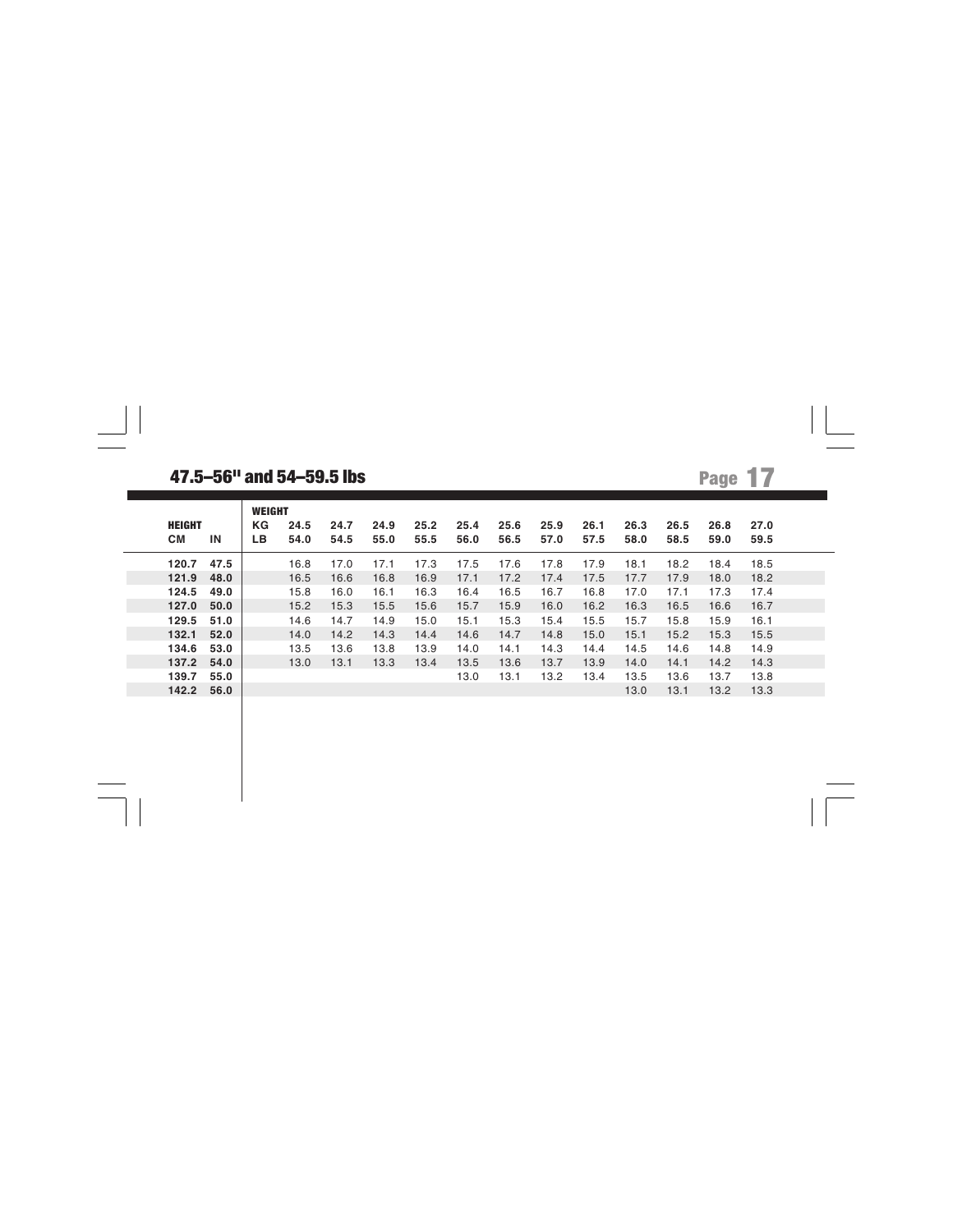## 47.5–56" and 54–59.5 lbs

| HEIGHT | | WEIGHT | | | | | | | | | | | | |
|---|---|---|---|---|---|---|---|---|---|---|---|---|---|---|
| | | KG | 24.5 | 24.7 | 24.9 | 25.2 | 25.4 | 25.6 | 25.9 | 26.1 | 26.3 | 26.5 | 26.8 | 27.0 |
| CM | IN | LB | 54.0 | 54.5 | 55.0 | 55.5 | 56.0 | 56.5 | 57.0 | 57.5 | 58.0 | 58.5 | 59.0 | 59.5 |
| 120.7 | 47.5 | | 16.8 | 17.0 | 17.1 | 17.3 | 17.5 | 17.6 | 17.8 | 17.9 | 18.1 | 18.2 | 18.4 | 18.5 |
| 121.9 | 48.0 | | 16.5 | 16.6 | 16.8 | 16.9 | 17.1 | 17.2 | 17.4 | 17.5 | 17.7 | 17.9 | 18.0 | 18.2 |
| 124.5 | 49.0 | | 15.8 | 16.0 | 16.1 | 16.3 | 16.4 | 16.5 | 16.7 | 16.8 | 17.0 | 17.1 | 17.3 | 17.4 |
| 127.0 | 50.0 | | 15.2 | 15.3 | 15.5 | 15.6 | 15.7 | 15.9 | 16.0 | 16.2 | 16.3 | 16.5 | 16.6 | 16.7 |
| 129.5 | 51.0 | | 14.6 | 14.7 | 14.9 | 15.0 | 15.1 | 15.3 | 15.4 | 15.5 | 15.7 | 15.8 | 15.9 | 16.1 |
| 132.1 | 52.0 | | 14.0 | 14.2 | 14.3 | 14.4 | 14.6 | 14.7 | 14.8 | 15.0 | 15.1 | 15.2 | 15.3 | 15.5 |
| 134.6 | 53.0 | | 13.5 | 13.6 | 13.8 | 13.9 | 14.0 | 14.1 | 14.3 | 14.4 | 14.5 | 14.6 | 14.8 | 14.9 |
| 137.2 | 54.0 | | 13.0 | 13.1 | 13.3 | 13.4 | 13.5 | 13.6 | 13.7 | 13.9 | 14.0 | 14.1 | 14.2 | 14.3 |
| 139.7 | 55.0 | | | | | | 13.0 | 13.1 | 13.2 | 13.4 | 13.5 | 13.6 | 13.7 | 13.8 |
| 142.2 | 56.0 | | | | | | | | | | 13.0 | 13.1 | 13.2 | 13.3 |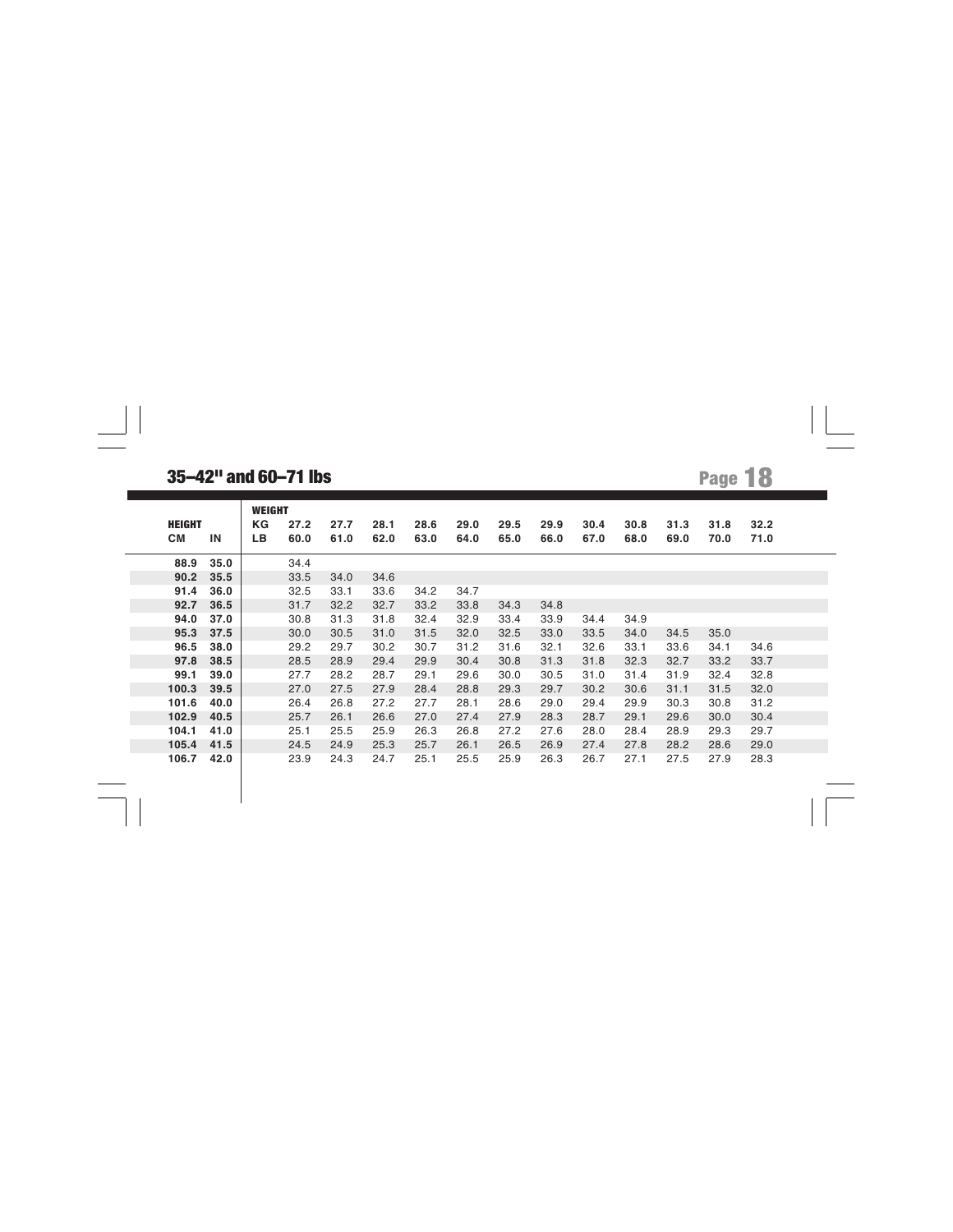## 35–42" and 60–71 lbs

| HEIGHT | | WEIGHT | | | | | | | | | | | | |
|---|---|---|---|---|---|---|---|---|---|---|---|---|---|---|
| | | KG | 27.2 | 27.7 | 28.1 | 28.6 | 29.0 | 29.5 | 29.9 | 30.4 | 30.8 | 31.3 | 31.8 | 32.2 |
| CM | IN | LB | 60.0 | 61.0 | 62.0 | 63.0 | 64.0 | 65.0 | 66.0 | 67.0 | 68.0 | 69.0 | 70.0 | 71.0 |
| 88.9 | 35.0 | | 34.4 | | | | | | | | | | | |
| 90.2 | 35.5 | | 33.5 | 34.0 | 34.6 | | | | | | | | | |
| 91.4 | 36.0 | | 32.5 | 33.1 | 33.6 | 34.2 | 34.7 | | | | | | | |
| 92.7 | 36.5 | | 31.7 | 32.2 | 32.7 | 33.2 | 33.8 | 34.3 | 34.8 | | | | | |
| 94.0 | 37.0 | | 30.8 | 31.3 | 31.8 | 32.4 | 32.9 | 33.4 | 33.9 | 34.4 | 34.9 | | | |
| 95.3 | 37.5 | | 30.0 | 30.5 | 31.0 | 31.5 | 32.0 | 32.5 | 33.0 | 33.5 | 34.0 | 34.5 | 35.0 | |
| 96.5 | 38.0 | | 29.2 | 29.7 | 30.2 | 30.7 | 31.2 | 31.6 | 32.1 | 32.6 | 33.1 | 33.6 | 34.1 | 34.6 |
| 97.8 | 38.5 | | 28.5 | 28.9 | 29.4 | 29.9 | 30.4 | 30.8 | 31.3 | 31.8 | 32.3 | 32.7 | 33.2 | 33.7 |
| 99.1 | 39.0 | | 27.7 | 28.2 | 28.7 | 29.1 | 29.6 | 30.0 | 30.5 | 31.0 | 31.4 | 31.9 | 32.4 | 32.8 |
| 100.3 | 39.5 | | 27.0 | 27.5 | 27.9 | 28.4 | 28.8 | 29.3 | 29.7 | 30.2 | 30.6 | 31.1 | 31.5 | 32.0 |
| 101.6 | 40.0 | | 26.4 | 26.8 | 27.2 | 27.7 | 28.1 | 28.6 | 29.0 | 29.4 | 29.9 | 30.3 | 30.8 | 31.2 |
| 102.9 | 40.5 | | 25.7 | 26.1 | 26.6 | 27.0 | 27.4 | 27.9 | 28.3 | 28.7 | 29.1 | 29.6 | 30.0 | 30.4 |
| 104.1 | 41.0 | | 25.1 | 25.5 | 25.9 | 26.3 | 26.8 | 27.2 | 27.6 | 28.0 | 28.4 | 28.9 | 29.3 | 29.7 |
| 105.4 | 41.5 | | 24.5 | 24.9 | 25.3 | 25.7 | 26.1 | 26.5 | 26.9 | 27.4 | 27.8 | 28.2 | 28.6 | 29.0 |
| 106.7 | 42.0 | | 23.9 | 24.3 | 24.7 | 25.1 | 25.5 | 25.9 | 26.3 | 26.7 | 27.1 | 27.5 | 27.9 | 28.3 |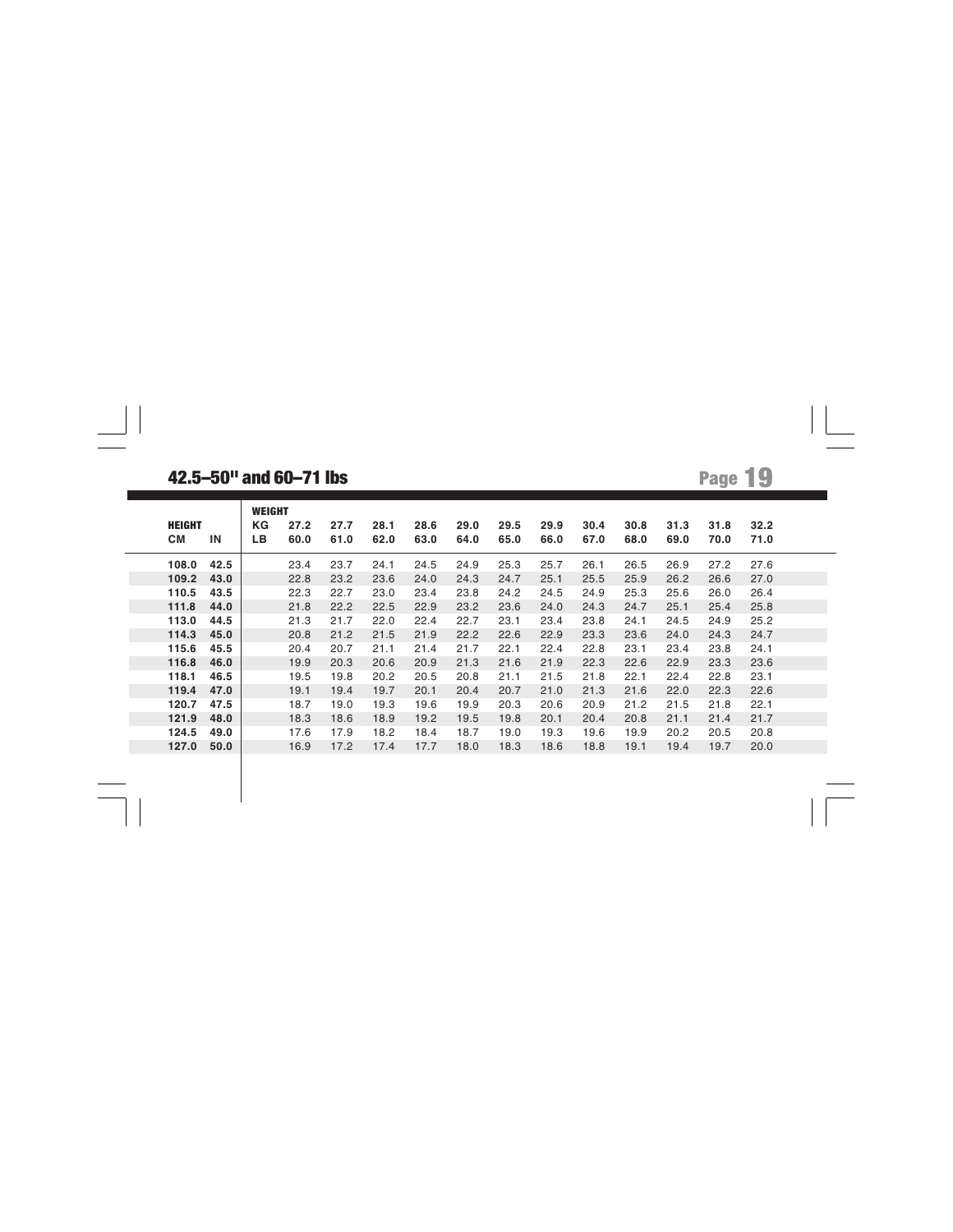## 42.5–50" and 60–71 lbs

| HEIGHT | | WEIGHT | | | | | | | | | | | | |
|---|---|---|---|---|---|---|---|---|---|---|---|---|---|---|
| | | KG | 27.2 | 27.7 | 28.1 | 28.6 | 29.0 | 29.5 | 29.9 | 30.4 | 30.8 | 31.3 | 31.8 | 32.2 |
| CM | IN | LB | 60.0 | 61.0 | 62.0 | 63.0 | 64.0 | 65.0 | 66.0 | 67.0 | 68.0 | 69.0 | 70.0 | 71.0 |
| **108.0** | **42.5** | | 23.4 | 23.7 | 24.1 | 24.5 | 24.9 | 25.3 | 25.7 | 26.1 | 26.5 | 26.9 | 27.2 | 27.6 |
| **109.2** | **43.0** | | 22.8 | 23.2 | 23.6 | 24.0 | 24.3 | 24.7 | 25.1 | 25.5 | 25.9 | 26.2 | 26.6 | 27.0 |
| **110.5** | **43.5** | | 22.3 | 22.7 | 23.0 | 23.4 | 23.8 | 24.2 | 24.5 | 24.9 | 25.3 | 25.6 | 26.0 | 26.4 |
| **111.8** | **44.0** | | 21.8 | 22.2 | 22.5 | 22.9 | 23.2 | 23.6 | 24.0 | 24.3 | 24.7 | 25.1 | 25.4 | 25.8 |
| **113.0** | **44.5** | | 21.3 | 21.7 | 22.0 | 22.4 | 22.7 | 23.1 | 23.4 | 23.8 | 24.1 | 24.5 | 24.9 | 25.2 |
| **114.3** | **45.0** | | 20.8 | 21.2 | 21.5 | 21.9 | 22.2 | 22.6 | 22.9 | 23.3 | 23.6 | 24.0 | 24.3 | 24.7 |
| **115.6** | **45.5** | | 20.4 | 20.7 | 21.1 | 21.4 | 21.7 | 22.1 | 22.4 | 22.8 | 23.1 | 23.4 | 23.8 | 24.1 |
| **116.8** | **46.0** | | 19.9 | 20.3 | 20.6 | 20.9 | 21.3 | 21.6 | 21.9 | 22.3 | 22.6 | 22.9 | 23.3 | 23.6 |
| **118.1** | **46.5** | | 19.5 | 19.8 | 20.2 | 20.5 | 20.8 | 21.1 | 21.5 | 21.8 | 22.1 | 22.4 | 22.8 | 23.1 |
| **119.4** | **47.0** | | 19.1 | 19.4 | 19.7 | 20.1 | 20.4 | 20.7 | 21.0 | 21.3 | 21.6 | 22.0 | 22.3 | 22.6 |
| **120.7** | **47.5** | | 18.7 | 19.0 | 19.3 | 19.6 | 19.9 | 20.3 | 20.6 | 20.9 | 21.2 | 21.5 | 21.8 | 22.1 |
| **121.9** | **48.0** | | 18.3 | 18.6 | 18.9 | 19.2 | 19.5 | 19.8 | 20.1 | 20.4 | 20.8 | 21.1 | 21.4 | 21.7 |
| **124.5** | **49.0** | | 17.6 | 17.9 | 18.2 | 18.4 | 18.7 | 19.0 | 19.3 | 19.6 | 19.9 | 20.2 | 20.5 | 20.8 |
| **127.0** | **50.0** | | 16.9 | 17.2 | 17.4 | 17.7 | 18.0 | 18.3 | 18.6 | 18.8 | 19.1 | 19.4 | 19.7 | 20.0 |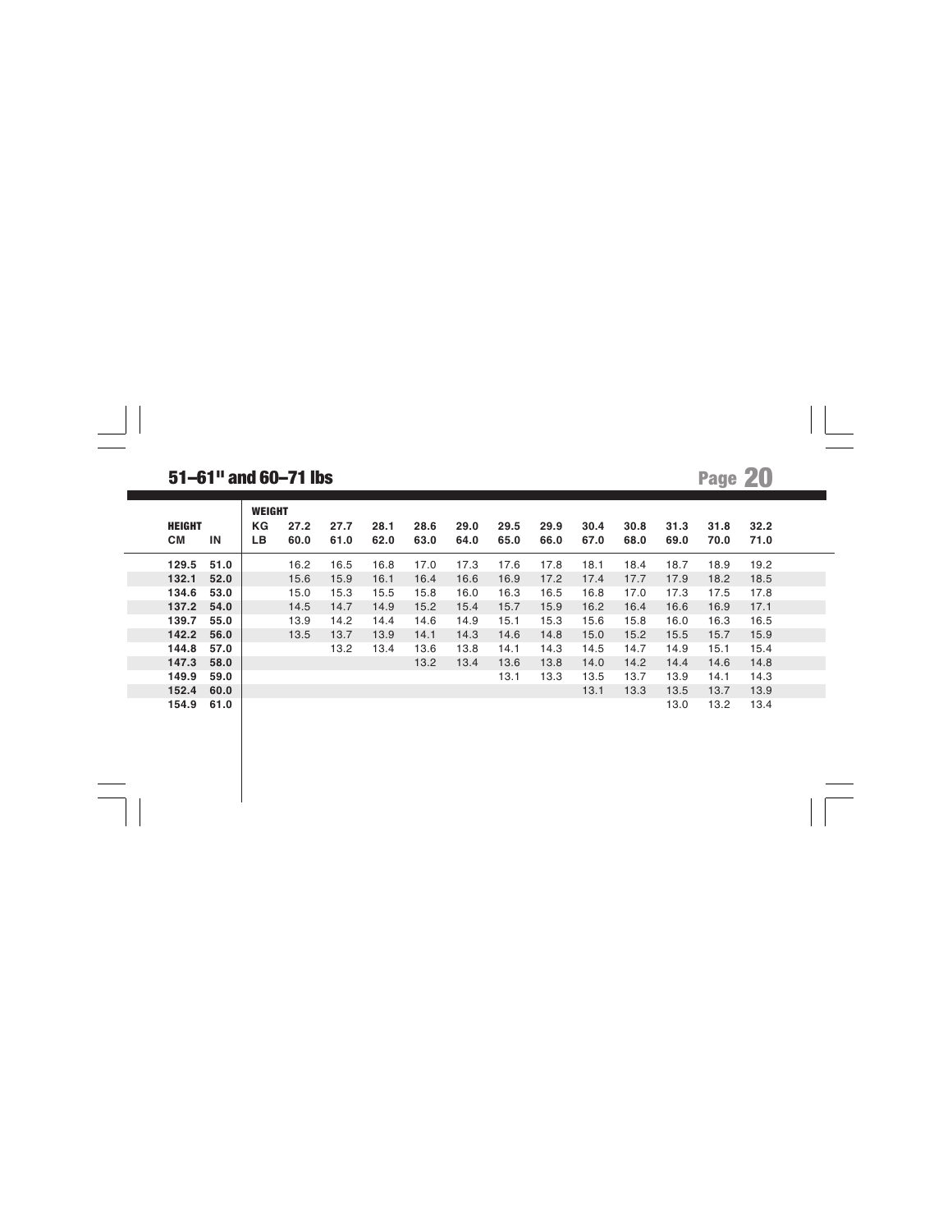## 51–61" and 60–71 lbs

| HEIGHT | | WEIGHT | | | | | | | | | | | | |
|---|---|---|---|---|---|---|---|---|---|---|---|---|---|---|
| | | KG | 27.2 | 27.7 | 28.1 | 28.6 | 29.0 | 29.5 | 29.9 | 30.4 | 30.8 | 31.3 | 31.8 | 32.2 |
| CM | IN | LB | 60.0 | 61.0 | 62.0 | 63.0 | 64.0 | 65.0 | 66.0 | 67.0 | 68.0 | 69.0 | 70.0 | 71.0 |
| **129.5** | **51.0** | | 16.2 | 16.5 | 16.8 | 17.0 | 17.3 | 17.6 | 17.8 | 18.1 | 18.4 | 18.7 | 18.9 | 19.2 |
| **132.1** | **52.0** | | 15.6 | 15.9 | 16.1 | 16.4 | 16.6 | 16.9 | 17.2 | 17.4 | 17.7 | 17.9 | 18.2 | 18.5 |
| **134.6** | **53.0** | | 15.0 | 15.3 | 15.5 | 15.8 | 16.0 | 16.3 | 16.5 | 16.8 | 17.0 | 17.3 | 17.5 | 17.8 |
| **137.2** | **54.0** | | 14.5 | 14.7 | 14.9 | 15.2 | 15.4 | 15.7 | 15.9 | 16.2 | 16.4 | 16.6 | 16.9 | 17.1 |
| **139.7** | **55.0** | | 13.9 | 14.2 | 14.4 | 14.6 | 14.9 | 15.1 | 15.3 | 15.6 | 15.8 | 16.0 | 16.3 | 16.5 |
| **142.2** | **56.0** | | 13.5 | 13.7 | 13.9 | 14.1 | 14.3 | 14.6 | 14.8 | 15.0 | 15.2 | 15.5 | 15.7 | 15.9 |
| **144.8** | **57.0** | | | 13.2 | 13.4 | 13.6 | 13.8 | 14.1 | 14.3 | 14.5 | 14.7 | 14.9 | 15.1 | 15.4 |
| **147.3** | **58.0** | | | | | 13.2 | 13.4 | 13.6 | 13.8 | 14.0 | 14.2 | 14.4 | 14.6 | 14.8 |
| **149.9** | **59.0** | | | | | | | 13.1 | 13.3 | 13.5 | 13.7 | 13.9 | 14.1 | 14.3 |
| **152.4** | **60.0** | | | | | | | | | 13.1 | 13.3 | 13.5 | 13.7 | 13.9 |
| **154.9** | **61.0** | | | | | | | | | | | 13.0 | 13.2 | 13.4 |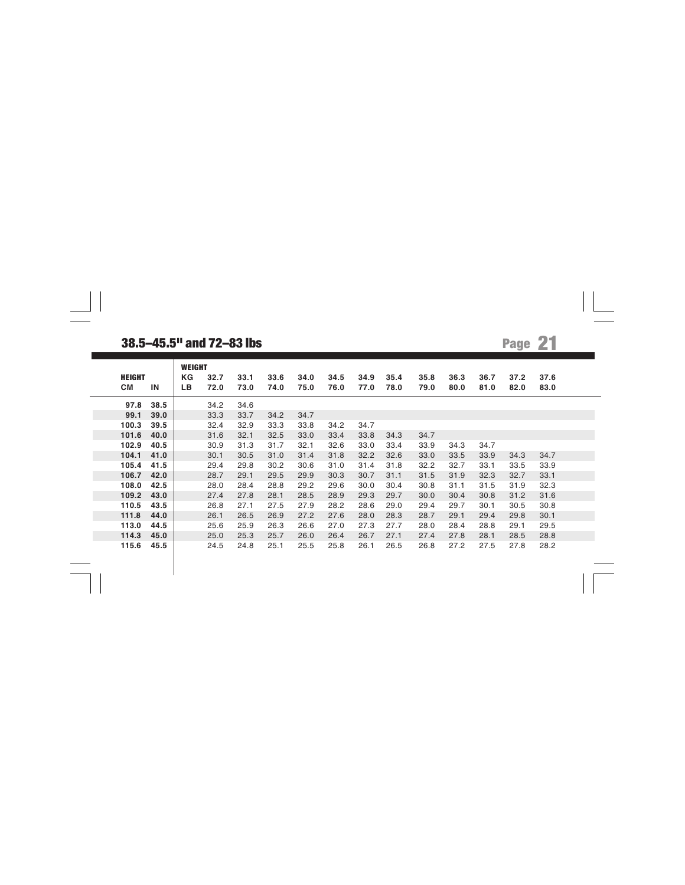## 38.5–45.5" and 72–83 lbs

| HEIGHT | | WEIGHT | | | | | | | | | | | | |
|---|---|---|---|---|---|---|---|---|---|---|---|---|---|---|
| | | KG | 32.7 | 33.1 | 33.6 | 34.0 | 34.5 | 34.9 | 35.4 | 35.8 | 36.3 | 36.7 | 37.2 | 37.6 |
| CM | IN | LB | 72.0 | 73.0 | 74.0 | 75.0 | 76.0 | 77.0 | 78.0 | 79.0 | 80.0 | 81.0 | 82.0 | 83.0 |
| **97.8** | **38.5** | | 34.2 | 34.6 | | | | | | | | | | |
| **99.1** | **39.0** | | 33.3 | 33.7 | 34.2 | 34.7 | | | | | | | | |
| **100.3** | **39.5** | | 32.4 | 32.9 | 33.3 | 33.8 | 34.2 | 34.7 | | | | | | |
| **101.6** | **40.0** | | 31.6 | 32.1 | 32.5 | 33.0 | 33.4 | 33.8 | 34.3 | 34.7 | | | | |
| **102.9** | **40.5** | | 30.9 | 31.3 | 31.7 | 32.1 | 32.6 | 33.0 | 33.4 | 33.9 | 34.3 | 34.7 | | |
| **104.1** | **41.0** | | 30.1 | 30.5 | 31.0 | 31.4 | 31.8 | 32.2 | 32.6 | 33.0 | 33.5 | 33.9 | 34.3 | 34.7 |
| **105.4** | **41.5** | | 29.4 | 29.8 | 30.2 | 30.6 | 31.0 | 31.4 | 31.8 | 32.2 | 32.7 | 33.1 | 33.5 | 33.9 |
| **106.7** | **42.0** | | 28.7 | 29.1 | 29.5 | 29.9 | 30.3 | 30.7 | 31.1 | 31.5 | 31.9 | 32.3 | 32.7 | 33.1 |
| **108.0** | **42.5** | | 28.0 | 28.4 | 28.8 | 29.2 | 29.6 | 30.0 | 30.4 | 30.8 | 31.1 | 31.5 | 31.9 | 32.3 |
| **109.2** | **43.0** | | 27.4 | 27.8 | 28.1 | 28.5 | 28.9 | 29.3 | 29.7 | 30.0 | 30.4 | 30.8 | 31.2 | 31.6 |
| **110.5** | **43.5** | | 26.8 | 27.1 | 27.5 | 27.9 | 28.2 | 28.6 | 29.0 | 29.4 | 29.7 | 30.1 | 30.5 | 30.8 |
| **111.8** | **44.0** | | 26.1 | 26.5 | 26.9 | 27.2 | 27.6 | 28.0 | 28.3 | 28.7 | 29.1 | 29.4 | 29.8 | 30.1 |
| **113.0** | **44.5** | | 25.6 | 25.9 | 26.3 | 26.6 | 27.0 | 27.3 | 27.7 | 28.0 | 28.4 | 28.8 | 29.1 | 29.5 |
| **114.3** | **45.0** | | 25.0 | 25.3 | 25.7 | 26.0 | 26.4 | 26.7 | 27.1 | 27.4 | 27.8 | 28.1 | 28.5 | 28.8 |
| **115.6** | **45.5** | | 24.5 | 24.8 | 25.1 | 25.5 | 25.8 | 26.1 | 26.5 | 26.8 | 27.2 | 27.5 | 27.8 | 28.2 |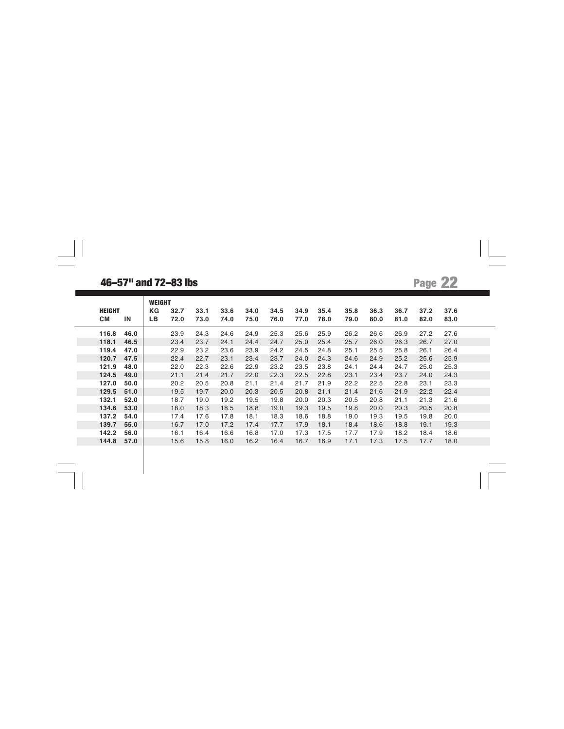## 46–57" and 72–83 lbs

| HEIGHT | | WEIGHT | | | | | | | | | | | | |
|---|---|---|---|---|---|---|---|---|---|---|---|---|---|---|
| | | KG | 32.7 | 33.1 | 33.6 | 34.0 | 34.5 | 34.9 | 35.4 | 35.8 | 36.3 | 36.7 | 37.2 | 37.6 |
| CM | IN | LB | 72.0 | 73.0 | 74.0 | 75.0 | 76.0 | 77.0 | 78.0 | 79.0 | 80.0 | 81.0 | 82.0 | 83.0 |
| **116.8** | **46.0** | | 23.9 | 24.3 | 24.6 | 24.9 | 25.3 | 25.6 | 25.9 | 26.2 | 26.6 | 26.9 | 27.2 | 27.6 |
| **118.1** | **46.5** | | 23.4 | 23.7 | 24.1 | 24.4 | 24.7 | 25.0 | 25.4 | 25.7 | 26.0 | 26.3 | 26.7 | 27.0 |
| **119.4** | **47.0** | | 22.9 | 23.2 | 23.6 | 23.9 | 24.2 | 24.5 | 24.8 | 25.1 | 25.5 | 25.8 | 26.1 | 26.4 |
| **120.7** | **47.5** | | 22.4 | 22.7 | 23.1 | 23.4 | 23.7 | 24.0 | 24.3 | 24.6 | 24.9 | 25.2 | 25.6 | 25.9 |
| **121.9** | **48.0** | | 22.0 | 22.3 | 22.6 | 22.9 | 23.2 | 23.5 | 23.8 | 24.1 | 24.4 | 24.7 | 25.0 | 25.3 |
| **124.5** | **49.0** | | 21.1 | 21.4 | 21.7 | 22.0 | 22.3 | 22.5 | 22.8 | 23.1 | 23.4 | 23.7 | 24.0 | 24.3 |
| **127.0** | **50.0** | | 20.2 | 20.5 | 20.8 | 21.1 | 21.4 | 21.7 | 21.9 | 22.2 | 22.5 | 22.8 | 23.1 | 23.3 |
| **129.5** | **51.0** | | 19.5 | 19.7 | 20.0 | 20.3 | 20.5 | 20.8 | 21.1 | 21.4 | 21.6 | 21.9 | 22.2 | 22.4 |
| **132.1** | **52.0** | | 18.7 | 19.0 | 19.2 | 19.5 | 19.8 | 20.0 | 20.3 | 20.5 | 20.8 | 21.1 | 21.3 | 21.6 |
| **134.6** | **53.0** | | 18.0 | 18.3 | 18.5 | 18.8 | 19.0 | 19.3 | 19.5 | 19.8 | 20.0 | 20.3 | 20.5 | 20.8 |
| **137.2** | **54.0** | | 17.4 | 17.6 | 17.8 | 18.1 | 18.3 | 18.6 | 18.8 | 19.0 | 19.3 | 19.5 | 19.8 | 20.0 |
| **139.7** | **55.0** | | 16.7 | 17.0 | 17.2 | 17.4 | 17.7 | 17.9 | 18.1 | 18.4 | 18.6 | 18.8 | 19.1 | 19.3 |
| **142.2** | **56.0** | | 16.1 | 16.4 | 16.6 | 16.8 | 17.0 | 17.3 | 17.5 | 17.7 | 17.9 | 18.2 | 18.4 | 18.6 |
| **144.8** | **57.0** | | 15.6 | 15.8 | 16.0 | 16.2 | 16.4 | 16.7 | 16.9 | 17.1 | 17.3 | 17.5 | 17.7 | 18.0 |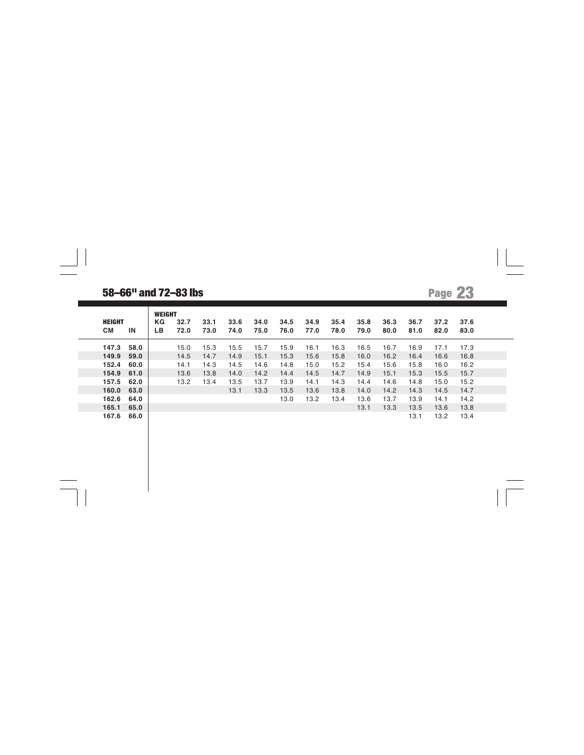## 58–66" and 72–83 lbs

| HEIGHT | | WEIGHT | | | | | | | | | | | |
|---|---|---|---|---|---|---|---|---|---|---|---|---|---|
| | | KG | 32.7 | 33.1 | 33.6 | 34.0 | 34.5 | 34.9 | 35.4 | 35.8 | 36.3 | 36.7 | 37.2 | 37.6 |
| CM | IN | LB | 72.0 | 73.0 | 74.0 | 75.0 | 76.0 | 77.0 | 78.0 | 79.0 | 80.0 | 81.0 | 82.0 | 83.0 |
| 147.3 | 58.0 | | 15.0 | 15.3 | 15.5 | 15.7 | 15.9 | 16.1 | 16.3 | 16.5 | 16.7 | 16.9 | 17.1 | 17.3 |
| 149.9 | 59.0 | | 14.5 | 14.7 | 14.9 | 15.1 | 15.3 | 15.6 | 15.8 | 16.0 | 16.2 | 16.4 | 16.6 | 16.8 |
| 152.4 | 60.0 | | 14.1 | 14.3 | 14.5 | 14.6 | 14.8 | 15.0 | 15.2 | 15.4 | 15.6 | 15.8 | 16.0 | 16.2 |
| 154.9 | 61.0 | | 13.6 | 13.8 | 14.0 | 14.2 | 14.4 | 14.5 | 14.7 | 14.9 | 15.1 | 15.3 | 15.5 | 15.7 |
| 157.5 | 62.0 | | 13.2 | 13.4 | 13.5 | 13.7 | 13.9 | 14.1 | 14.3 | 14.4 | 14.6 | 14.8 | 15.0 | 15.2 |
| 160.0 | 63.0 | | | | 13.1 | 13.3 | 13.5 | 13.6 | 13.8 | 14.0 | 14.2 | 14.3 | 14.5 | 14.7 |
| 162.6 | 64.0 | | | | | | 13.0 | 13.2 | 13.4 | 13.6 | 13.7 | 13.9 | 14.1 | 14.2 |
| 165.1 | 65.0 | | | | | | | | | 13.1 | 13.3 | 13.5 | 13.6 | 13.8 |
| 167.6 | 66.0 | | | | | | | | | | | 13.1 | 13.2 | 13.4 |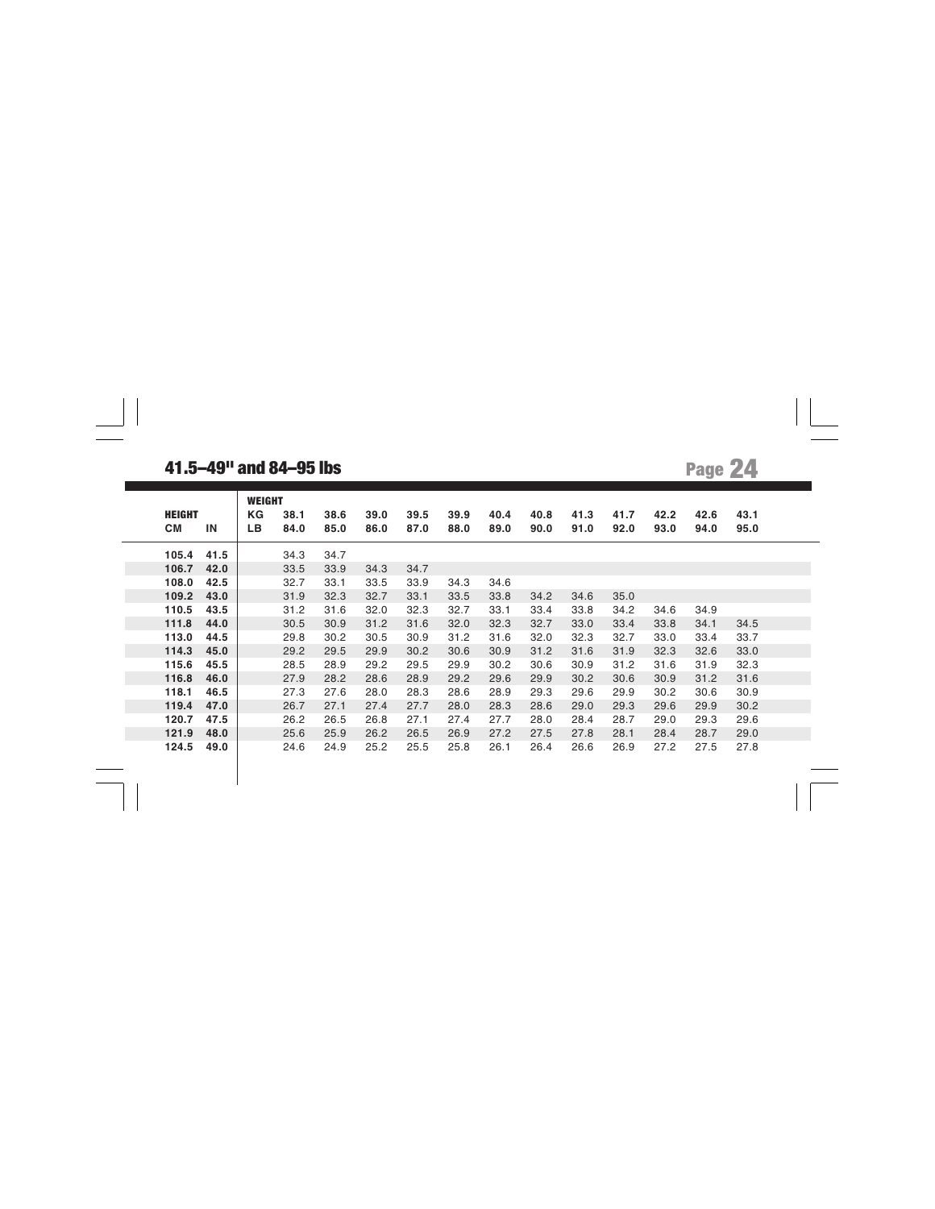## 41.5–49" and 84–95 lbs

| HEIGHT | | WEIGHT | | | | | | | | | | | |
|---|---|---|---|---|---|---|---|---|---|---|---|---|---|
| | | KG | 38.1 | 38.6 | 39.0 | 39.5 | 39.9 | 40.4 | 40.8 | 41.3 | 41.7 | 42.2 | 42.6 | 43.1 |
| CM | IN | LB | 84.0 | 85.0 | 86.0 | 87.0 | 88.0 | 89.0 | 90.0 | 91.0 | 92.0 | 93.0 | 94.0 | 95.0 |
| 105.4 | 41.5 | | 34.3 | 34.7 | | | | | | | | | | |
| 106.7 | 42.0 | | 33.5 | 33.9 | 34.3 | 34.7 | | | | | | | | |
| 108.0 | 42.5 | | 32.7 | 33.1 | 33.5 | 33.9 | 34.3 | 34.6 | | | | | | |
| 109.2 | 43.0 | | 31.9 | 32.3 | 32.7 | 33.1 | 33.5 | 33.8 | 34.2 | 34.6 | 35.0 | | | |
| 110.5 | 43.5 | | 31.2 | 31.6 | 32.0 | 32.3 | 32.7 | 33.1 | 33.4 | 33.8 | 34.2 | 34.6 | 34.9 | |
| 111.8 | 44.0 | | 30.5 | 30.9 | 31.2 | 31.6 | 32.0 | 32.3 | 32.7 | 33.0 | 33.4 | 33.8 | 34.1 | 34.5 |
| 113.0 | 44.5 | | 29.8 | 30.2 | 30.5 | 30.9 | 31.2 | 31.6 | 32.0 | 32.3 | 32.7 | 33.0 | 33.4 | 33.7 |
| 114.3 | 45.0 | | 29.2 | 29.5 | 29.9 | 30.2 | 30.6 | 30.9 | 31.2 | 31.6 | 31.9 | 32.3 | 32.6 | 33.0 |
| 115.6 | 45.5 | | 28.5 | 28.9 | 29.2 | 29.5 | 29.9 | 30.2 | 30.6 | 30.9 | 31.2 | 31.6 | 31.9 | 32.3 |
| 116.8 | 46.0 | | 27.9 | 28.2 | 28.6 | 28.9 | 29.2 | 29.6 | 29.9 | 30.2 | 30.6 | 30.9 | 31.2 | 31.6 |
| 118.1 | 46.5 | | 27.3 | 27.6 | 28.0 | 28.3 | 28.6 | 28.9 | 29.3 | 29.6 | 29.9 | 30.2 | 30.6 | 30.9 |
| 119.4 | 47.0 | | 26.7 | 27.1 | 27.4 | 27.7 | 28.0 | 28.3 | 28.6 | 29.0 | 29.3 | 29.6 | 29.9 | 30.2 |
| 120.7 | 47.5 | | 26.2 | 26.5 | 26.8 | 27.1 | 27.4 | 27.7 | 28.0 | 28.4 | 28.7 | 29.0 | 29.3 | 29.6 |
| 121.9 | 48.0 | | 25.6 | 25.9 | 26.2 | 26.5 | 26.9 | 27.2 | 27.5 | 27.8 | 28.1 | 28.4 | 28.7 | 29.0 |
| 124.5 | 49.0 | | 24.6 | 24.9 | 25.2 | 25.5 | 25.8 | 26.1 | 26.4 | 26.6 | 26.9 | 27.2 | 27.5 | 27.8 |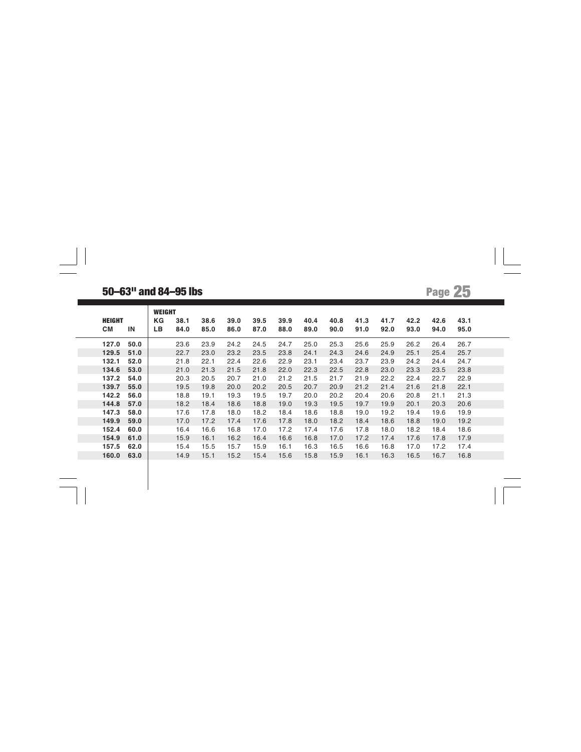## 50–63" and 84–95 lbs

| HEIGHT | | WEIGHT | | | | | | | | | | | | |
|---|---|---|---|---|---|---|---|---|---|---|---|---|---|---|
| | | KG | 38.1 | 38.6 | 39.0 | 39.5 | 39.9 | 40.4 | 40.8 | 41.3 | 41.7 | 42.2 | 42.6 | 43.1 |
| CM | IN | LB | 84.0 | 85.0 | 86.0 | 87.0 | 88.0 | 89.0 | 90.0 | 91.0 | 92.0 | 93.0 | 94.0 | 95.0 |
| **127.0** | **50.0** | | 23.6 | 23.9 | 24.2 | 24.5 | 24.7 | 25.0 | 25.3 | 25.6 | 25.9 | 26.2 | 26.4 | 26.7 |
| **129.5** | **51.0** | | 22.7 | 23.0 | 23.2 | 23.5 | 23.8 | 24.1 | 24.3 | 24.6 | 24.9 | 25.1 | 25.4 | 25.7 |
| **132.1** | **52.0** | | 21.8 | 22.1 | 22.4 | 22.6 | 22.9 | 23.1 | 23.4 | 23.7 | 23.9 | 24.2 | 24.4 | 24.7 |
| **134.6** | **53.0** | | 21.0 | 21.3 | 21.5 | 21.8 | 22.0 | 22.3 | 22.5 | 22.8 | 23.0 | 23.3 | 23.5 | 23.8 |
| **137.2** | **54.0** | | 20.3 | 20.5 | 20.7 | 21.0 | 21.2 | 21.5 | 21.7 | 21.9 | 22.2 | 22.4 | 22.7 | 22.9 |
| **139.7** | **55.0** | | 19.5 | 19.8 | 20.0 | 20.2 | 20.5 | 20.7 | 20.9 | 21.2 | 21.4 | 21.6 | 21.8 | 22.1 |
| **142.2** | **56.0** | | 18.8 | 19.1 | 19.3 | 19.5 | 19.7 | 20.0 | 20.2 | 20.4 | 20.6 | 20.8 | 21.1 | 21.3 |
| **144.8** | **57.0** | | 18.2 | 18.4 | 18.6 | 18.8 | 19.0 | 19.3 | 19.5 | 19.7 | 19.9 | 20.1 | 20.3 | 20.6 |
| **147.3** | **58.0** | | 17.6 | 17.8 | 18.0 | 18.2 | 18.4 | 18.6 | 18.8 | 19.0 | 19.2 | 19.4 | 19.6 | 19.9 |
| **149.9** | **59.0** | | 17.0 | 17.2 | 17.4 | 17.6 | 17.8 | 18.0 | 18.2 | 18.4 | 18.6 | 18.8 | 19.0 | 19.2 |
| **152.4** | **60.0** | | 16.4 | 16.6 | 16.8 | 17.0 | 17.2 | 17.4 | 17.6 | 17.8 | 18.0 | 18.2 | 18.4 | 18.6 |
| **154.9** | **61.0** | | 15.9 | 16.1 | 16.2 | 16.4 | 16.6 | 16.8 | 17.0 | 17.2 | 17.4 | 17.6 | 17.8 | 17.9 |
| **157.5** | **62.0** | | 15.4 | 15.5 | 15.7 | 15.9 | 16.1 | 16.3 | 16.5 | 16.6 | 16.8 | 17.0 | 17.2 | 17.4 |
| **160.0** | **63.0** | | 14.9 | 15.1 | 15.2 | 15.4 | 15.6 | 15.8 | 15.9 | 16.1 | 16.3 | 16.5 | 16.7 | 16.8 |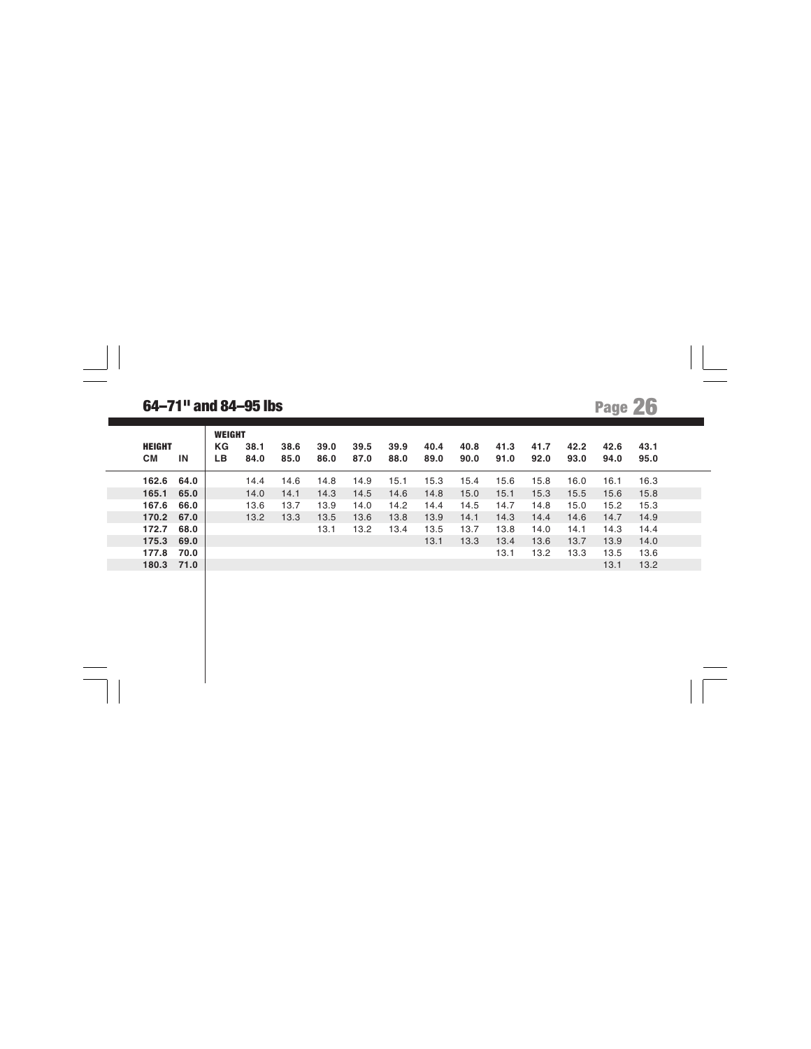## 64–71" and 84–95 lbs

| HEIGHT | | WEIGHT | | | | | | | | | | | |
|---|---|---|---|---|---|---|---|---|---|---|---|---|---|
| CM | IN | KG | 38.1 | 38.6 | 39.0 | 39.5 | 39.9 | 40.4 | 40.8 | 41.3 | 41.7 | 42.2 | 42.6 | 43.1 |
| | | LB | 84.0 | 85.0 | 86.0 | 87.0 | 88.0 | 89.0 | 90.0 | 91.0 | 92.0 | 93.0 | 94.0 | 95.0 |
| 162.6 | 64.0 | | 14.4 | 14.6 | 14.8 | 14.9 | 15.1 | 15.3 | 15.4 | 15.6 | 15.8 | 16.0 | 16.1 | 16.3 |
| 165.1 | 65.0 | | 14.0 | 14.1 | 14.3 | 14.5 | 14.6 | 14.8 | 15.0 | 15.1 | 15.3 | 15.5 | 15.6 | 15.8 |
| 167.6 | 66.0 | | 13.6 | 13.7 | 13.9 | 14.0 | 14.2 | 14.4 | 14.5 | 14.7 | 14.8 | 15.0 | 15.2 | 15.3 |
| 170.2 | 67.0 | | 13.2 | 13.3 | 13.5 | 13.6 | 13.8 | 13.9 | 14.1 | 14.3 | 14.4 | 14.6 | 14.7 | 14.9 |
| 172.7 | 68.0 | | | | 13.1 | 13.2 | 13.4 | 13.5 | 13.7 | 13.8 | 14.0 | 14.1 | 14.3 | 14.4 |
| 175.3 | 69.0 | | | | | | | 13.1 | 13.3 | 13.4 | 13.6 | 13.7 | 13.9 | 14.0 |
| 177.8 | 70.0 | | | | | | | | | 13.1 | 13.2 | 13.3 | 13.5 | 13.6 |
| 180.3 | 71.0 | | | | | | | | | | | | 13.1 | 13.2 |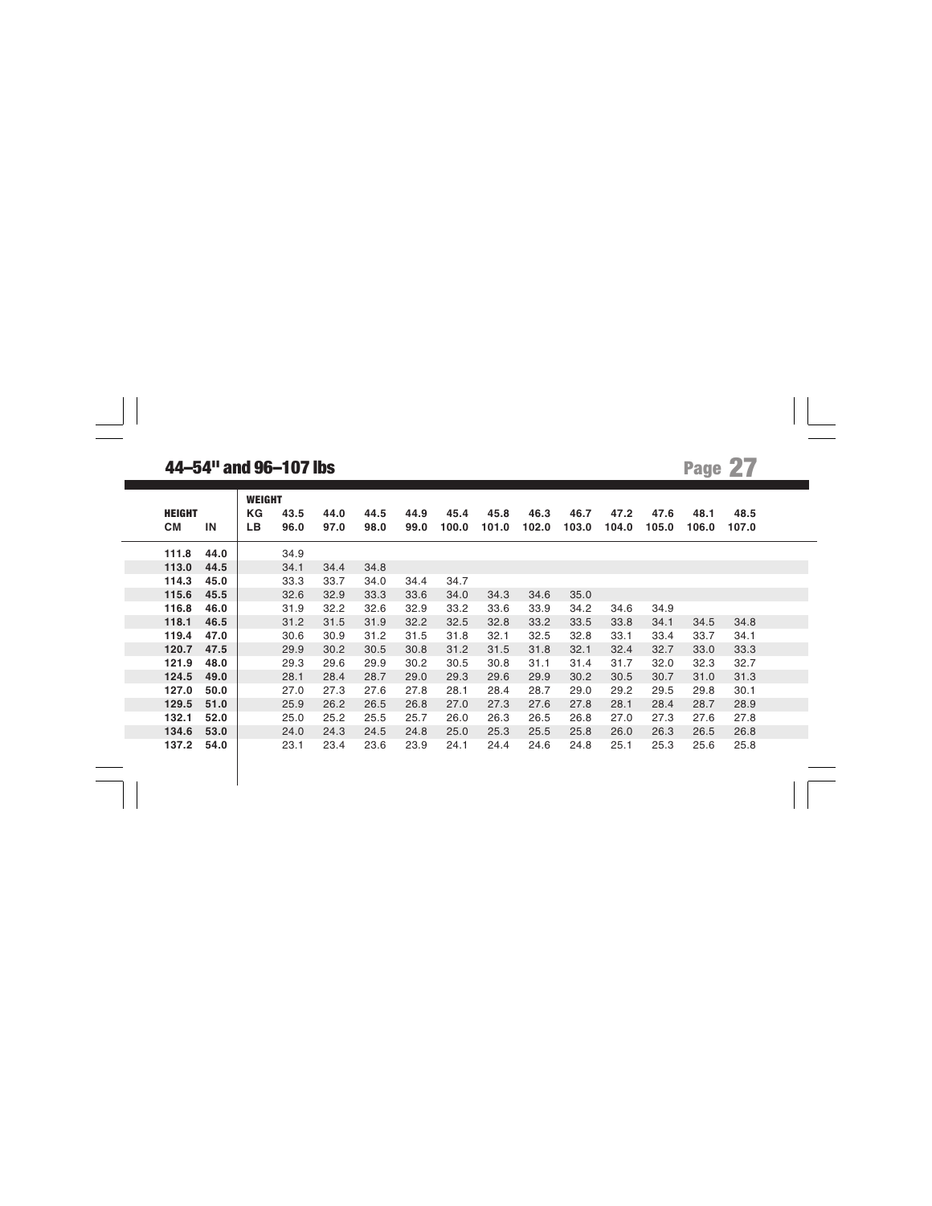## 44–54" and 96–107 lbs

| HEIGHT | | WEIGHT | | | | | | | | | | | | |
|---|---|---|---|---|---|---|---|---|---|---|---|---|---|---|
| | | KG | 43.5 | 44.0 | 44.5 | 44.9 | 45.4 | 45.8 | 46.3 | 46.7 | 47.2 | 47.6 | 48.1 | 48.5 |
| CM | IN | LB | 96.0 | 97.0 | 98.0 | 99.0 | 100.0 | 101.0 | 102.0 | 103.0 | 104.0 | 105.0 | 106.0 | 107.0 |
| **111.8** | **44.0** | | 34.9 | | | | | | | | | | | |
| **113.0** | **44.5** | | 34.1 | 34.4 | 34.8 | | | | | | | | | |
| **114.3** | **45.0** | | 33.3 | 33.7 | 34.0 | 34.4 | 34.7 | | | | | | | |
| **115.6** | **45.5** | | 32.6 | 32.9 | 33.3 | 33.6 | 34.0 | 34.3 | 34.6 | 35.0 | | | | |
| **116.8** | **46.0** | | 31.9 | 32.2 | 32.6 | 32.9 | 33.2 | 33.6 | 33.9 | 34.2 | 34.6 | 34.9 | | |
| **118.1** | **46.5** | | 31.2 | 31.5 | 31.9 | 32.2 | 32.5 | 32.8 | 33.2 | 33.5 | 33.8 | 34.1 | 34.5 | 34.8 |
| **119.4** | **47.0** | | 30.6 | 30.9 | 31.2 | 31.5 | 31.8 | 32.1 | 32.5 | 32.8 | 33.1 | 33.4 | 33.7 | 34.1 |
| **120.7** | **47.5** | | 29.9 | 30.2 | 30.5 | 30.8 | 31.2 | 31.5 | 31.8 | 32.1 | 32.4 | 32.7 | 33.0 | 33.3 |
| **121.9** | **48.0** | | 29.3 | 29.6 | 29.9 | 30.2 | 30.5 | 30.8 | 31.1 | 31.4 | 31.7 | 32.0 | 32.3 | 32.7 |
| **124.5** | **49.0** | | 28.1 | 28.4 | 28.7 | 29.0 | 29.3 | 29.6 | 29.9 | 30.2 | 30.5 | 30.7 | 31.0 | 31.3 |
| **127.0** | **50.0** | | 27.0 | 27.3 | 27.6 | 27.8 | 28.1 | 28.4 | 28.7 | 29.0 | 29.2 | 29.5 | 29.8 | 30.1 |
| **129.5** | **51.0** | | 25.9 | 26.2 | 26.5 | 26.8 | 27.0 | 27.3 | 27.6 | 27.8 | 28.1 | 28.4 | 28.7 | 28.9 |
| **132.1** | **52.0** | | 25.0 | 25.2 | 25.5 | 25.7 | 26.0 | 26.3 | 26.5 | 26.8 | 27.0 | 27.3 | 27.6 | 27.8 |
| **134.6** | **53.0** | | 24.0 | 24.3 | 24.5 | 24.8 | 25.0 | 25.3 | 25.5 | 25.8 | 26.0 | 26.3 | 26.5 | 26.8 |
| **137.2** | **54.0** | | 23.1 | 23.4 | 23.6 | 23.9 | 24.1 | 24.4 | 24.6 | 24.8 | 25.1 | 25.3 | 25.6 | 25.8 |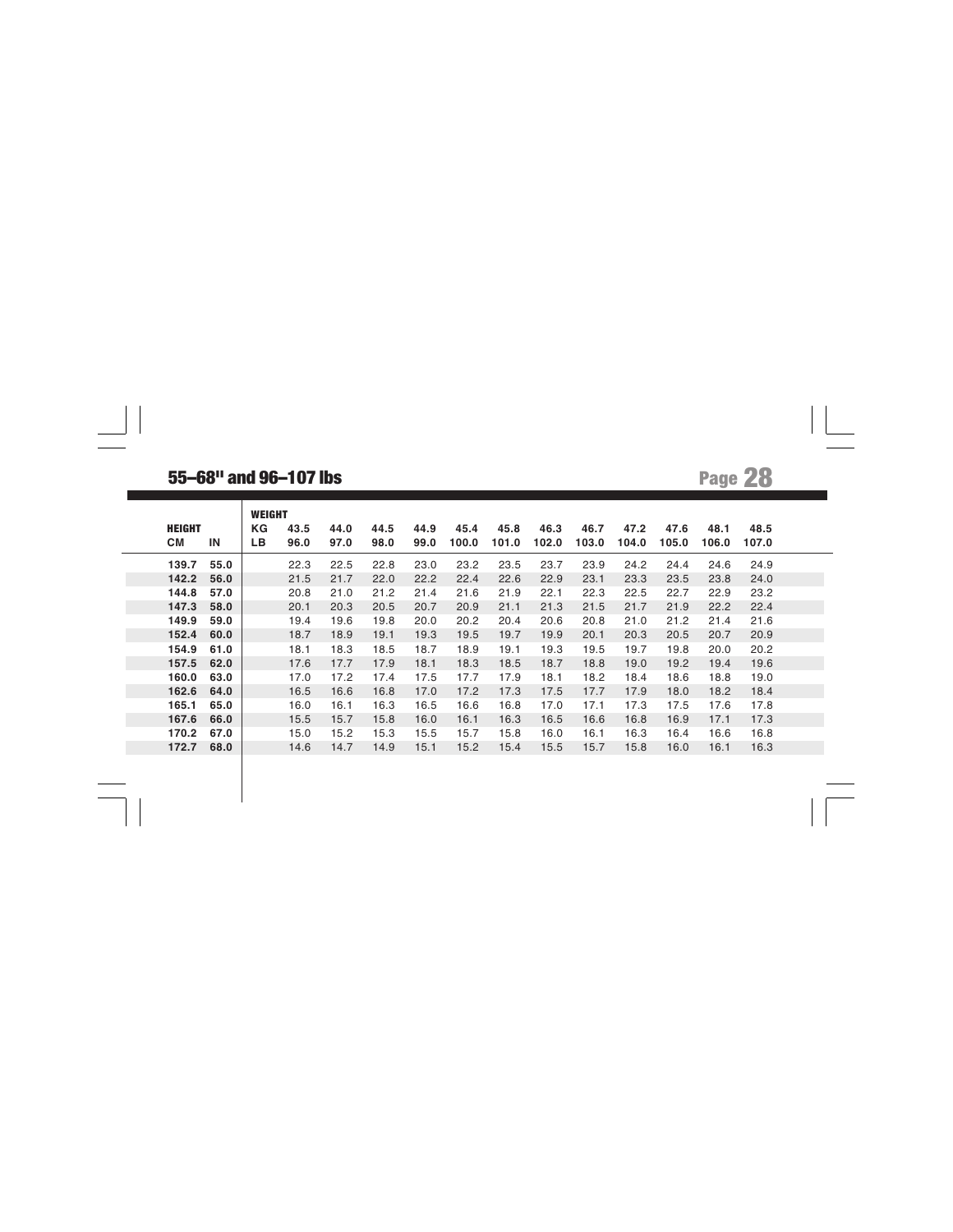## 55–68" and 96–107 lbs

| HEIGHT | | WEIGHT | | | | | | | | | | | | |
|---|---|---|---|---|---|---|---|---|---|---|---|---|---|---|
| | | KG | 43.5 | 44.0 | 44.5 | 44.9 | 45.4 | 45.8 | 46.3 | 46.7 | 47.2 | 47.6 | 48.1 | 48.5 |
| CM | IN | LB | 96.0 | 97.0 | 98.0 | 99.0 | 100.0 | 101.0 | 102.0 | 103.0 | 104.0 | 105.0 | 106.0 | 107.0 |
| **139.7** | **55.0** | | 22.3 | 22.5 | 22.8 | 23.0 | 23.2 | 23.5 | 23.7 | 23.9 | 24.2 | 24.4 | 24.6 | 24.9 |
| **142.2** | **56.0** | | 21.5 | 21.7 | 22.0 | 22.2 | 22.4 | 22.6 | 22.9 | 23.1 | 23.3 | 23.5 | 23.8 | 24.0 |
| **144.8** | **57.0** | | 20.8 | 21.0 | 21.2 | 21.4 | 21.6 | 21.9 | 22.1 | 22.3 | 22.5 | 22.7 | 22.9 | 23.2 |
| **147.3** | **58.0** | | 20.1 | 20.3 | 20.5 | 20.7 | 20.9 | 21.1 | 21.3 | 21.5 | 21.7 | 21.9 | 22.2 | 22.4 |
| **149.9** | **59.0** | | 19.4 | 19.6 | 19.8 | 20.0 | 20.2 | 20.4 | 20.6 | 20.8 | 21.0 | 21.2 | 21.4 | 21.6 |
| **152.4** | **60.0** | | 18.7 | 18.9 | 19.1 | 19.3 | 19.5 | 19.7 | 19.9 | 20.1 | 20.3 | 20.5 | 20.7 | 20.9 |
| **154.9** | **61.0** | | 18.1 | 18.3 | 18.5 | 18.7 | 18.9 | 19.1 | 19.3 | 19.5 | 19.7 | 19.8 | 20.0 | 20.2 |
| **157.5** | **62.0** | | 17.6 | 17.7 | 17.9 | 18.1 | 18.3 | 18.5 | 18.7 | 18.8 | 19.0 | 19.2 | 19.4 | 19.6 |
| **160.0** | **63.0** | | 17.0 | 17.2 | 17.4 | 17.5 | 17.7 | 17.9 | 18.1 | 18.2 | 18.4 | 18.6 | 18.8 | 19.0 |
| **162.6** | **64.0** | | 16.5 | 16.6 | 16.8 | 17.0 | 17.2 | 17.3 | 17.5 | 17.7 | 17.9 | 18.0 | 18.2 | 18.4 |
| **165.1** | **65.0** | | 16.0 | 16.1 | 16.3 | 16.5 | 16.6 | 16.8 | 17.0 | 17.1 | 17.3 | 17.5 | 17.6 | 17.8 |
| **167.6** | **66.0** | | 15.5 | 15.7 | 15.8 | 16.0 | 16.1 | 16.3 | 16.5 | 16.6 | 16.8 | 16.9 | 17.1 | 17.3 |
| **170.2** | **67.0** | | 15.0 | 15.2 | 15.3 | 15.5 | 15.7 | 15.8 | 16.0 | 16.1 | 16.3 | 16.4 | 16.6 | 16.8 |
| **172.7** | **68.0** | | 14.6 | 14.7 | 14.9 | 15.1 | 15.2 | 15.4 | 15.5 | 15.7 | 15.8 | 16.0 | 16.1 | 16.3 |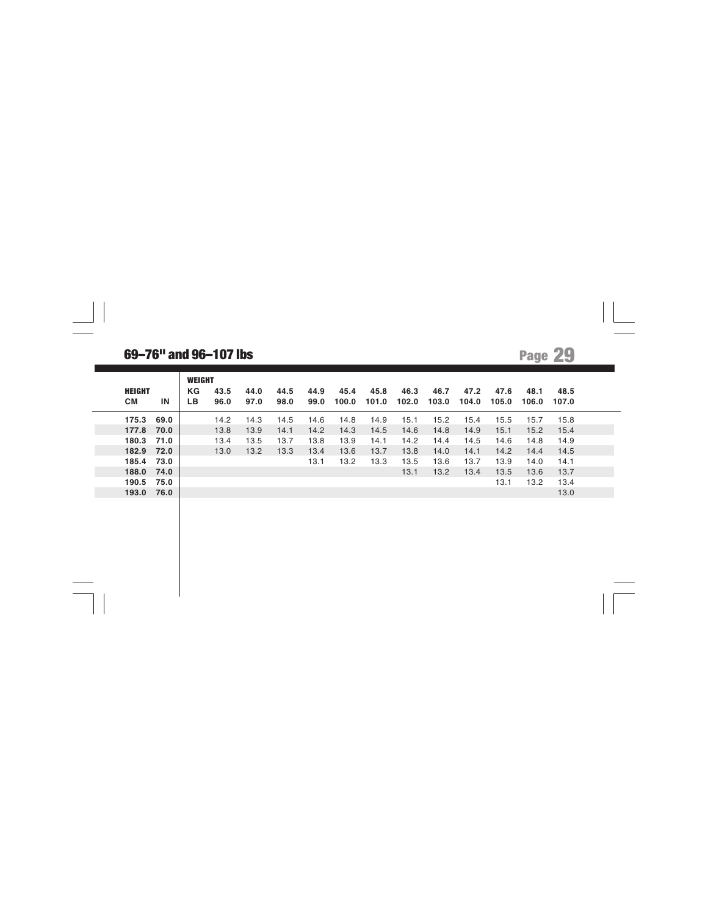## 69–76" and 96–107 lbs

| HEIGHT | | WEIGHT | | | | | | | | | | | | |
|---|---|---|---|---|---|---|---|---|---|---|---|---|---|---|
| | | KG | 43.5 | 44.0 | 44.5 | 44.9 | 45.4 | 45.8 | 46.3 | 46.7 | 47.2 | 47.6 | 48.1 | 48.5 |
| CM | IN | LB | 96.0 | 97.0 | 98.0 | 99.0 | 100.0 | 101.0 | 102.0 | 103.0 | 104.0 | 105.0 | 106.0 | 107.0 |
| 175.3 | 69.0 | | 14.2 | 14.3 | 14.5 | 14.6 | 14.8 | 14.9 | 15.1 | 15.2 | 15.4 | 15.5 | 15.7 | 15.8 |
| 177.8 | 70.0 | | 13.8 | 13.9 | 14.1 | 14.2 | 14.3 | 14.5 | 14.6 | 14.8 | 14.9 | 15.1 | 15.2 | 15.4 |
| 180.3 | 71.0 | | 13.4 | 13.5 | 13.7 | 13.8 | 13.9 | 14.1 | 14.2 | 14.4 | 14.5 | 14.6 | 14.8 | 14.9 |
| 182.9 | 72.0 | | 13.0 | 13.2 | 13.3 | 13.4 | 13.6 | 13.7 | 13.8 | 14.0 | 14.1 | 14.2 | 14.4 | 14.5 |
| 185.4 | 73.0 | | | | | 13.1 | 13.2 | 13.3 | 13.5 | 13.6 | 13.7 | 13.9 | 14.0 | 14.1 |
| 188.0 | 74.0 | | | | | | | | 13.1 | 13.2 | 13.4 | 13.5 | 13.6 | 13.7 |
| 190.5 | 75.0 | | | | | | | | | | | 13.1 | 13.2 | 13.4 |
| 193.0 | 76.0 | | | | | | | | | | | | | 13.0 |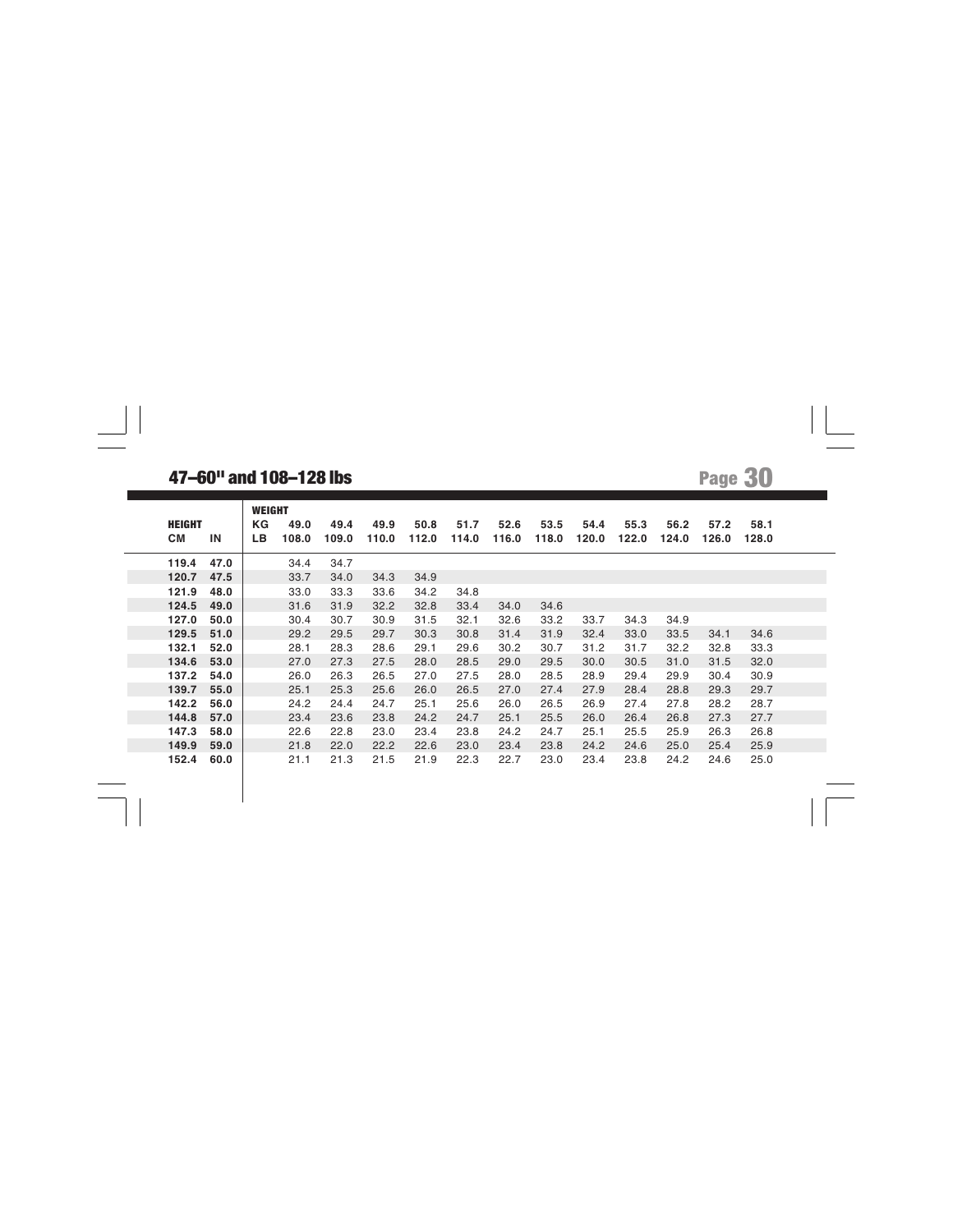## 47–60" and 108–128 lbs

| HEIGHT | | WEIGHT | | | | | | | | | | | | |
|---|---|---|---|---|---|---|---|---|---|---|---|---|---|---|
| | | KG | 49.0 | 49.4 | 49.9 | 50.8 | 51.7 | 52.6 | 53.5 | 54.4 | 55.3 | 56.2 | 57.2 | 58.1 |
| CM | IN | LB | 108.0 | 109.0 | 110.0 | 112.0 | 114.0 | 116.0 | 118.0 | 120.0 | 122.0 | 124.0 | 126.0 | 128.0 |
| 119.4 | 47.0 | | 34.4 | 34.7 | | | | | | | | | | |
| 120.7 | 47.5 | | 33.7 | 34.0 | 34.3 | 34.9 | | | | | | | | |
| 121.9 | 48.0 | | 33.0 | 33.3 | 33.6 | 34.2 | 34.8 | | | | | | | |
| 124.5 | 49.0 | | 31.6 | 31.9 | 32.2 | 32.8 | 33.4 | 34.0 | 34.6 | | | | | |
| 127.0 | 50.0 | | 30.4 | 30.7 | 30.9 | 31.5 | 32.1 | 32.6 | 33.2 | 33.7 | 34.3 | 34.9 | | |
| 129.5 | 51.0 | | 29.2 | 29.5 | 29.7 | 30.3 | 30.8 | 31.4 | 31.9 | 32.4 | 33.0 | 33.5 | 34.1 | 34.6 |
| 132.1 | 52.0 | | 28.1 | 28.3 | 28.6 | 29.1 | 29.6 | 30.2 | 30.7 | 31.2 | 31.7 | 32.2 | 32.8 | 33.3 |
| 134.6 | 53.0 | | 27.0 | 27.3 | 27.5 | 28.0 | 28.5 | 29.0 | 29.5 | 30.0 | 30.5 | 31.0 | 31.5 | 32.0 |
| 137.2 | 54.0 | | 26.0 | 26.3 | 26.5 | 27.0 | 27.5 | 28.0 | 28.5 | 28.9 | 29.4 | 29.9 | 30.4 | 30.9 |
| 139.7 | 55.0 | | 25.1 | 25.3 | 25.6 | 26.0 | 26.5 | 27.0 | 27.4 | 27.9 | 28.4 | 28.8 | 29.3 | 29.7 |
| 142.2 | 56.0 | | 24.2 | 24.4 | 24.7 | 25.1 | 25.6 | 26.0 | 26.5 | 26.9 | 27.4 | 27.8 | 28.2 | 28.7 |
| 144.8 | 57.0 | | 23.4 | 23.6 | 23.8 | 24.2 | 24.7 | 25.1 | 25.5 | 26.0 | 26.4 | 26.8 | 27.3 | 27.7 |
| 147.3 | 58.0 | | 22.6 | 22.8 | 23.0 | 23.4 | 23.8 | 24.2 | 24.7 | 25.1 | 25.5 | 25.9 | 26.3 | 26.8 |
| 149.9 | 59.0 | | 21.8 | 22.0 | 22.2 | 22.6 | 23.0 | 23.4 | 23.8 | 24.2 | 24.6 | 25.0 | 25.4 | 25.9 |
| 152.4 | 60.0 | | 21.1 | 21.3 | 21.5 | 21.9 | 22.3 | 22.7 | 23.0 | 23.4 | 23.8 | 24.2 | 24.6 | 25.0 |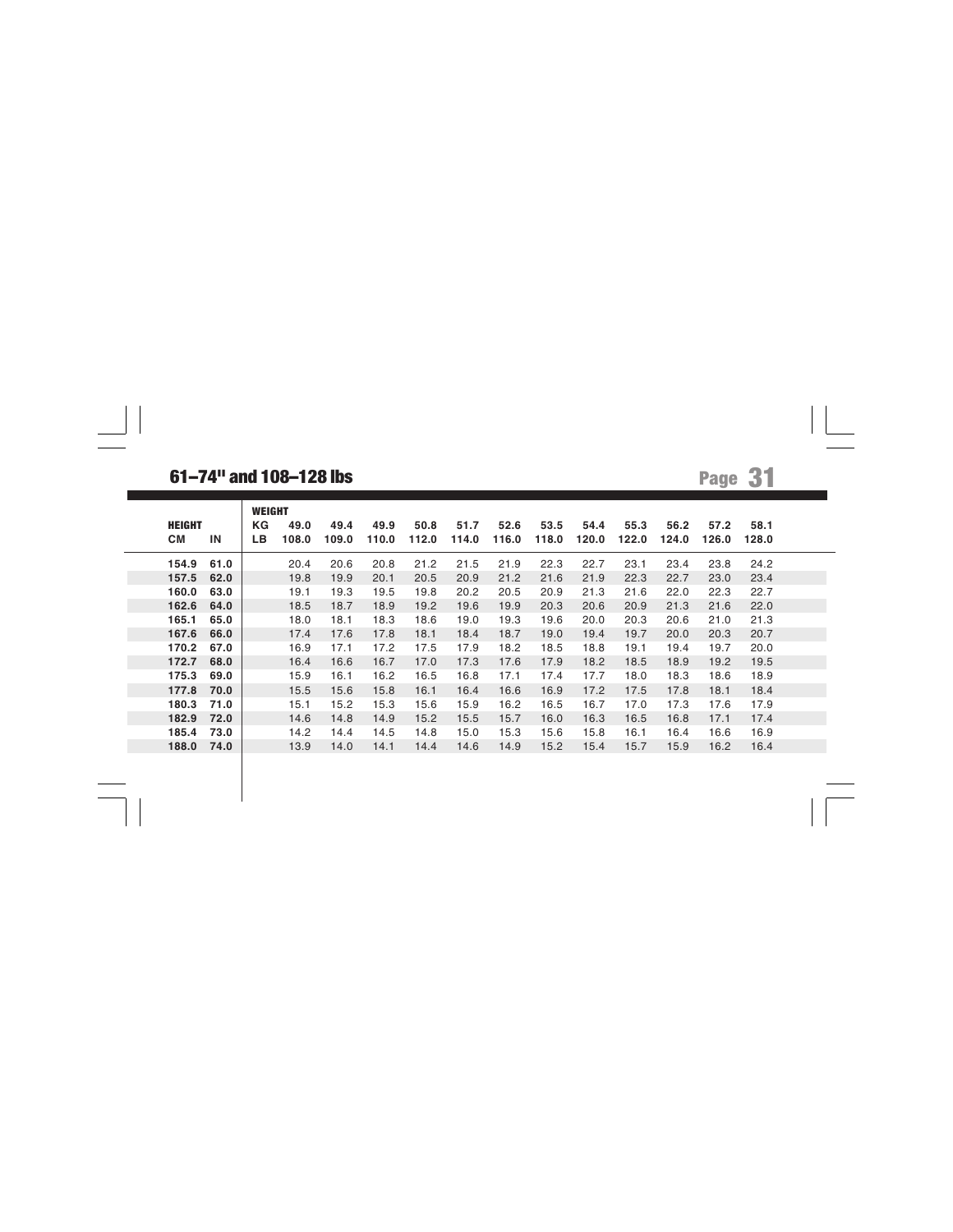## 61–74" and 108–128 lbs

| HEIGHT | | WEIGHT | | | | | | | | | | | |
|---|---|---|---|---|---|---|---|---|---|---|---|---|---|
| | | KG | 49.0 | 49.4 | 49.9 | 50.8 | 51.7 | 52.6 | 53.5 | 54.4 | 55.3 | 56.2 | 57.2 | 58.1 |
| CM | IN | LB | 108.0 | 109.0 | 110.0 | 112.0 | 114.0 | 116.0 | 118.0 | 120.0 | 122.0 | 124.0 | 126.0 | 128.0 |
| **154.9** | **61.0** | | 20.4 | 20.6 | 20.8 | 21.2 | 21.5 | 21.9 | 22.3 | 22.7 | 23.1 | 23.4 | 23.8 | 24.2 |
| **157.5** | **62.0** | | 19.8 | 19.9 | 20.1 | 20.5 | 20.9 | 21.2 | 21.6 | 21.9 | 22.3 | 22.7 | 23.0 | 23.4 |
| **160.0** | **63.0** | | 19.1 | 19.3 | 19.5 | 19.8 | 20.2 | 20.5 | 20.9 | 21.3 | 21.6 | 22.0 | 22.3 | 22.7 |
| **162.6** | **64.0** | | 18.5 | 18.7 | 18.9 | 19.2 | 19.6 | 19.9 | 20.3 | 20.6 | 20.9 | 21.3 | 21.6 | 22.0 |
| **165.1** | **65.0** | | 18.0 | 18.1 | 18.3 | 18.6 | 19.0 | 19.3 | 19.6 | 20.0 | 20.3 | 20.6 | 21.0 | 21.3 |
| **167.6** | **66.0** | | 17.4 | 17.6 | 17.8 | 18.1 | 18.4 | 18.7 | 19.0 | 19.4 | 19.7 | 20.0 | 20.3 | 20.7 |
| **170.2** | **67.0** | | 16.9 | 17.1 | 17.2 | 17.5 | 17.9 | 18.2 | 18.5 | 18.8 | 19.1 | 19.4 | 19.7 | 20.0 |
| **172.7** | **68.0** | | 16.4 | 16.6 | 16.7 | 17.0 | 17.3 | 17.6 | 17.9 | 18.2 | 18.5 | 18.9 | 19.2 | 19.5 |
| **175.3** | **69.0** | | 15.9 | 16.1 | 16.2 | 16.5 | 16.8 | 17.1 | 17.4 | 17.7 | 18.0 | 18.3 | 18.6 | 18.9 |
| **177.8** | **70.0** | | 15.5 | 15.6 | 15.8 | 16.1 | 16.4 | 16.6 | 16.9 | 17.2 | 17.5 | 17.8 | 18.1 | 18.4 |
| **180.3** | **71.0** | | 15.1 | 15.2 | 15.3 | 15.6 | 15.9 | 16.2 | 16.5 | 16.7 | 17.0 | 17.3 | 17.6 | 17.9 |
| **182.9** | **72.0** | | 14.6 | 14.8 | 14.9 | 15.2 | 15.5 | 15.7 | 16.0 | 16.3 | 16.5 | 16.8 | 17.1 | 17.4 |
| **185.4** | **73.0** | | 14.2 | 14.4 | 14.5 | 14.8 | 15.0 | 15.3 | 15.6 | 15.8 | 16.1 | 16.4 | 16.6 | 16.9 |
| **188.0** | **74.0** | | 13.9 | 14.0 | 14.1 | 14.4 | 14.6 | 14.9 | 15.2 | 15.4 | 15.7 | 15.9 | 16.2 | 16.4 |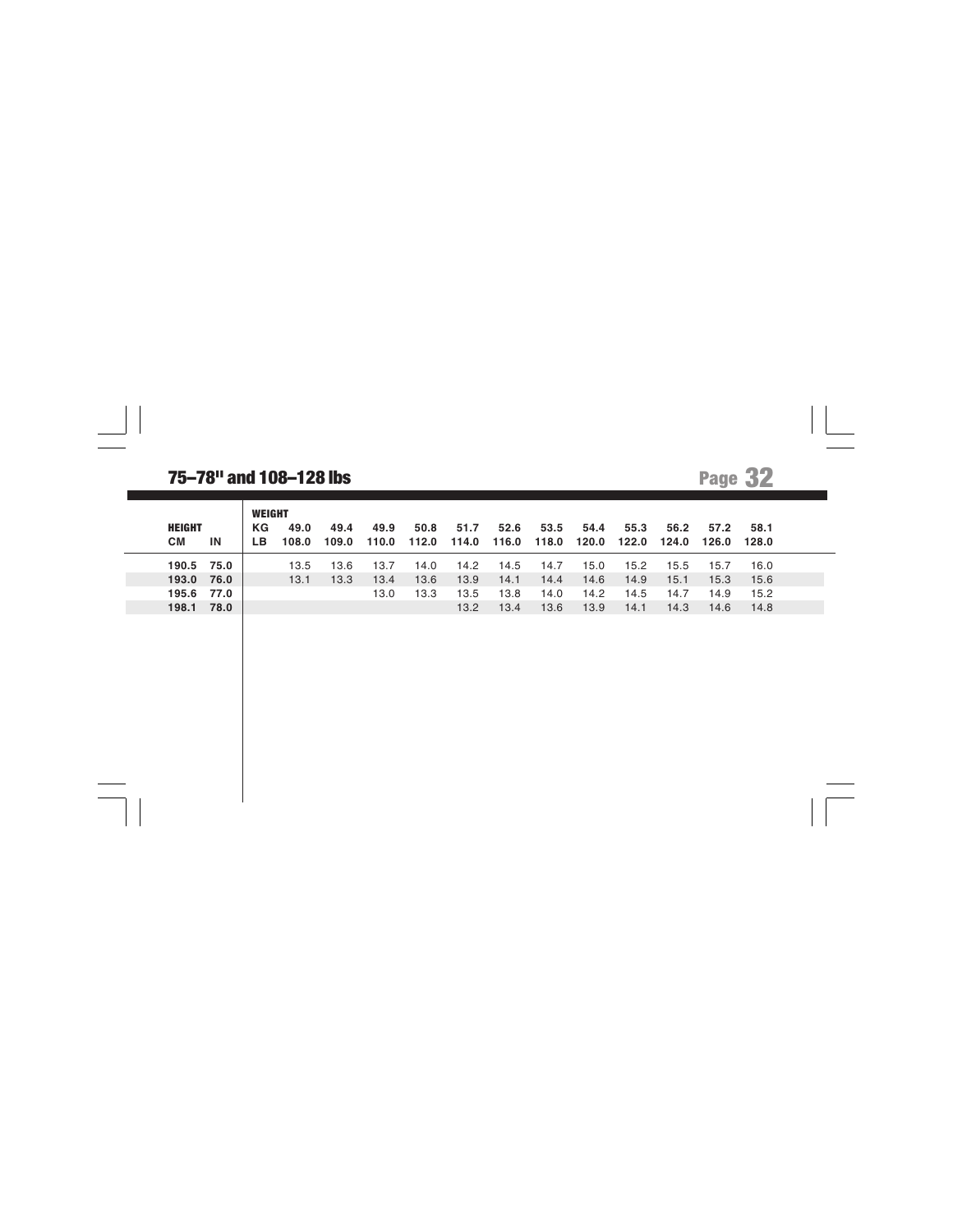## 75–78" and 108–128 lbs

| HEIGHT | | WEIGHT KG | 49.0 | 49.4 | 49.9 | 50.8 | 51.7 | 52.6 | 53.5 | 54.4 | 55.3 | 56.2 | 57.2 | 58.1 |
|---|---|---|---|---|---|---|---|---|---|---|---|---|---|---|
| **CM** | **IN** | **LB** | **108.0** | **109.0** | **110.0** | **112.0** | **114.0** | **116.0** | **118.0** | **120.0** | **122.0** | **124.0** | **126.0** | **128.0** |
| **190.5** | **75.0** | | 13.5 | 13.6 | 13.7 | 14.0 | 14.2 | 14.5 | 14.7 | 15.0 | 15.2 | 15.5 | 15.7 | 16.0 |
| **193.0** | **76.0** | | 13.1 | 13.3 | 13.4 | 13.6 | 13.9 | 14.1 | 14.4 | 14.6 | 14.9 | 15.1 | 15.3 | 15.6 |
| **195.6** | **77.0** | | | | 13.0 | 13.3 | 13.5 | 13.8 | 14.0 | 14.2 | 14.5 | 14.7 | 14.9 | 15.2 |
| **198.1** | **78.0** | | | | | | 13.2 | 13.4 | 13.6 | 13.9 | 14.1 | 14.3 | 14.6 | 14.8 |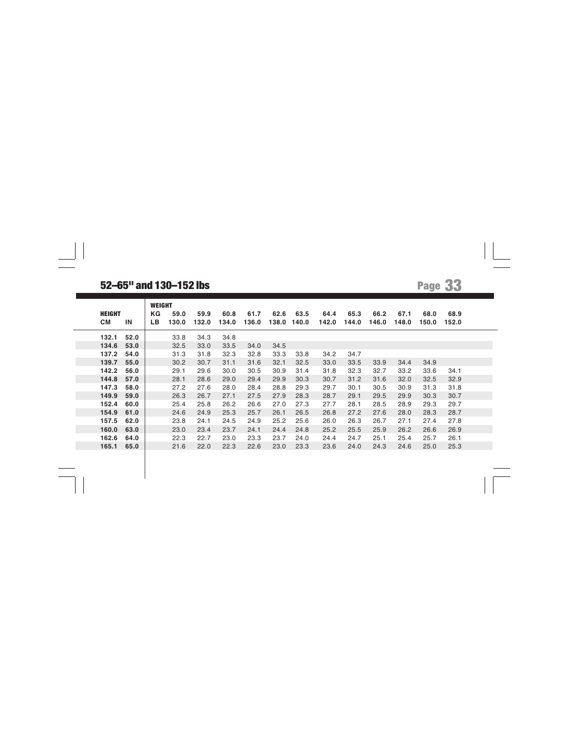## 52–65" and 130–152 lbs

| HEIGHT | | WEIGHT | | | | | | | | | | | | |
|---|---|---|---|---|---|---|---|---|---|---|---|---|---|---|
| | | KG | 59.0 | 59.9 | 60.8 | 61.7 | 62.6 | 63.5 | 64.4 | 65.3 | 66.2 | 67.1 | 68.0 | 68.9 |
| CM | IN | LB | 130.0 | 132.0 | 134.0 | 136.0 | 138.0 | 140.0 | 142.0 | 144.0 | 146.0 | 148.0 | 150.0 | 152.0 |
| 132.1 | 52.0 | | 33.8 | 34.3 | 34.8 | | | | | | | | | |
| 134.6 | 53.0 | | 32.5 | 33.0 | 33.5 | 34.0 | 34.5 | | | | | | | |
| 137.2 | 54.0 | | 31.3 | 31.8 | 32.3 | 32.8 | 33.3 | 33.8 | 34.2 | 34.7 | | | | |
| 139.7 | 55.0 | | 30.2 | 30.7 | 31.1 | 31.6 | 32.1 | 32.5 | 33.0 | 33.5 | 33.9 | 34.4 | 34.9 | |
| 142.2 | 56.0 | | 29.1 | 29.6 | 30.0 | 30.5 | 30.9 | 31.4 | 31.8 | 32.3 | 32.7 | 33.2 | 33.6 | 34.1 |
| 144.8 | 57.0 | | 28.1 | 28.6 | 29.0 | 29.4 | 29.9 | 30.3 | 30.7 | 31.2 | 31.6 | 32.0 | 32.5 | 32.9 |
| 147.3 | 58.0 | | 27.2 | 27.6 | 28.0 | 28.4 | 28.8 | 29.3 | 29.7 | 30.1 | 30.5 | 30.9 | 31.3 | 31.8 |
| 149.9 | 59.0 | | 26.3 | 26.7 | 27.1 | 27.5 | 27.9 | 28.3 | 28.7 | 29.1 | 29.5 | 29.9 | 30.3 | 30.7 |
| 152.4 | 60.0 | | 25.4 | 25.8 | 26.2 | 26.6 | 27.0 | 27.3 | 27.7 | 28.1 | 28.5 | 28.9 | 29.3 | 29.7 |
| 154.9 | 61.0 | | 24.6 | 24.9 | 25.3 | 25.7 | 26.1 | 26.5 | 26.8 | 27.2 | 27.6 | 28.0 | 28.3 | 28.7 |
| 157.5 | 62.0 | | 23.8 | 24.1 | 24.5 | 24.9 | 25.2 | 25.6 | 26.0 | 26.3 | 26.7 | 27.1 | 27.4 | 27.8 |
| 160.0 | 63.0 | | 23.0 | 23.4 | 23.7 | 24.1 | 24.4 | 24.8 | 25.2 | 25.5 | 25.9 | 26.2 | 26.6 | 26.9 |
| 162.6 | 64.0 | | 22.3 | 22.7 | 23.0 | 23.3 | 23.7 | 24.0 | 24.4 | 24.7 | 25.1 | 25.4 | 25.7 | 26.1 |
| 165.1 | 65.0 | | 21.6 | 22.0 | 22.3 | 22.6 | 23.0 | 23.3 | 23.6 | 24.0 | 24.3 | 24.6 | 25.0 | 25.3 |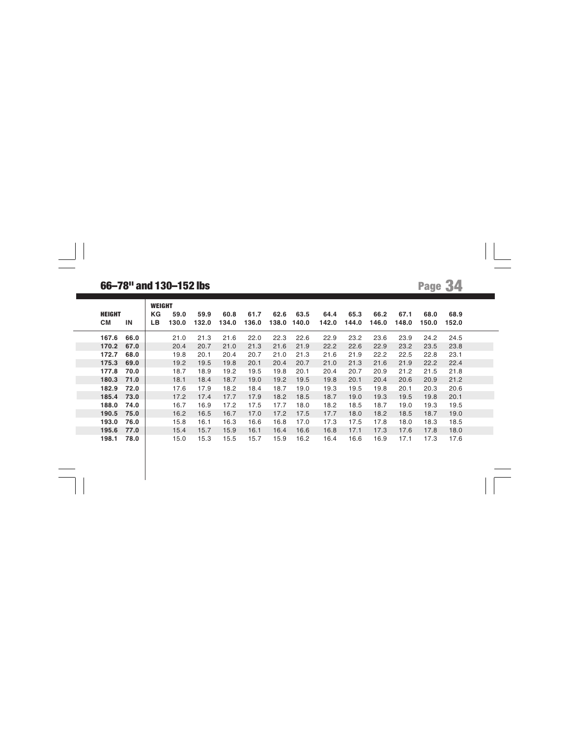## 66–78" and 130–152 lbs

| HEIGHT | | WEIGHT | | | | | | | | | | | | |
|---|---|---|---|---|---|---|---|---|---|---|---|---|---|---|
| | | KG | 59.0 | 59.9 | 60.8 | 61.7 | 62.6 | 63.5 | 64.4 | 65.3 | 66.2 | 67.1 | 68.0 | 68.9 |
| CM | IN | LB | 130.0 | 132.0 | 134.0 | 136.0 | 138.0 | 140.0 | 142.0 | 144.0 | 146.0 | 148.0 | 150.0 | 152.0 |
| **167.6** | **66.0** | | 21.0 | 21.3 | 21.6 | 22.0 | 22.3 | 22.6 | 22.9 | 23.2 | 23.6 | 23.9 | 24.2 | 24.5 |
| **170.2** | **67.0** | | 20.4 | 20.7 | 21.0 | 21.3 | 21.6 | 21.9 | 22.2 | 22.6 | 22.9 | 23.2 | 23.5 | 23.8 |
| **172.7** | **68.0** | | 19.8 | 20.1 | 20.4 | 20.7 | 21.0 | 21.3 | 21.6 | 21.9 | 22.2 | 22.5 | 22.8 | 23.1 |
| **175.3** | **69.0** | | 19.2 | 19.5 | 19.8 | 20.1 | 20.4 | 20.7 | 21.0 | 21.3 | 21.6 | 21.9 | 22.2 | 22.4 |
| **177.8** | **70.0** | | 18.7 | 18.9 | 19.2 | 19.5 | 19.8 | 20.1 | 20.4 | 20.7 | 20.9 | 21.2 | 21.5 | 21.8 |
| **180.3** | **71.0** | | 18.1 | 18.4 | 18.7 | 19.0 | 19.2 | 19.5 | 19.8 | 20.1 | 20.4 | 20.6 | 20.9 | 21.2 |
| **182.9** | **72.0** | | 17.6 | 17.9 | 18.2 | 18.4 | 18.7 | 19.0 | 19.3 | 19.5 | 19.8 | 20.1 | 20.3 | 20.6 |
| **185.4** | **73.0** | | 17.2 | 17.4 | 17.7 | 17.9 | 18.2 | 18.5 | 18.7 | 19.0 | 19.3 | 19.5 | 19.8 | 20.1 |
| **188.0** | **74.0** | | 16.7 | 16.9 | 17.2 | 17.5 | 17.7 | 18.0 | 18.2 | 18.5 | 18.7 | 19.0 | 19.3 | 19.5 |
| **190.5** | **75.0** | | 16.2 | 16.5 | 16.7 | 17.0 | 17.2 | 17.5 | 17.7 | 18.0 | 18.2 | 18.5 | 18.7 | 19.0 |
| **193.0** | **76.0** | | 15.8 | 16.1 | 16.3 | 16.6 | 16.8 | 17.0 | 17.3 | 17.5 | 17.8 | 18.0 | 18.3 | 18.5 |
| **195.6** | **77.0** | | 15.4 | 15.7 | 15.9 | 16.1 | 16.4 | 16.6 | 16.8 | 17.1 | 17.3 | 17.6 | 17.8 | 18.0 |
| **198.1** | **78.0** | | 15.0 | 15.3 | 15.5 | 15.7 | 15.9 | 16.2 | 16.4 | 16.6 | 16.9 | 17.1 | 17.3 | 17.6 |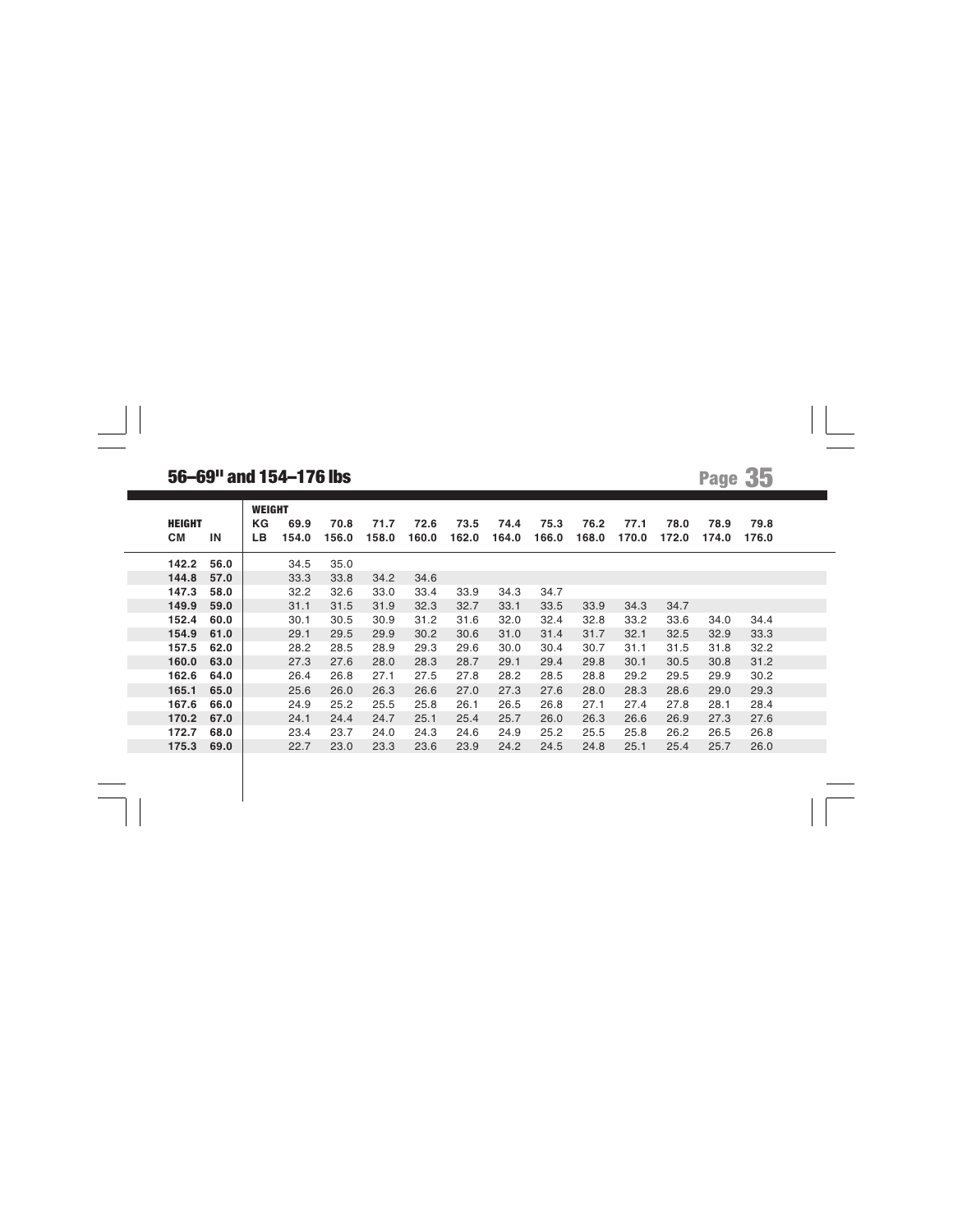## 56–69" and 154–176 lbs

| HEIGHT | | WEIGHT | | | | | | | | | | | | |
|---|---|---|---|---|---|---|---|---|---|---|---|---|---|---|
| | | KG | 69.9 | 70.8 | 71.7 | 72.6 | 73.5 | 74.4 | 75.3 | 76.2 | 77.1 | 78.0 | 78.9 | 79.8 |
| CM | IN | LB | 154.0 | 156.0 | 158.0 | 160.0 | 162.0 | 164.0 | 166.0 | 168.0 | 170.0 | 172.0 | 174.0 | 176.0 |
| 142.2 | 56.0 | | 34.5 | 35.0 | | | | | | | | | | |
| 144.8 | 57.0 | | 33.3 | 33.8 | 34.2 | 34.6 | | | | | | | | |
| 147.3 | 58.0 | | 32.2 | 32.6 | 33.0 | 33.4 | 33.9 | 34.3 | 34.7 | | | | | |
| 149.9 | 59.0 | | 31.1 | 31.5 | 31.9 | 32.3 | 32.7 | 33.1 | 33.5 | 33.9 | 34.3 | 34.7 | | |
| 152.4 | 60.0 | | 30.1 | 30.5 | 30.9 | 31.2 | 31.6 | 32.0 | 32.4 | 32.8 | 33.2 | 33.6 | 34.0 | 34.4 |
| 154.9 | 61.0 | | 29.1 | 29.5 | 29.9 | 30.2 | 30.6 | 31.0 | 31.4 | 31.7 | 32.1 | 32.5 | 32.9 | 33.3 |
| 157.5 | 62.0 | | 28.2 | 28.5 | 28.9 | 29.3 | 29.6 | 30.0 | 30.4 | 30.7 | 31.1 | 31.5 | 31.8 | 32.2 |
| 160.0 | 63.0 | | 27.3 | 27.6 | 28.0 | 28.3 | 28.7 | 29.1 | 29.4 | 29.8 | 30.1 | 30.5 | 30.8 | 31.2 |
| 162.6 | 64.0 | | 26.4 | 26.8 | 27.1 | 27.5 | 27.8 | 28.2 | 28.5 | 28.8 | 29.2 | 29.5 | 29.9 | 30.2 |
| 165.1 | 65.0 | | 25.6 | 26.0 | 26.3 | 26.6 | 27.0 | 27.3 | 27.6 | 28.0 | 28.3 | 28.6 | 29.0 | 29.3 |
| 167.6 | 66.0 | | 24.9 | 25.2 | 25.5 | 25.8 | 26.1 | 26.5 | 26.8 | 27.1 | 27.4 | 27.8 | 28.1 | 28.4 |
| 170.2 | 67.0 | | 24.1 | 24.4 | 24.7 | 25.1 | 25.4 | 25.7 | 26.0 | 26.3 | 26.6 | 26.9 | 27.3 | 27.6 |
| 172.7 | 68.0 | | 23.4 | 23.7 | 24.0 | 24.3 | 24.6 | 24.9 | 25.2 | 25.5 | 25.8 | 26.2 | 26.5 | 26.8 |
| 175.3 | 69.0 | | 22.7 | 23.0 | 23.3 | 23.6 | 23.9 | 24.2 | 24.5 | 24.8 | 25.1 | 25.4 | 25.7 | 26.0 |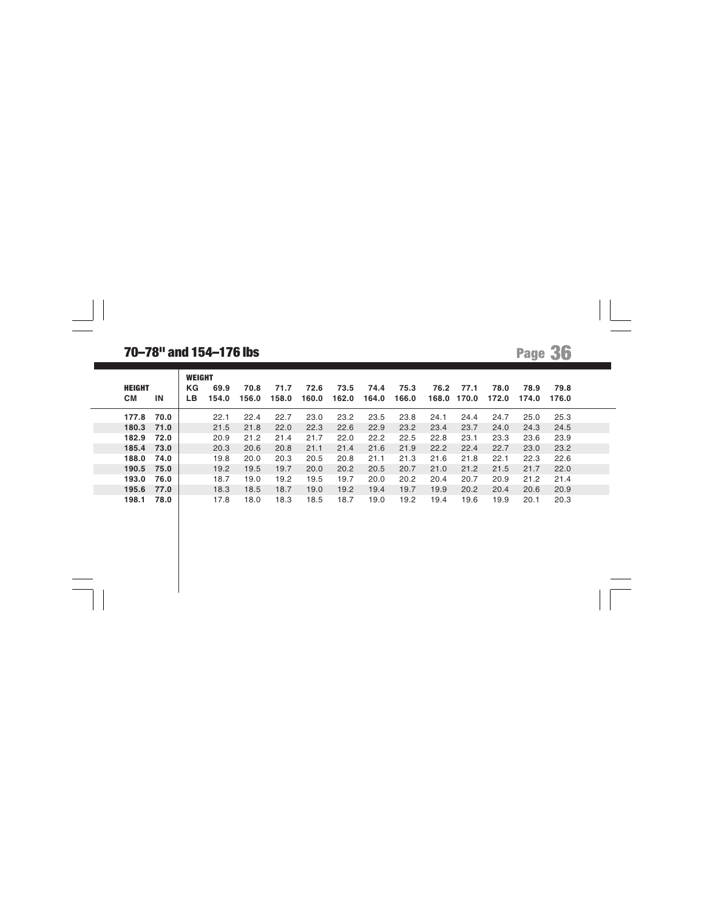## 70–78" and 154–176 lbs

| HEIGHT | | WEIGHT | | | | | | | | | | | | |
|---|---|---|---|---|---|---|---|---|---|---|---|---|---|---|
| | | KG | 69.9 | 70.8 | 71.7 | 72.6 | 73.5 | 74.4 | 75.3 | 76.2 | 77.1 | 78.0 | 78.9 | 79.8 |
| CM | IN | LB | 154.0 | 156.0 | 158.0 | 160.0 | 162.0 | 164.0 | 166.0 | 168.0 | 170.0 | 172.0 | 174.0 | 176.0 |
| 177.8 | 70.0 | | 22.1 | 22.4 | 22.7 | 23.0 | 23.2 | 23.5 | 23.8 | 24.1 | 24.4 | 24.7 | 25.0 | 25.3 |
| 180.3 | 71.0 | | 21.5 | 21.8 | 22.0 | 22.3 | 22.6 | 22.9 | 23.2 | 23.4 | 23.7 | 24.0 | 24.3 | 24.5 |
| 182.9 | 72.0 | | 20.9 | 21.2 | 21.4 | 21.7 | 22.0 | 22.2 | 22.5 | 22.8 | 23.1 | 23.3 | 23.6 | 23.9 |
| 185.4 | 73.0 | | 20.3 | 20.6 | 20.8 | 21.1 | 21.4 | 21.6 | 21.9 | 22.2 | 22.4 | 22.7 | 23.0 | 23.2 |
| 188.0 | 74.0 | | 19.8 | 20.0 | 20.3 | 20.5 | 20.8 | 21.1 | 21.3 | 21.6 | 21.8 | 22.1 | 22.3 | 22.6 |
| 190.5 | 75.0 | | 19.2 | 19.5 | 19.7 | 20.0 | 20.2 | 20.5 | 20.7 | 21.0 | 21.2 | 21.5 | 21.7 | 22.0 |
| 193.0 | 76.0 | | 18.7 | 19.0 | 19.2 | 19.5 | 19.7 | 20.0 | 20.2 | 20.4 | 20.7 | 20.9 | 21.2 | 21.4 |
| 195.6 | 77.0 | | 18.3 | 18.5 | 18.7 | 19.0 | 19.2 | 19.4 | 19.7 | 19.9 | 20.2 | 20.4 | 20.6 | 20.9 |
| 198.1 | 78.0 | | 17.8 | 18.0 | 18.3 | 18.5 | 18.7 | 19.0 | 19.2 | 19.4 | 19.6 | 19.9 | 20.1 | 20.3 |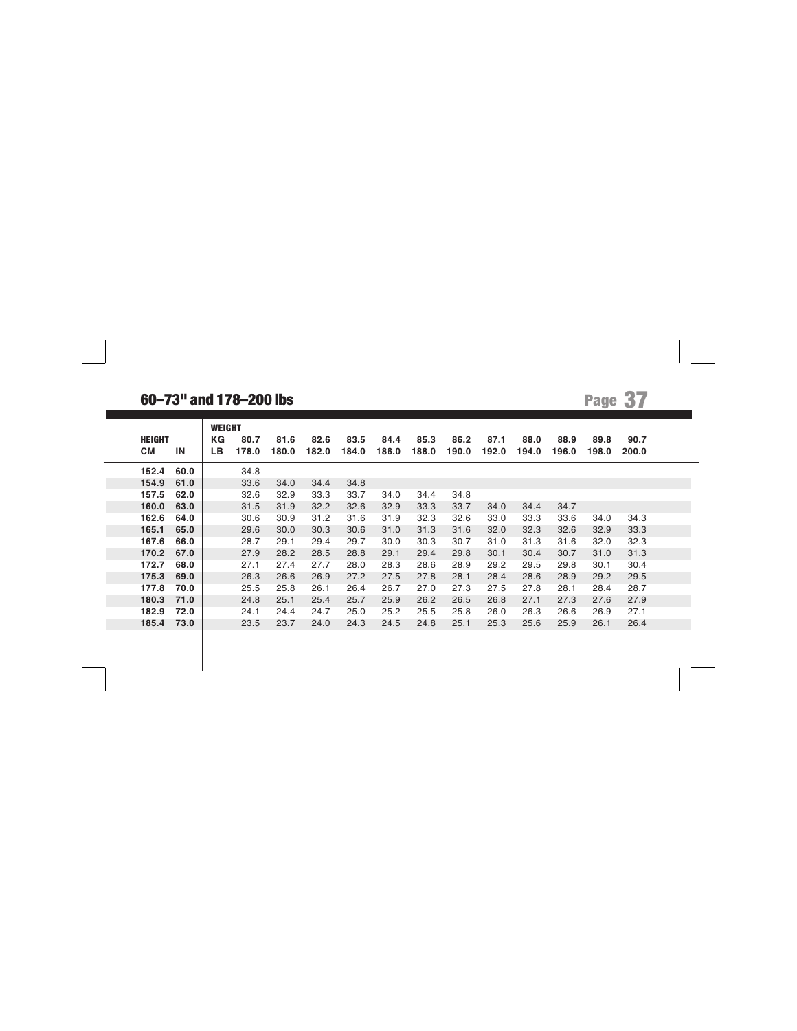## 60–73" and 178–200 lbs

| HEIGHT | | WEIGHT | | | | | | | | | | | | |
|---|---|---|---|---|---|---|---|---|---|---|---|---|---|---|
| | | KG | 80.7 | 81.6 | 82.6 | 83.5 | 84.4 | 85.3 | 86.2 | 87.1 | 88.0 | 88.9 | 89.8 | 90.7 |
| CM | IN | LB | 178.0 | 180.0 | 182.0 | 184.0 | 186.0 | 188.0 | 190.0 | 192.0 | 194.0 | 196.0 | 198.0 | 200.0 |
| **152.4** | **60.0** | | 34.8 | | | | | | | | | | | |
| **154.9** | **61.0** | | 33.6 | 34.0 | 34.4 | 34.8 | | | | | | | | |
| **157.5** | **62.0** | | 32.6 | 32.9 | 33.3 | 33.7 | 34.0 | 34.4 | 34.8 | | | | | |
| **160.0** | **63.0** | | 31.5 | 31.9 | 32.2 | 32.6 | 32.9 | 33.3 | 33.7 | 34.0 | 34.4 | 34.7 | | |
| **162.6** | **64.0** | | 30.6 | 30.9 | 31.2 | 31.6 | 31.9 | 32.3 | 32.6 | 33.0 | 33.3 | 33.6 | 34.0 | 34.3 |
| **165.1** | **65.0** | | 29.6 | 30.0 | 30.3 | 30.6 | 31.0 | 31.3 | 31.6 | 32.0 | 32.3 | 32.6 | 32.9 | 33.3 |
| **167.6** | **66.0** | | 28.7 | 29.1 | 29.4 | 29.7 | 30.0 | 30.3 | 30.7 | 31.0 | 31.3 | 31.6 | 32.0 | 32.3 |
| **170.2** | **67.0** | | 27.9 | 28.2 | 28.5 | 28.8 | 29.1 | 29.4 | 29.8 | 30.1 | 30.4 | 30.7 | 31.0 | 31.3 |
| **172.7** | **68.0** | | 27.1 | 27.4 | 27.7 | 28.0 | 28.3 | 28.6 | 28.9 | 29.2 | 29.5 | 29.8 | 30.1 | 30.4 |
| **175.3** | **69.0** | | 26.3 | 26.6 | 26.9 | 27.2 | 27.5 | 27.8 | 28.1 | 28.4 | 28.6 | 28.9 | 29.2 | 29.5 |
| **177.8** | **70.0** | | 25.5 | 25.8 | 26.1 | 26.4 | 26.7 | 27.0 | 27.3 | 27.5 | 27.8 | 28.1 | 28.4 | 28.7 |
| **180.3** | **71.0** | | 24.8 | 25.1 | 25.4 | 25.7 | 25.9 | 26.2 | 26.5 | 26.8 | 27.1 | 27.3 | 27.6 | 27.9 |
| **182.9** | **72.0** | | 24.1 | 24.4 | 24.7 | 25.0 | 25.2 | 25.5 | 25.8 | 26.0 | 26.3 | 26.6 | 26.9 | 27.1 |
| **185.4** | **73.0** | | 23.5 | 23.7 | 24.0 | 24.3 | 24.5 | 24.8 | 25.1 | 25.3 | 25.6 | 25.9 | 26.1 | 26.4 |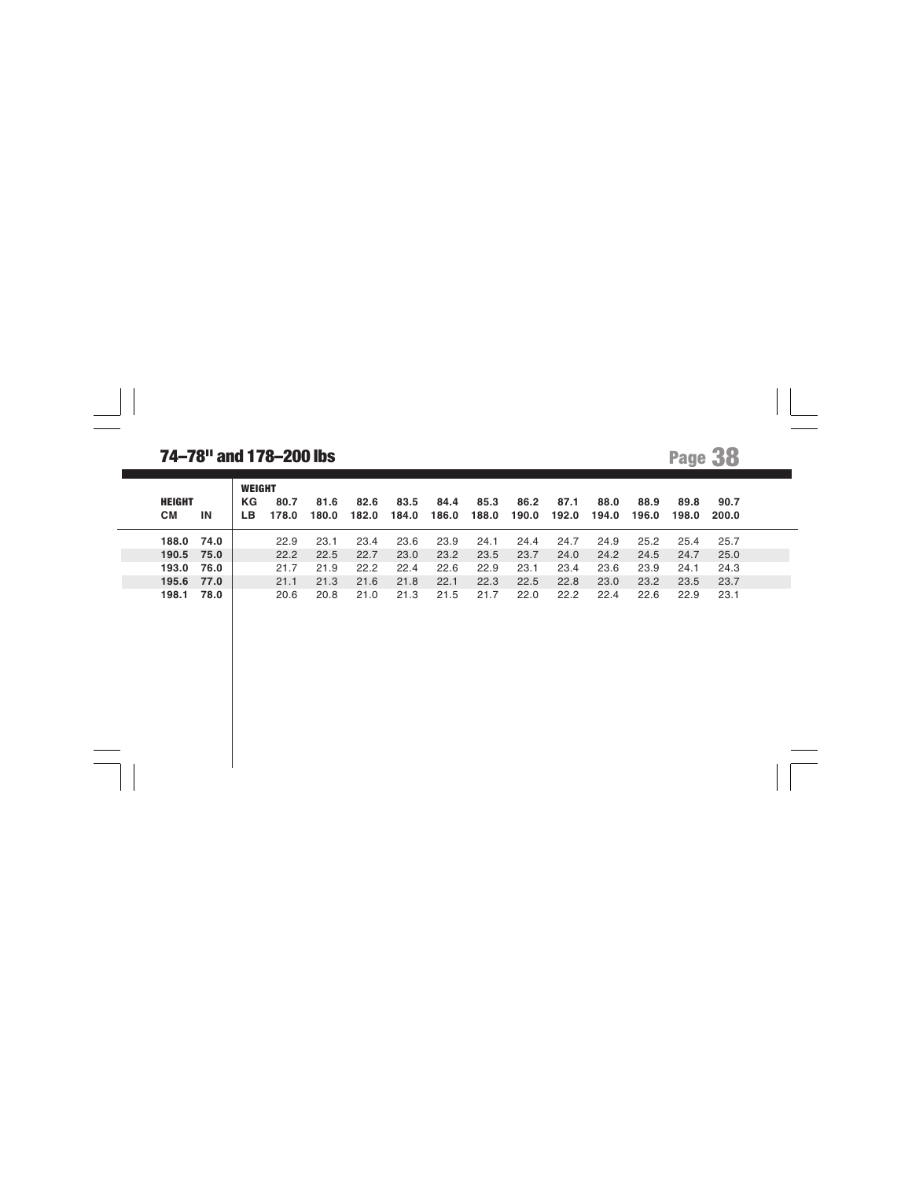## 74–78" and 178–200 lbs

| HEIGHT | | WEIGHT | | | | | | | | | | | |
|---|---|---|---|---|---|---|---|---|---|---|---|---|---|
| | | KG | 80.7 | 81.6 | 82.6 | 83.5 | 84.4 | 85.3 | 86.2 | 87.1 | 88.0 | 88.9 | 89.8 | 90.7 |
| CM | IN | LB | 178.0 | 180.0 | 182.0 | 184.0 | 186.0 | 188.0 | 190.0 | 192.0 | 194.0 | 196.0 | 198.0 | 200.0 |
| **188.0** | **74.0** | | 22.9 | 23.1 | 23.4 | 23.6 | 23.9 | 24.1 | 24.4 | 24.7 | 24.9 | 25.2 | 25.4 | 25.7 |
| **190.5** | **75.0** | | 22.2 | 22.5 | 22.7 | 23.0 | 23.2 | 23.5 | 23.7 | 24.0 | 24.2 | 24.5 | 24.7 | 25.0 |
| **193.0** | **76.0** | | 21.7 | 21.9 | 22.2 | 22.4 | 22.6 | 22.9 | 23.1 | 23.4 | 23.6 | 23.9 | 24.1 | 24.3 |
| **195.6** | **77.0** | | 21.1 | 21.3 | 21.6 | 21.8 | 22.1 | 22.3 | 22.5 | 22.8 | 23.0 | 23.2 | 23.5 | 23.7 |
| **198.1** | **78.0** | | 20.6 | 20.8 | 21.0 | 21.3 | 21.5 | 21.7 | 22.0 | 22.2 | 22.4 | 22.6 | 22.9 | 23.1 |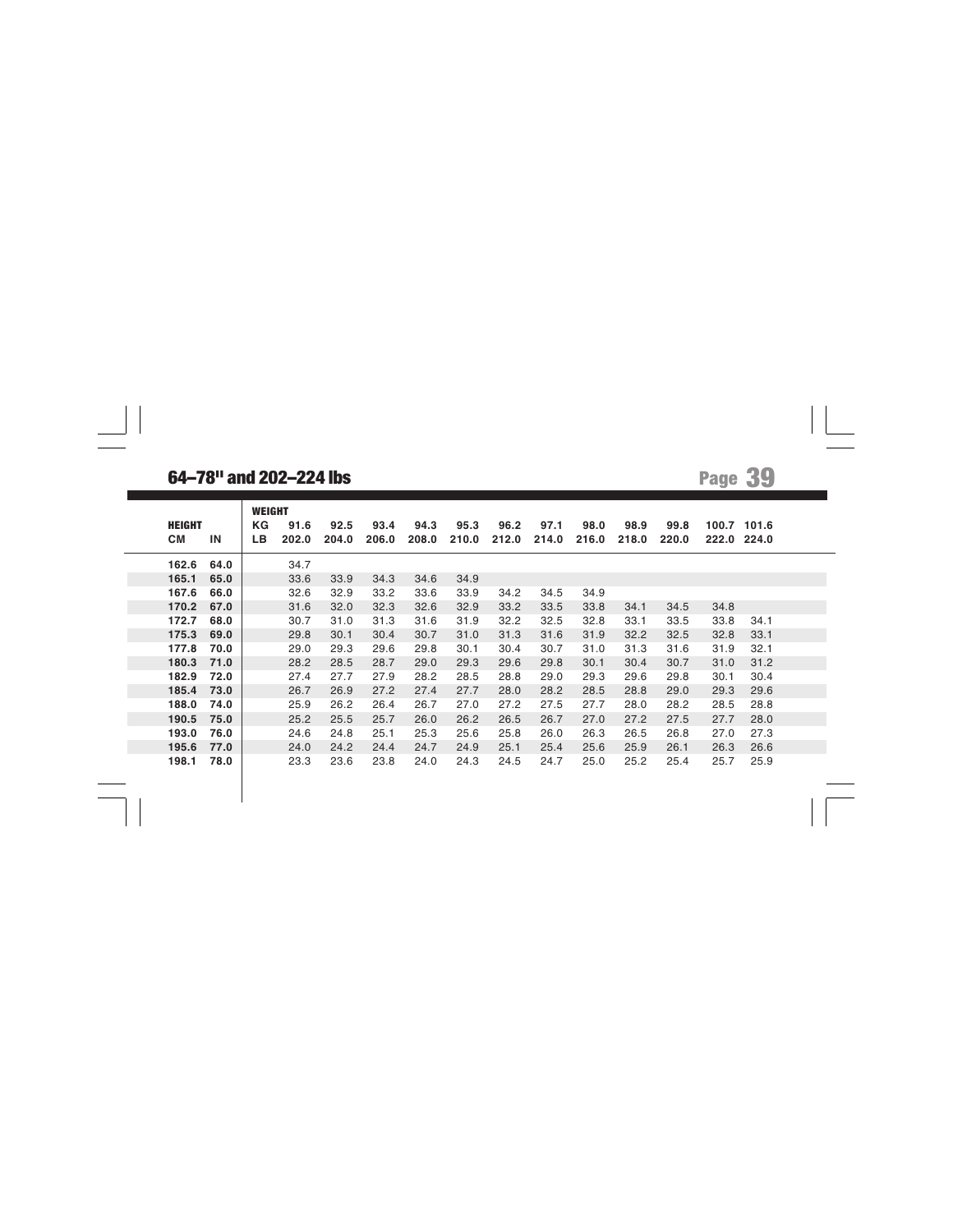## 64–78" and 202–224 lbs

| HEIGHT | | WEIGHT | | | | | | | | | | | | |
|---|---|---|---|---|---|---|---|---|---|---|---|---|---|---|
| | | KG | 91.6 | 92.5 | 93.4 | 94.3 | 95.3 | 96.2 | 97.1 | 98.0 | 98.9 | 99.8 | 100.7 | 101.6 |
| CM | IN | LB | 202.0 | 204.0 | 206.0 | 208.0 | 210.0 | 212.0 | 214.0 | 216.0 | 218.0 | 220.0 | 222.0 | 224.0 |
| **162.6** | **64.0** | | 34.7 | | | | | | | | | | | |
| **165.1** | **65.0** | | 33.6 | 33.9 | 34.3 | 34.6 | 34.9 | | | | | | | |
| **167.6** | **66.0** | | 32.6 | 32.9 | 33.2 | 33.6 | 33.9 | 34.2 | 34.5 | 34.9 | | | | |
| **170.2** | **67.0** | | 31.6 | 32.0 | 32.3 | 32.6 | 32.9 | 33.2 | 33.5 | 33.8 | 34.1 | 34.5 | 34.8 | |
| **172.7** | **68.0** | | 30.7 | 31.0 | 31.3 | 31.6 | 31.9 | 32.2 | 32.5 | 32.8 | 33.1 | 33.5 | 33.8 | 34.1 |
| **175.3** | **69.0** | | 29.8 | 30.1 | 30.4 | 30.7 | 31.0 | 31.3 | 31.6 | 31.9 | 32.2 | 32.5 | 32.8 | 33.1 |
| **177.8** | **70.0** | | 29.0 | 29.3 | 29.6 | 29.8 | 30.1 | 30.4 | 30.7 | 31.0 | 31.3 | 31.6 | 31.9 | 32.1 |
| **180.3** | **71.0** | | 28.2 | 28.5 | 28.7 | 29.0 | 29.3 | 29.6 | 29.8 | 30.1 | 30.4 | 30.7 | 31.0 | 31.2 |
| **182.9** | **72.0** | | 27.4 | 27.7 | 27.9 | 28.2 | 28.5 | 28.8 | 29.0 | 29.3 | 29.6 | 29.8 | 30.1 | 30.4 |
| **185.4** | **73.0** | | 26.7 | 26.9 | 27.2 | 27.4 | 27.7 | 28.0 | 28.2 | 28.5 | 28.8 | 29.0 | 29.3 | 29.6 |
| **188.0** | **74.0** | | 25.9 | 26.2 | 26.4 | 26.7 | 27.0 | 27.2 | 27.5 | 27.7 | 28.0 | 28.2 | 28.5 | 28.8 |
| **190.5** | **75.0** | | 25.2 | 25.5 | 25.7 | 26.0 | 26.2 | 26.5 | 26.7 | 27.0 | 27.2 | 27.5 | 27.7 | 28.0 |
| **193.0** | **76.0** | | 24.6 | 24.8 | 25.1 | 25.3 | 25.6 | 25.8 | 26.0 | 26.3 | 26.5 | 26.8 | 27.0 | 27.3 |
| **195.6** | **77.0** | | 24.0 | 24.2 | 24.4 | 24.7 | 24.9 | 25.1 | 25.4 | 25.6 | 25.9 | 26.1 | 26.3 | 26.6 |
| **198.1** | **78.0** | | 23.3 | 23.6 | 23.8 | 24.0 | 24.3 | 24.5 | 24.7 | 25.0 | 25.2 | 25.4 | 25.7 | 25.9 |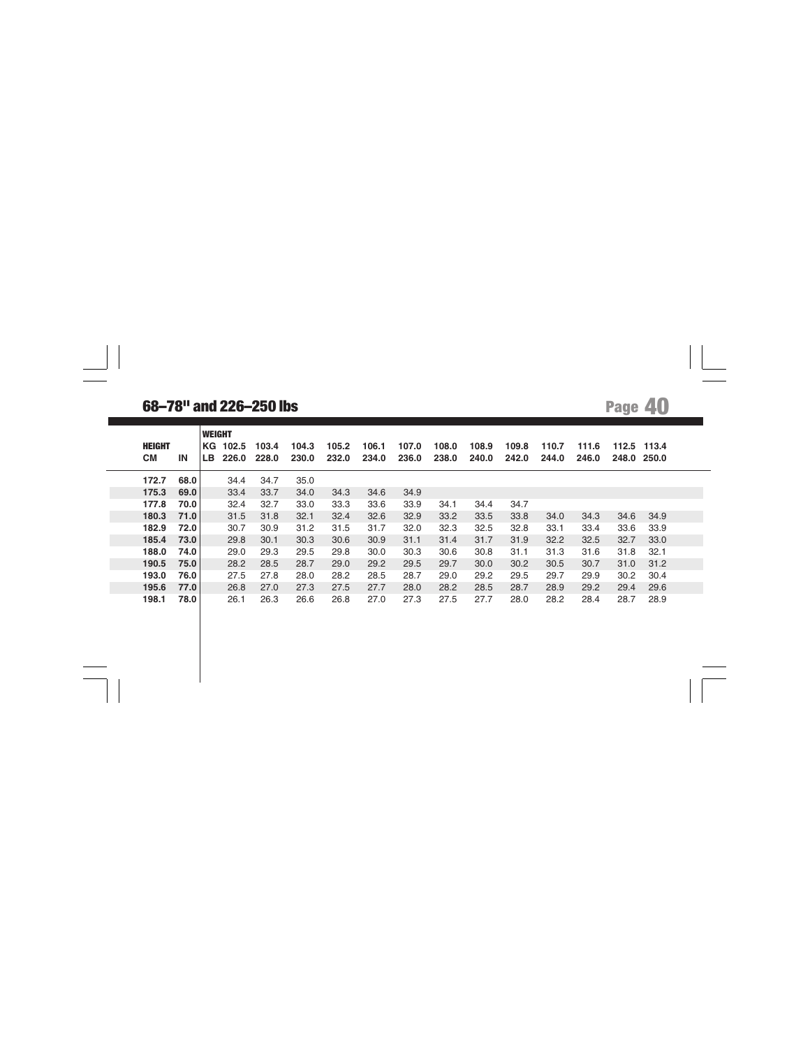## 68–78" and 226–250 lbs

| HEIGHT | | WEIGHT | | | | | | | | | | | | |
|---|---|---|---|---|---|---|---|---|---|---|---|---|---|---|
| | | KG 102.5 | 103.4 | 104.3 | 105.2 | 106.1 | 107.0 | 108.0 | 108.9 | 109.8 | 110.7 | 111.6 | 112.5 | 113.4 |
| CM | IN | LB 226.0 | 228.0 | 230.0 | 232.0 | 234.0 | 236.0 | 238.0 | 240.0 | 242.0 | 244.0 | 246.0 | 248.0 | 250.0 |
| **172.7** | **68.0** | 34.4 | 34.7 | 35.0 | | | | | | | | | | |
| **175.3** | **69.0** | 33.4 | 33.7 | 34.0 | 34.3 | 34.6 | 34.9 | | | | | | | |
| **177.8** | **70.0** | 32.4 | 32.7 | 33.0 | 33.3 | 33.6 | 33.9 | 34.1 | 34.4 | 34.7 | | | | |
| **180.3** | **71.0** | 31.5 | 31.8 | 32.1 | 32.4 | 32.6 | 32.9 | 33.2 | 33.5 | 33.8 | 34.0 | 34.3 | 34.6 | 34.9 |
| **182.9** | **72.0** | 30.7 | 30.9 | 31.2 | 31.5 | 31.7 | 32.0 | 32.3 | 32.5 | 32.8 | 33.1 | 33.4 | 33.6 | 33.9 |
| **185.4** | **73.0** | 29.8 | 30.1 | 30.3 | 30.6 | 30.9 | 31.1 | 31.4 | 31.7 | 31.9 | 32.2 | 32.5 | 32.7 | 33.0 |
| **188.0** | **74.0** | 29.0 | 29.3 | 29.5 | 29.8 | 30.0 | 30.3 | 30.6 | 30.8 | 31.1 | 31.3 | 31.6 | 31.8 | 32.1 |
| **190.5** | **75.0** | 28.2 | 28.5 | 28.7 | 29.0 | 29.2 | 29.5 | 29.7 | 30.0 | 30.2 | 30.5 | 30.7 | 31.0 | 31.2 |
| **193.0** | **76.0** | 27.5 | 27.8 | 28.0 | 28.2 | 28.5 | 28.7 | 29.0 | 29.2 | 29.5 | 29.7 | 29.9 | 30.2 | 30.4 |
| **195.6** | **77.0** | 26.8 | 27.0 | 27.3 | 27.5 | 27.7 | 28.0 | 28.2 | 28.5 | 28.7 | 28.9 | 29.2 | 29.4 | 29.6 |
| **198.1** | **78.0** | 26.1 | 26.3 | 26.6 | 26.8 | 27.0 | 27.3 | 27.5 | 27.7 | 28.0 | 28.2 | 28.4 | 28.7 | 28.9 |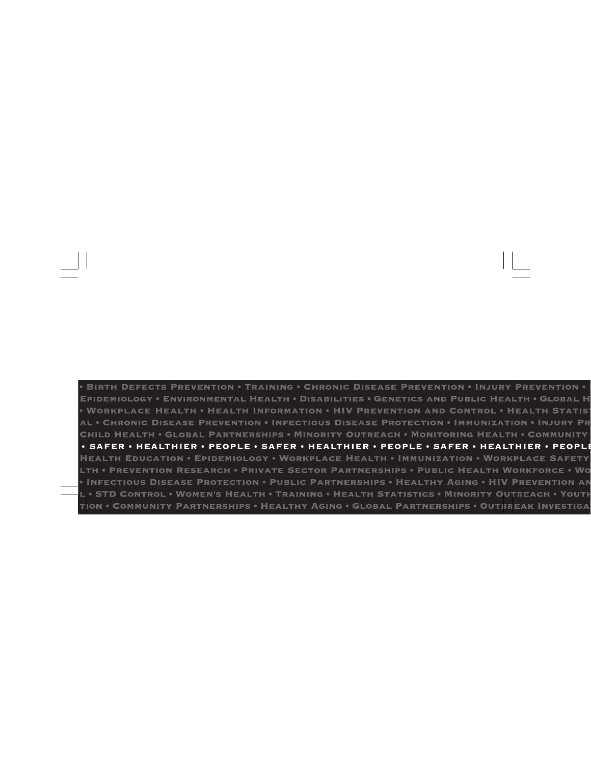• Birth Defects Prevention • Training • Chronic Disease Prevention • Injury Prevention •
Epidemiology • Environmental Health • Disabilities • Genetics and Public Health • Global H
• Workplace Health • Health Information • HIV Prevention and Control • Health Statist
al • Chronic Disease Prevention • Infectious Disease Protection • Immunization • Injury Pr
Child Health • Global Partnerships • Minority Outreach • Monitoring Health • Community
• SAFER • HEALTHIER • PEOPLE • SAFER • HEALTHIER • PEOPLE • SAFER • HEALTHIER • PEOPLE
Health Education • Epidemiology • Workplace Health • Immunization • Workplace Safety
lth • Prevention Research • Private Sector Partnerships • Public Health Workforce • Wo
• Infectious Disease Protection • Public Partnerships • Healthy Aging • HIV Prevention an
l • STD Control • Women's Health • Training • Health Statistics • Minority Outreach • Youth
tion • Community Partnerships • Healthy Aging • Global Partnerships • Outbreak Investiga